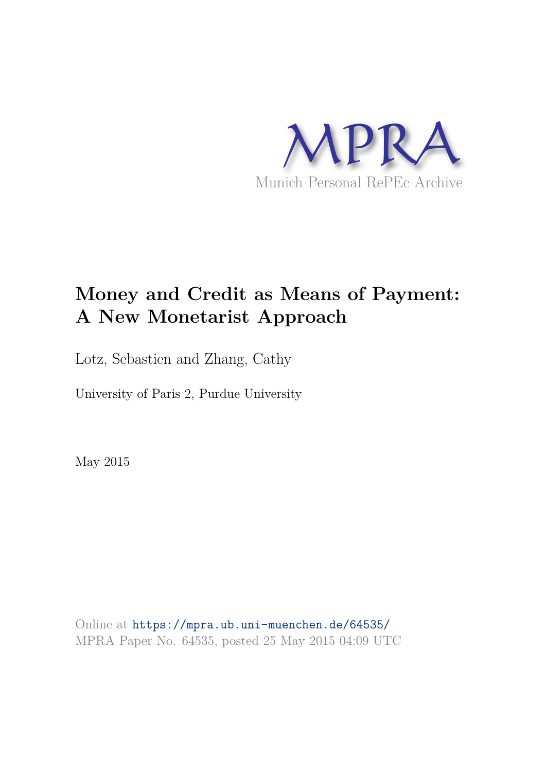MPRA

Munich Personal RePEc Archive

# Money and Credit as Means of Payment: A New Monetarist Approach

Lotz, Sebastien and Zhang, Cathy

University of Paris 2, Purdue University

May 2015

Online at https://mpra.ub.uni-muenchen.de/64535/
MPRA Paper No. 64535, posted 25 May 2015 04:09 UTC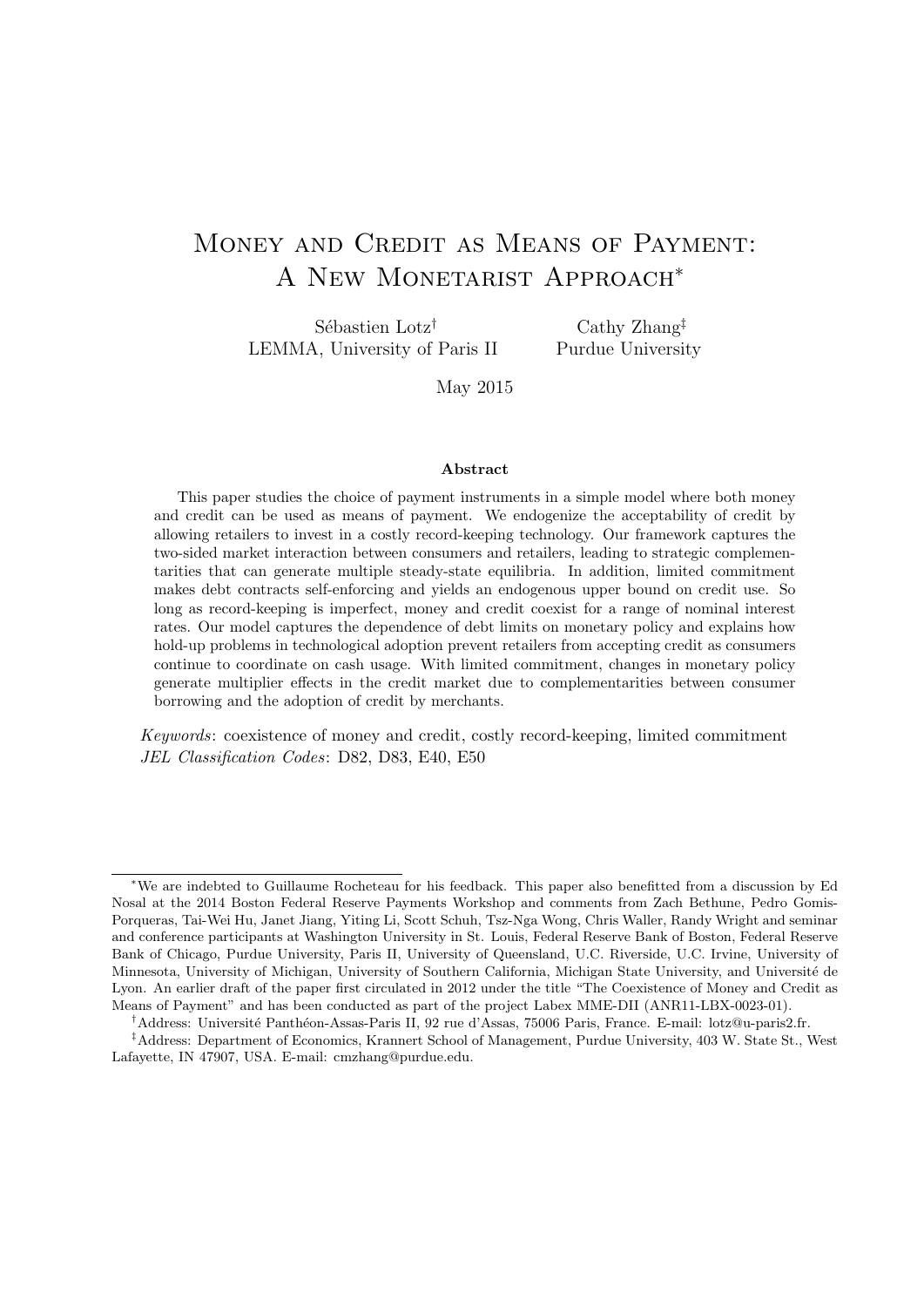# Money and Credit as Means of Payment: A New Monetarist Approach*

Sébastien Lotz[†]
LEMMA, University of Paris II

Cathy Zhang[‡]
Purdue University

May 2015

### Abstract

This paper studies the choice of payment instruments in a simple model where both money and credit can be used as means of payment. We endogenize the acceptability of credit by allowing retailers to invest in a costly record-keeping technology. Our framework captures the two-sided market interaction between consumers and retailers, leading to strategic complementarities that can generate multiple steady-state equilibria. In addition, limited commitment makes debt contracts self-enforcing and yields an endogenous upper bound on credit use. So long as record-keeping is imperfect, money and credit coexist for a range of nominal interest rates. Our model captures the dependence of debt limits on monetary policy and explains how hold-up problems in technological adoption prevent retailers from accepting credit as consumers continue to coordinate on cash usage. With limited commitment, changes in monetary policy generate multiplier effects in the credit market due to complementarities between consumer borrowing and the adoption of credit by merchants.

*Keywords*: coexistence of money and credit, costly record-keeping, limited commitment
*JEL Classification Codes*: D82, D83, E40, E50

---

*We are indebted to Guillaume Rocheteau for his feedback. This paper also benefitted from a discussion by Ed Nosal at the 2014 Boston Federal Reserve Payments Workshop and comments from Zach Bethune, Pedro Gomis-Porqueras, Tai-Wei Hu, Janet Jiang, Yiting Li, Scott Schuh, Tsz-Nga Wong, Chris Waller, Randy Wright and seminar and conference participants at Washington University in St. Louis, Federal Reserve Bank of Boston, Federal Reserve Bank of Chicago, Purdue University, Paris II, University of Queensland, U.C. Riverside, U.C. Irvine, University of Minnesota, University of Michigan, University of Southern California, Michigan State University, and Université de Lyon. An earlier draft of the paper first circulated in 2012 under the title "The Coexistence of Money and Credit as Means of Payment" and has been conducted as part of the project Labex MME-DII (ANR11-LBX-0023-01).

[†]Address: Université Panthéon-Assas-Paris II, 92 rue d'Assas, 75006 Paris, France. E-mail: lotz@u-paris2.fr.

[‡]Address: Department of Economics, Krannert School of Management, Purdue University, 403 W. State St., West Lafayette, IN 47907, USA. E-mail: cmzhang@purdue.edu.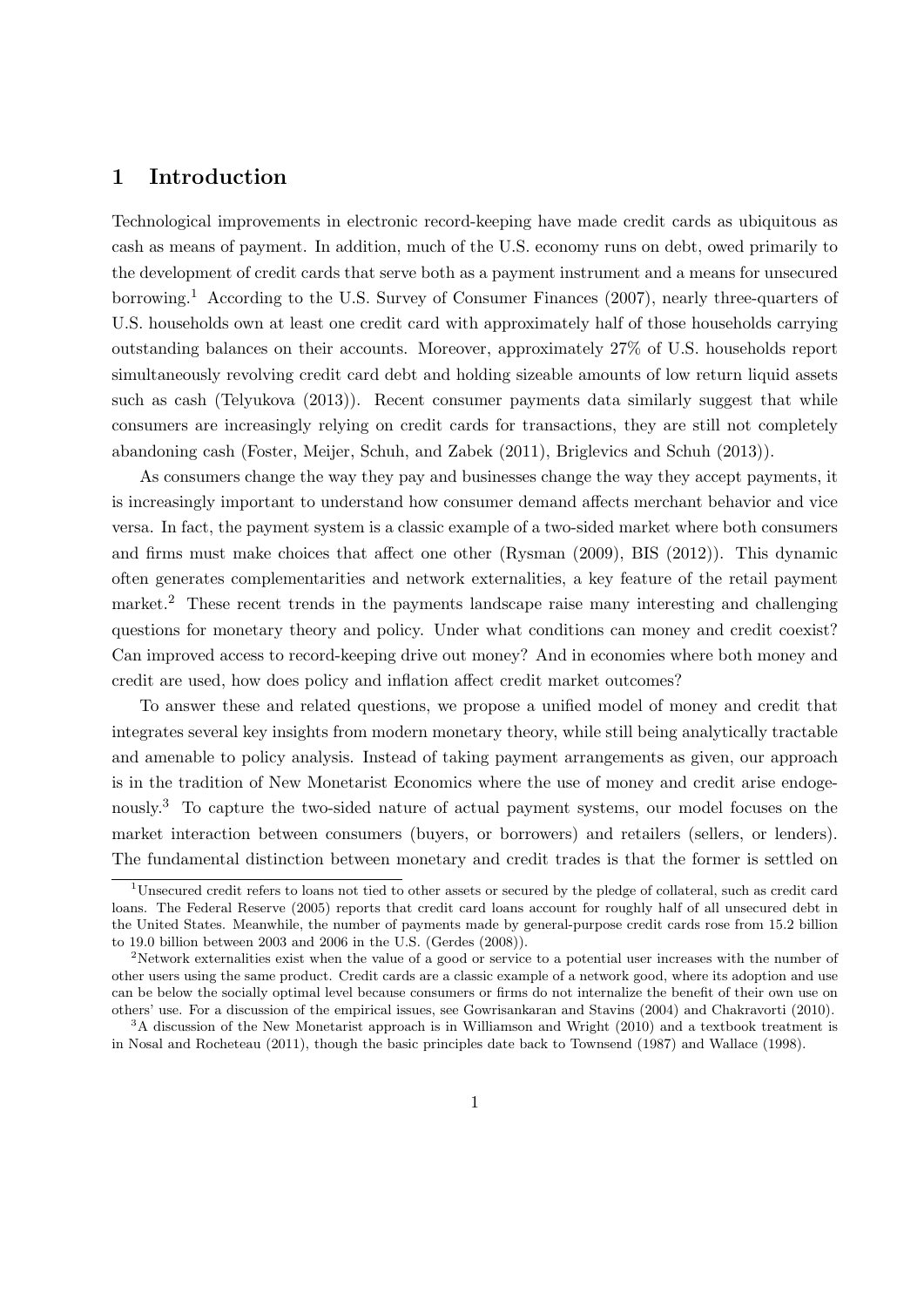# 1 Introduction

Technological improvements in electronic record-keeping have made credit cards as ubiquitous as cash as means of payment. In addition, much of the U.S. economy runs on debt, owed primarily to the development of credit cards that serve both as a payment instrument and a means for unsecured borrowing.[1] According to the U.S. Survey of Consumer Finances (2007), nearly three-quarters of U.S. households own at least one credit card with approximately half of those households carrying outstanding balances on their accounts. Moreover, approximately 27% of U.S. households report simultaneously revolving credit card debt and holding sizeable amounts of low return liquid assets such as cash (Telyukova (2013)). Recent consumer payments data similarly suggest that while consumers are increasingly relying on credit cards for transactions, they are still not completely abandoning cash (Foster, Meijer, Schuh, and Zabek (2011), Briglevics and Schuh (2013)).

As consumers change the way they pay and businesses change the way they accept payments, it is increasingly important to understand how consumer demand affects merchant behavior and vice versa. In fact, the payment system is a classic example of a two-sided market where both consumers and firms must make choices that affect one other (Rysman (2009), BIS (2012)). This dynamic often generates complementarities and network externalities, a key feature of the retail payment market.[2] These recent trends in the payments landscape raise many interesting and challenging questions for monetary theory and policy. Under what conditions can money and credit coexist? Can improved access to record-keeping drive out money? And in economies where both money and credit are used, how does policy and inflation affect credit market outcomes?

To answer these and related questions, we propose a unified model of money and credit that integrates several key insights from modern monetary theory, while still being analytically tractable and amenable to policy analysis. Instead of taking payment arrangements as given, our approach is in the tradition of New Monetarist Economics where the use of money and credit arise endogenously.[3] To capture the two-sided nature of actual payment systems, our model focuses on the market interaction between consumers (buyers, or borrowers) and retailers (sellers, or lenders). The fundamental distinction between monetary and credit trades is that the former is settled on

[1] Unsecured credit refers to loans not tied to other assets or secured by the pledge of collateral, such as credit card loans. The Federal Reserve (2005) reports that credit card loans account for roughly half of all unsecured debt in the United States. Meanwhile, the number of payments made by general-purpose credit cards rose from 15.2 billion to 19.0 billion between 2003 and 2006 in the U.S. (Gerdes (2008)).

[2] Network externalities exist when the value of a good or service to a potential user increases with the number of other users using the same product. Credit cards are a classic example of a network good, where its adoption and use can be below the socially optimal level because consumers or firms do not internalize the benefit of their own use on others' use. For a discussion of the empirical issues, see Gowrisankaran and Stavins (2004) and Chakravorti (2010).

[3] A discussion of the New Monetarist approach is in Williamson and Wright (2010) and a textbook treatment is in Nosal and Rocheteau (2011), though the basic principles date back to Townsend (1987) and Wallace (1998).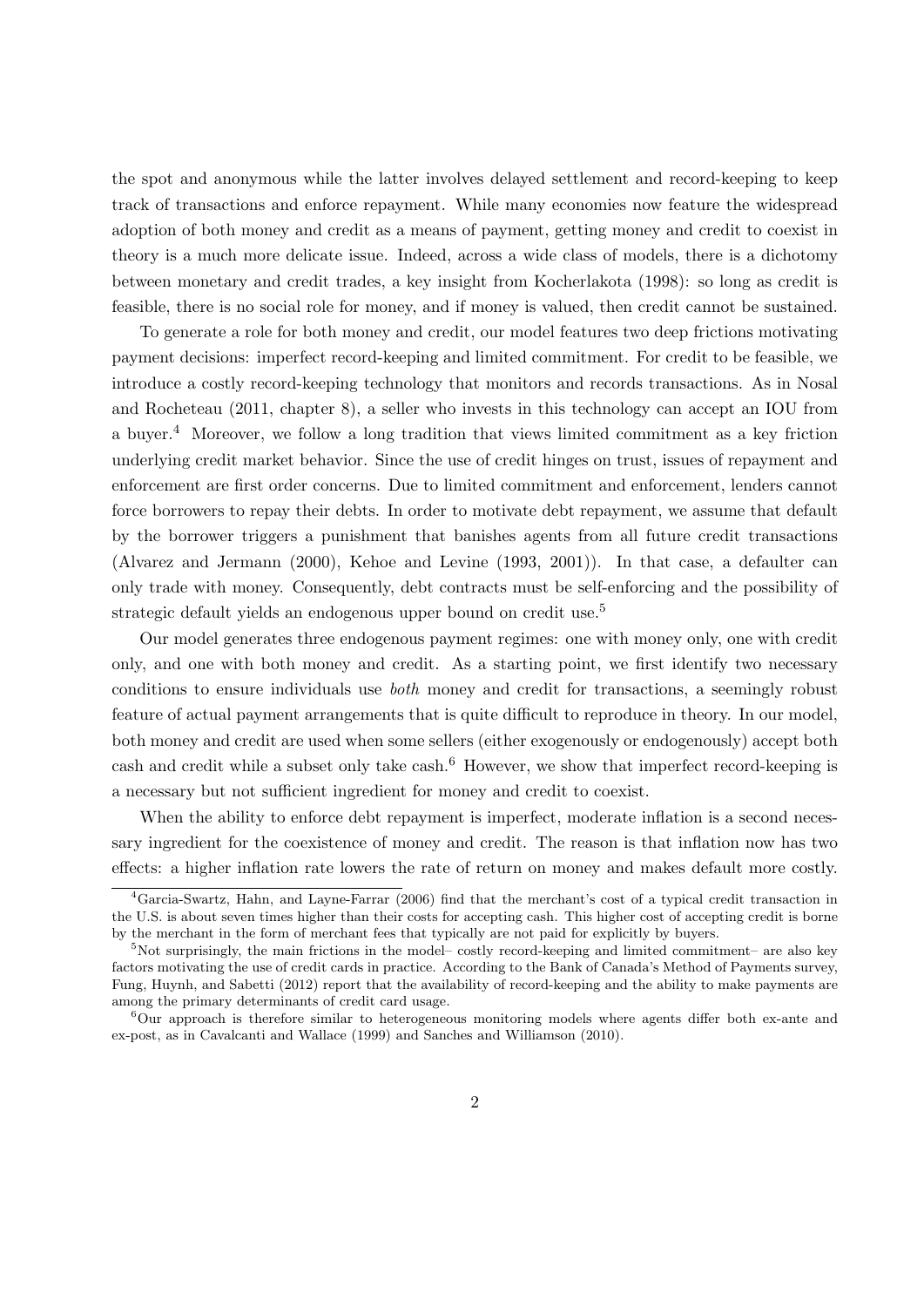the spot and anonymous while the latter involves delayed settlement and record-keeping to keep track of transactions and enforce repayment. While many economies now feature the widespread adoption of both money and credit as a means of payment, getting money and credit to coexist in theory is a much more delicate issue. Indeed, across a wide class of models, there is a dichotomy between monetary and credit trades, a key insight from Kocherlakota (1998): so long as credit is feasible, there is no social role for money, and if money is valued, then credit cannot be sustained.

To generate a role for both money and credit, our model features two deep frictions motivating payment decisions: imperfect record-keeping and limited commitment. For credit to be feasible, we introduce a costly record-keeping technology that monitors and records transactions. As in Nosal and Rocheteau (2011, chapter 8), a seller who invests in this technology can accept an IOU from a buyer.[4] Moreover, we follow a long tradition that views limited commitment as a key friction underlying credit market behavior. Since the use of credit hinges on trust, issues of repayment and enforcement are first order concerns. Due to limited commitment and enforcement, lenders cannot force borrowers to repay their debts. In order to motivate debt repayment, we assume that default by the borrower triggers a punishment that banishes agents from all future credit transactions (Alvarez and Jermann (2000), Kehoe and Levine (1993, 2001)). In that case, a defaulter can only trade with money. Consequently, debt contracts must be self-enforcing and the possibility of strategic default yields an endogenous upper bound on credit use.[5]

Our model generates three endogenous payment regimes: one with money only, one with credit only, and one with both money and credit. As a starting point, we first identify two necessary conditions to ensure individuals use *both* money and credit for transactions, a seemingly robust feature of actual payment arrangements that is quite difficult to reproduce in theory. In our model, both money and credit are used when some sellers (either exogenously or endogenously) accept both cash and credit while a subset only take cash.[6] However, we show that imperfect record-keeping is a necessary but not sufficient ingredient for money and credit to coexist.

When the ability to enforce debt repayment is imperfect, moderate inflation is a second necessary ingredient for the coexistence of money and credit. The reason is that inflation now has two effects: a higher inflation rate lowers the rate of return on money and makes default more costly.

[4] Garcia-Swartz, Hahn, and Layne-Farrar (2006) find that the merchant's cost of a typical credit transaction in the U.S. is about seven times higher than their costs for accepting cash. This higher cost of accepting credit is borne by the merchant in the form of merchant fees that typically are not paid for explicitly by buyers.

[5] Not surprisingly, the main frictions in the model– costly record-keeping and limited commitment– are also key factors motivating the use of credit cards in practice. According to the Bank of Canada's Method of Payments survey, Fung, Huynh, and Sabetti (2012) report that the availability of record-keeping and the ability to make payments are among the primary determinants of credit card usage.

[6] Our approach is therefore similar to heterogeneous monitoring models where agents differ both ex-ante and ex-post, as in Cavalcanti and Wallace (1999) and Sanches and Williamson (2010).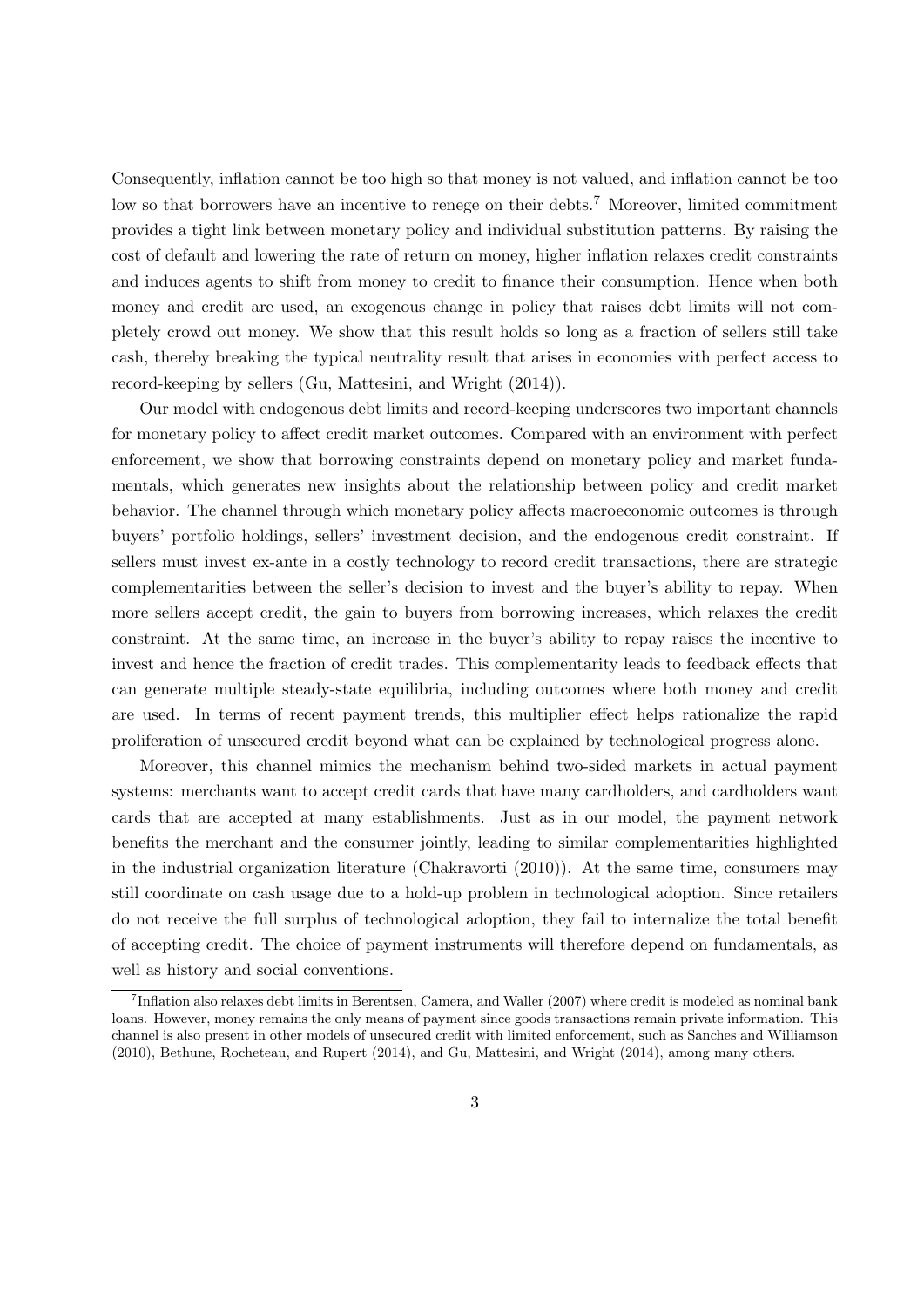Consequently, inflation cannot be too high so that money is not valued, and inflation cannot be too low so that borrowers have an incentive to renege on their debts.[7] Moreover, limited commitment provides a tight link between monetary policy and individual substitution patterns. By raising the cost of default and lowering the rate of return on money, higher inflation relaxes credit constraints and induces agents to shift from money to credit to finance their consumption. Hence when both money and credit are used, an exogenous change in policy that raises debt limits will not completely crowd out money. We show that this result holds so long as a fraction of sellers still take cash, thereby breaking the typical neutrality result that arises in economies with perfect access to record-keeping by sellers (Gu, Mattesini, and Wright (2014)).

Our model with endogenous debt limits and record-keeping underscores two important channels for monetary policy to affect credit market outcomes. Compared with an environment with perfect enforcement, we show that borrowing constraints depend on monetary policy and market fundamentals, which generates new insights about the relationship between policy and credit market behavior. The channel through which monetary policy affects macroeconomic outcomes is through buyers' portfolio holdings, sellers' investment decision, and the endogenous credit constraint. If sellers must invest ex-ante in a costly technology to record credit transactions, there are strategic complementarities between the seller's decision to invest and the buyer's ability to repay. When more sellers accept credit, the gain to buyers from borrowing increases, which relaxes the credit constraint. At the same time, an increase in the buyer's ability to repay raises the incentive to invest and hence the fraction of credit trades. This complementarity leads to feedback effects that can generate multiple steady-state equilibria, including outcomes where both money and credit are used. In terms of recent payment trends, this multiplier effect helps rationalize the rapid proliferation of unsecured credit beyond what can be explained by technological progress alone.

Moreover, this channel mimics the mechanism behind two-sided markets in actual payment systems: merchants want to accept credit cards that have many cardholders, and cardholders want cards that are accepted at many establishments. Just as in our model, the payment network benefits the merchant and the consumer jointly, leading to similar complementarities highlighted in the industrial organization literature (Chakravorti (2010)). At the same time, consumers may still coordinate on cash usage due to a hold-up problem in technological adoption. Since retailers do not receive the full surplus of technological adoption, they fail to internalize the total benefit of accepting credit. The choice of payment instruments will therefore depend on fundamentals, as well as history and social conventions.

[7] Inflation also relaxes debt limits in Berentsen, Camera, and Waller (2007) where credit is modeled as nominal bank loans. However, money remains the only means of payment since goods transactions remain private information. This channel is also present in other models of unsecured credit with limited enforcement, such as Sanches and Williamson (2010), Bethune, Rocheteau, and Rupert (2014), and Gu, Mattesini, and Wright (2014), among many others.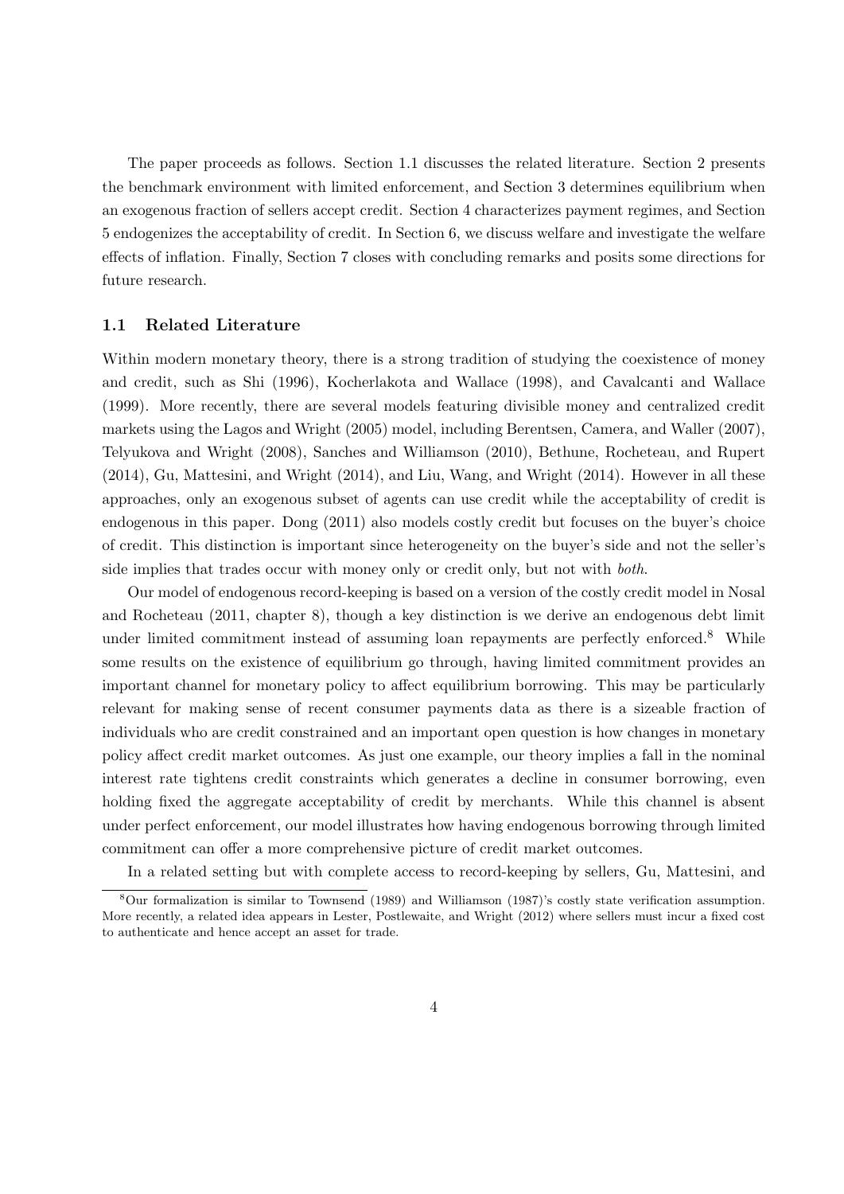The paper proceeds as follows. Section 1.1 discusses the related literature. Section 2 presents the benchmark environment with limited enforcement, and Section 3 determines equilibrium when an exogenous fraction of sellers accept credit. Section 4 characterizes payment regimes, and Section 5 endogenizes the acceptability of credit. In Section 6, we discuss welfare and investigate the welfare effects of inflation. Finally, Section 7 closes with concluding remarks and posits some directions for future research.

### 1.1 Related Literature

Within modern monetary theory, there is a strong tradition of studying the coexistence of money and credit, such as Shi (1996), Kocherlakota and Wallace (1998), and Cavalcanti and Wallace (1999). More recently, there are several models featuring divisible money and centralized credit markets using the Lagos and Wright (2005) model, including Berentsen, Camera, and Waller (2007), Telyukova and Wright (2008), Sanches and Williamson (2010), Bethune, Rocheteau, and Rupert (2014), Gu, Mattesini, and Wright (2014), and Liu, Wang, and Wright (2014). However in all these approaches, only an exogenous subset of agents can use credit while the acceptability of credit is endogenous in this paper. Dong (2011) also models costly credit but focuses on the buyer's choice of credit. This distinction is important since heterogeneity on the buyer's side and not the seller's side implies that trades occur with money only or credit only, but not with *both*.

Our model of endogenous record-keeping is based on a version of the costly credit model in Nosal and Rocheteau (2011, chapter 8), though a key distinction is we derive an endogenous debt limit under limited commitment instead of assuming loan repayments are perfectly enforced.[8] While some results on the existence of equilibrium go through, having limited commitment provides an important channel for monetary policy to affect equilibrium borrowing. This may be particularly relevant for making sense of recent consumer payments data as there is a sizeable fraction of individuals who are credit constrained and an important open question is how changes in monetary policy affect credit market outcomes. As just one example, our theory implies a fall in the nominal interest rate tightens credit constraints which generates a decline in consumer borrowing, even holding fixed the aggregate acceptability of credit by merchants. While this channel is absent under perfect enforcement, our model illustrates how having endogenous borrowing through limited commitment can offer a more comprehensive picture of credit market outcomes.

In a related setting but with complete access to record-keeping by sellers, Gu, Mattesini, and

[8] Our formalization is similar to Townsend (1989) and Williamson (1987)'s costly state verification assumption. More recently, a related idea appears in Lester, Postlewaite, and Wright (2012) where sellers must incur a fixed cost to authenticate and hence accept an asset for trade.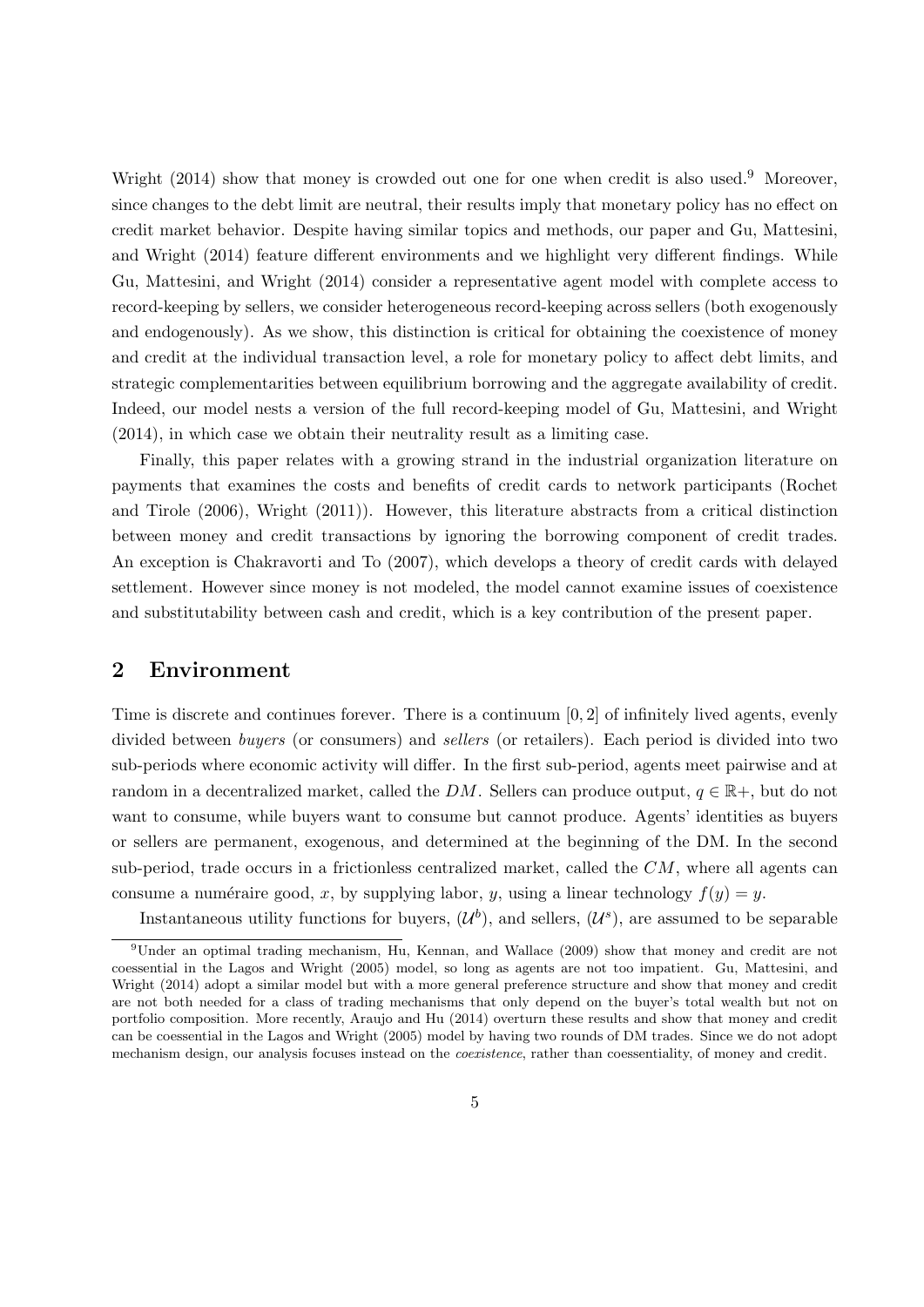Wright (2014) show that money is crowded out one for one when credit is also used.[9] Moreover, since changes to the debt limit are neutral, their results imply that monetary policy has no effect on credit market behavior. Despite having similar topics and methods, our paper and Gu, Mattesini, and Wright (2014) feature different environments and we highlight very different findings. While Gu, Mattesini, and Wright (2014) consider a representative agent model with complete access to record-keeping by sellers, we consider heterogeneous record-keeping across sellers (both exogenously and endogenously). As we show, this distinction is critical for obtaining the coexistence of money and credit at the individual transaction level, a role for monetary policy to affect debt limits, and strategic complementarities between equilibrium borrowing and the aggregate availability of credit. Indeed, our model nests a version of the full record-keeping model of Gu, Mattesini, and Wright (2014), in which case we obtain their neutrality result as a limiting case.

Finally, this paper relates with a growing strand in the industrial organization literature on payments that examines the costs and benefits of credit cards to network participants (Rochet and Tirole (2006), Wright (2011)). However, this literature abstracts from a critical distinction between money and credit transactions by ignoring the borrowing component of credit trades. An exception is Chakravorti and To (2007), which develops a theory of credit cards with delayed settlement. However since money is not modeled, the model cannot examine issues of coexistence and substitutability between cash and credit, which is a key contribution of the present paper.

## 2 Environment

Time is discrete and continues forever. There is a continuum $[0, 2]$ of infinitely lived agents, evenly divided between *buyers* (or consumers) and *sellers* (or retailers). Each period is divided into two sub-periods where economic activity will differ. In the first sub-period, agents meet pairwise and at random in a decentralized market, called the $DM$. Sellers can produce output, $q \in \mathbb{R}+$, but do not want to consume, while buyers want to consume but cannot produce. Agents' identities as buyers or sellers are permanent, exogenous, and determined at the beginning of the DM. In the second sub-period, trade occurs in a frictionless centralized market, called the $CM$, where all agents can consume a numéraire good, $x$, by supplying labor, $y$, using a linear technology $f(y) = y$.

Instantaneous utility functions for buyers, $(\mathcal{U}^b)$, and sellers, $(\mathcal{U}^s)$, are assumed to be separable

[9] Under an optimal trading mechanism, Hu, Kennan, and Wallace (2009) show that money and credit are not coessential in the Lagos and Wright (2005) model, so long as agents are not too impatient. Gu, Mattesini, and Wright (2014) adopt a similar model but with a more general preference structure and show that money and credit are not both needed for a class of trading mechanisms that only depend on the buyer's total wealth but not on portfolio composition. More recently, Araujo and Hu (2014) overturn these results and show that money and credit can be coessential in the Lagos and Wright (2005) model by having two rounds of DM trades. Since we do not adopt mechanism design, our analysis focuses instead on the *coexistence*, rather than coessentiality, of money and credit.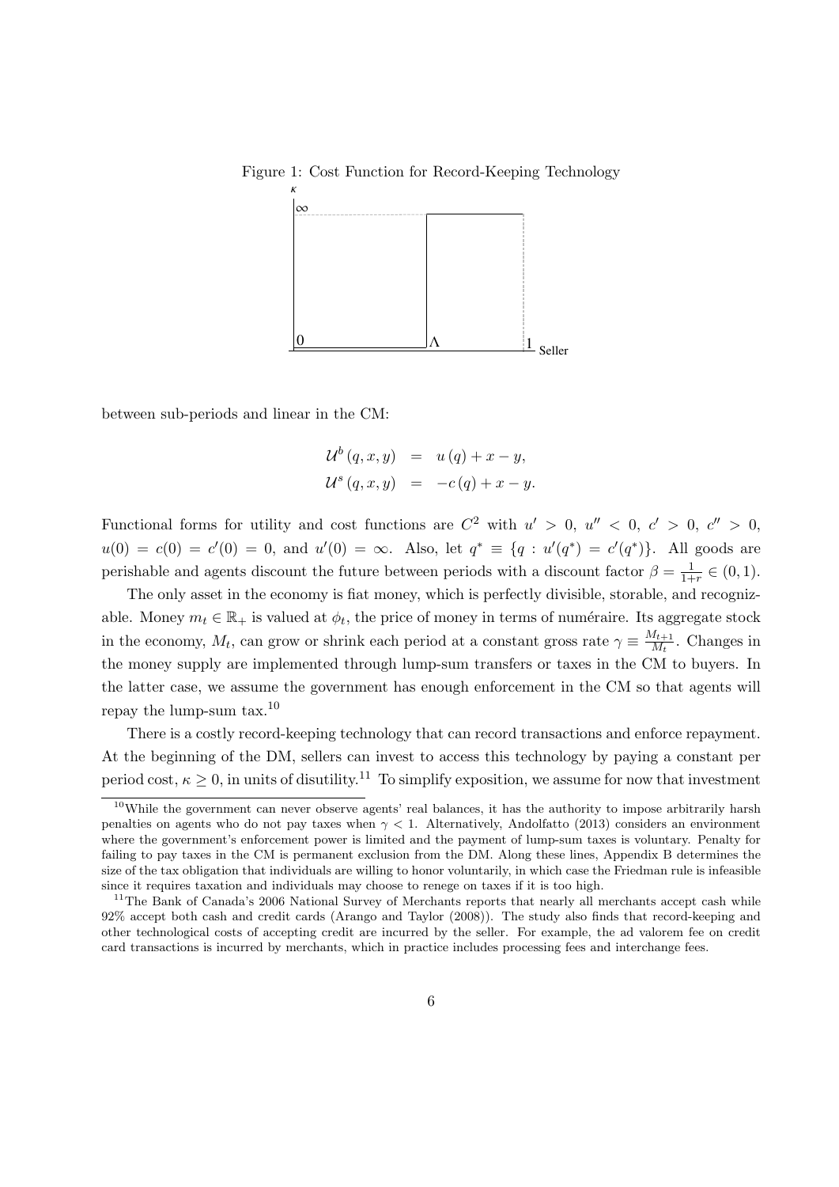Figure 1: Cost Function for Record-Keeping Technology

between sub-periods and linear in the CM:

$$
\begin{aligned}
\mathcal{U}^b(q,x,y) &= u(q) + x - y, \\
\mathcal{U}^s(q,x,y) &= -c(q) + x - y.
\end{aligned}
$$

Functional forms for utility and cost functions are $C^2$ with $u' > 0$, $u'' < 0$, $c' > 0$, $c'' > 0$, $u(0) = c(0) = c'(0) = 0$, and $u'(0) = \infty$. Also, let $q^* \equiv \{q : u'(q^*) = c'(q^*)\}$. All goods are perishable and agents discount the future between periods with a discount factor $\beta = \frac{1}{1+r} \in (0,1)$.

The only asset in the economy is fiat money, which is perfectly divisible, storable, and recognizable. Money $m_t \in \mathbb{R}_+$ is valued at $\phi_t$, the price of money in terms of numéraire. Its aggregate stock in the economy, $M_t$, can grow or shrink each period at a constant gross rate $\gamma \equiv \frac{M_{t+1}}{M_t}$. Changes in the money supply are implemented through lump-sum transfers or taxes in the CM to buyers. In the latter case, we assume the government has enough enforcement in the CM so that agents will repay the lump-sum tax.[10]

There is a costly record-keeping technology that can record transactions and enforce repayment. At the beginning of the DM, sellers can invest to access this technology by paying a constant per period cost, $\kappa \geq 0$, in units of disutility.[11] To simplify exposition, we assume for now that investment

[10] While the government can never observe agents' real balances, it has the authority to impose arbitrarily harsh penalties on agents who do not pay taxes when $\gamma < 1$. Alternatively, Andolfatto (2013) considers an environment where the government's enforcement power is limited and the payment of lump-sum taxes is voluntary. Penalty for failing to pay taxes in the CM is permanent exclusion from the DM. Along these lines, Appendix B determines the size of the tax obligation that individuals are willing to honor voluntarily, in which case the Friedman rule is infeasible since it requires taxation and individuals may choose to renege on taxes if it is too high.

[11] The Bank of Canada's 2006 National Survey of Merchants reports that nearly all merchants accept cash while 92% accept both cash and credit cards (Arango and Taylor (2008)). The study also finds that record-keeping and other technological costs of accepting credit are incurred by the seller. For example, the ad valorem fee on credit card transactions is incurred by merchants, which in practice includes processing fees and interchange fees.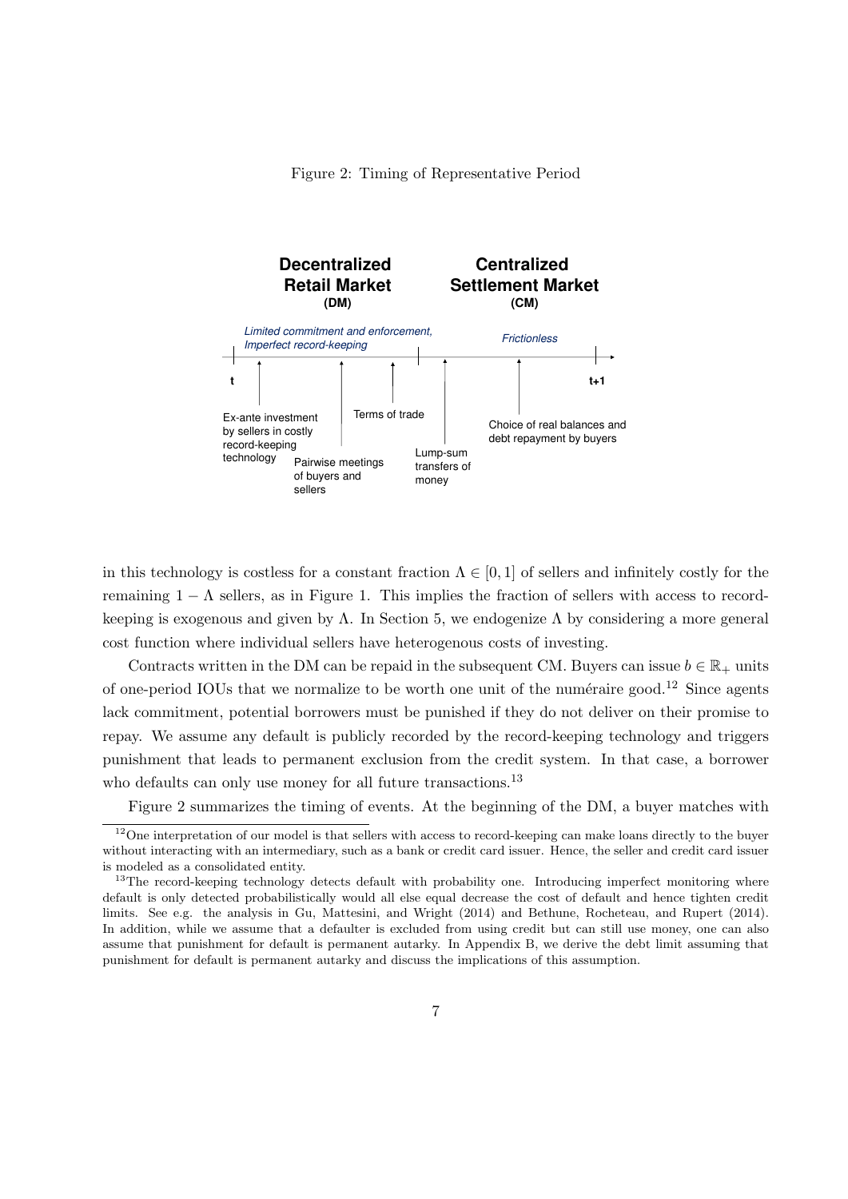Figure 2: Timing of Representative Period

**Decentralized Retail Market (DM)**

*Limited commitment and enforcement, Imperfect record-keeping*

**Centralized Settlement Market (CM)**

*Frictionless*

t — t+1

- Ex-ante investment by sellers in costly record-keeping technology
- Pairwise meetings of buyers and sellers
- Terms of trade
- Lump-sum transfers of money
- Choice of real balances and debt repayment by buyers

in this technology is costless for a constant fraction $\Lambda \in [0, 1]$ of sellers and infinitely costly for the remaining $1 - \Lambda$ sellers, as in Figure 1. This implies the fraction of sellers with access to record-keeping is exogenous and given by $\Lambda$. In Section 5, we endogenize $\Lambda$ by considering a more general cost function where individual sellers have heterogenous costs of investing.

Contracts written in the DM can be repaid in the subsequent CM. Buyers can issue $b \in \mathbb{R}_+$ units of one-period IOUs that we normalize to be worth one unit of the numéraire good.[12] Since agents lack commitment, potential borrowers must be punished if they do not deliver on their promise to repay. We assume any default is publicly recorded by the record-keeping technology and triggers punishment that leads to permanent exclusion from the credit system. In that case, a borrower who defaults can only use money for all future transactions.[13]

Figure 2 summarizes the timing of events. At the beginning of the DM, a buyer matches with

[12] One interpretation of our model is that sellers with access to record-keeping can make loans directly to the buyer without interacting with an intermediary, such as a bank or credit card issuer. Hence, the seller and credit card issuer is modeled as a consolidated entity.

[13] The record-keeping technology detects default with probability one. Introducing imperfect monitoring where default is only detected probabilistically would all else equal decrease the cost of default and hence tighten credit limits. See e.g. the analysis in Gu, Mattesini, and Wright (2014) and Bethune, Rocheteau, and Rupert (2014). In addition, while we assume that a defaulter is excluded from using credit but can still use money, one can also assume that punishment for default is permanent autarky. In Appendix B, we derive the debt limit assuming that punishment for default is permanent autarky and discuss the implications of this assumption.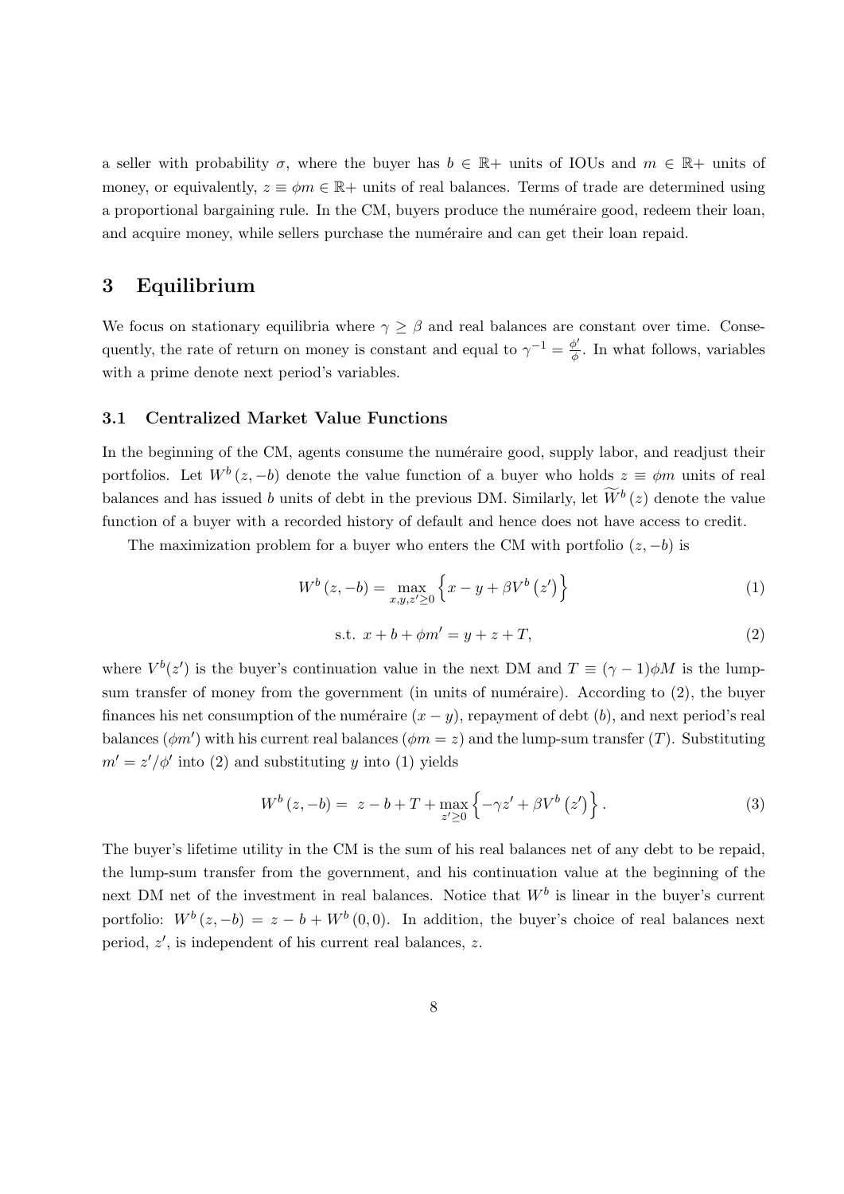a seller with probability $\sigma$, where the buyer has $b \in \mathbb{R}+$ units of IOUs and $m \in \mathbb{R}+$ units of money, or equivalently, $z \equiv \phi m \in \mathbb{R}+$ units of real balances. Terms of trade are determined using a proportional bargaining rule. In the CM, buyers produce the numéraire good, redeem their loan, and acquire money, while sellers purchase the numéraire and can get their loan repaid.

# 3 Equilibrium

We focus on stationary equilibria where $\gamma \geq \beta$ and real balances are constant over time. Consequently, the rate of return on money is constant and equal to $\gamma^{-1} = \frac{\phi'}{\phi}$. In what follows, variables with a prime denote next period's variables.

## 3.1 Centralized Market Value Functions

In the beginning of the CM, agents consume the numéraire good, supply labor, and readjust their portfolios. Let $W^b(z, -b)$ denote the value function of a buyer who holds $z \equiv \phi m$ units of real balances and has issued $b$ units of debt in the previous DM. Similarly, let $\widetilde{W}^b(z)$ denote the value function of a buyer with a recorded history of default and hence does not have access to credit.

The maximization problem for a buyer who enters the CM with portfolio $(z, -b)$ is

$$W^b(z, -b) = \max_{x,y,z' \geq 0} \left\{ x - y + \beta V^b(z') \right\} \tag{1}$$

$$\text{s.t. } x + b + \phi m' = y + z + T, \tag{2}$$

where $V^b(z')$ is the buyer's continuation value in the next DM and $T \equiv (\gamma - 1)\phi M$ is the lump-sum transfer of money from the government (in units of numéraire). According to (2), the buyer finances his net consumption of the numéraire $(x - y)$, repayment of debt $(b)$, and next period's real balances $(\phi m')$ with his current real balances $(\phi m = z)$ and the lump-sum transfer $(T)$. Substituting $m' = z'/\phi'$ into (2) and substituting $y$ into (1) yields

$$W^b(z, -b) = z - b + T + \max_{z' \geq 0} \left\{ -\gamma z' + \beta V^b(z') \right\}. \tag{3}$$

The buyer's lifetime utility in the CM is the sum of his real balances net of any debt to be repaid, the lump-sum transfer from the government, and his continuation value at the beginning of the next DM net of the investment in real balances. Notice that $W^b$ is linear in the buyer's current portfolio: $W^b(z, -b) = z - b + W^b(0, 0)$. In addition, the buyer's choice of real balances next period, $z'$, is independent of his current real balances, $z$.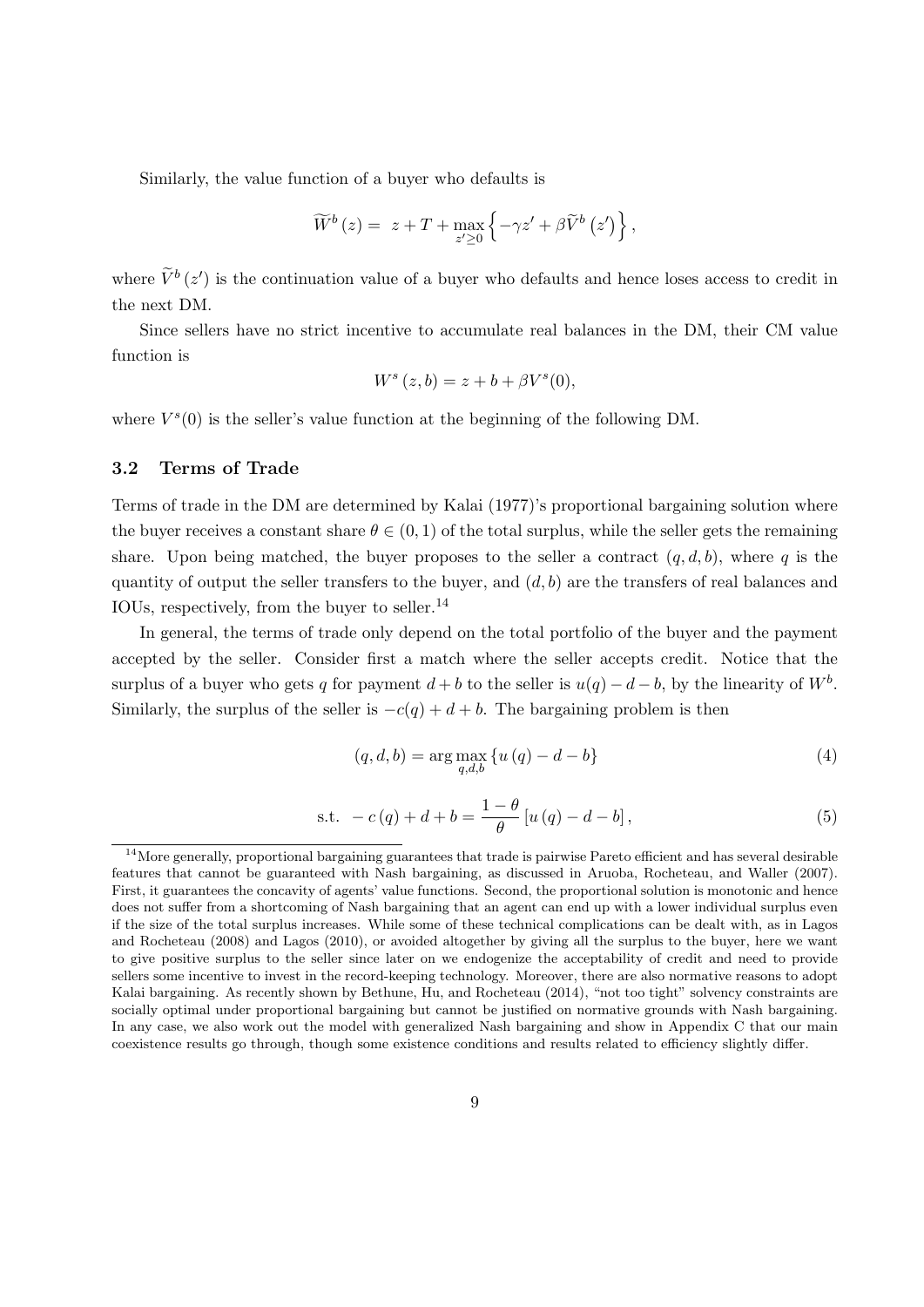Similarly, the value function of a buyer who defaults is

$$\widetilde{W}^b(z) = z + T + \max_{z' \geq 0} \left\{ -\gamma z' + \beta \widetilde{V}^b(z') \right\},$$

where $\widetilde{V}^b(z')$ is the continuation value of a buyer who defaults and hence loses access to credit in the next DM.

Since sellers have no strict incentive to accumulate real balances in the DM, their CM value function is

$$W^s(z, b) = z + b + \beta V^s(0),$$

where $V^s(0)$ is the seller's value function at the beginning of the following DM.

### 3.2 Terms of Trade

Terms of trade in the DM are determined by Kalai (1977)'s proportional bargaining solution where the buyer receives a constant share $\theta \in (0, 1)$ of the total surplus, while the seller gets the remaining share. Upon being matched, the buyer proposes to the seller a contract $(q, d, b)$, where $q$ is the quantity of output the seller transfers to the buyer, and $(d, b)$ are the transfers of real balances and IOUs, respectively, from the buyer to seller.[14]

In general, the terms of trade only depend on the total portfolio of the buyer and the payment accepted by the seller. Consider first a match where the seller accepts credit. Notice that the surplus of a buyer who gets $q$ for payment $d + b$ to the seller is $u(q) - d - b$, by the linearity of $W^b$. Similarly, the surplus of the seller is $-c(q) + d + b$. The bargaining problem is then

$$(q, d, b) = \arg\max_{q,d,b} \{u(q) - d - b\} \tag{4}$$

$$\text{s.t. } -c(q) + d + b = \frac{1-\theta}{\theta}[u(q) - d - b], \tag{5}$$

[14] More generally, proportional bargaining guarantees that trade is pairwise Pareto efficient and has several desirable features that cannot be guaranteed with Nash bargaining, as discussed in Aruoba, Rocheteau, and Waller (2007). First, it guarantees the concavity of agents' value functions. Second, the proportional solution is monotonic and hence does not suffer from a shortcoming of Nash bargaining that an agent can end up with a lower individual surplus even if the size of the total surplus increases. While some of these technical complications can be dealt with, as in Lagos and Rocheteau (2008) and Lagos (2010), or avoided altogether by giving all the surplus to the buyer, here we want to give positive surplus to the seller since later on we endogenize the acceptability of credit and need to provide sellers some incentive to invest in the record-keeping technology. Moreover, there are also normative reasons to adopt Kalai bargaining. As recently shown by Bethune, Hu, and Rocheteau (2014), "not too tight" solvency constraints are socially optimal under proportional bargaining but cannot be justified on normative grounds with Nash bargaining. In any case, we also work out the model with generalized Nash bargaining and show in Appendix C that our main coexistence results go through, though some existence conditions and results related to efficiency slightly differ.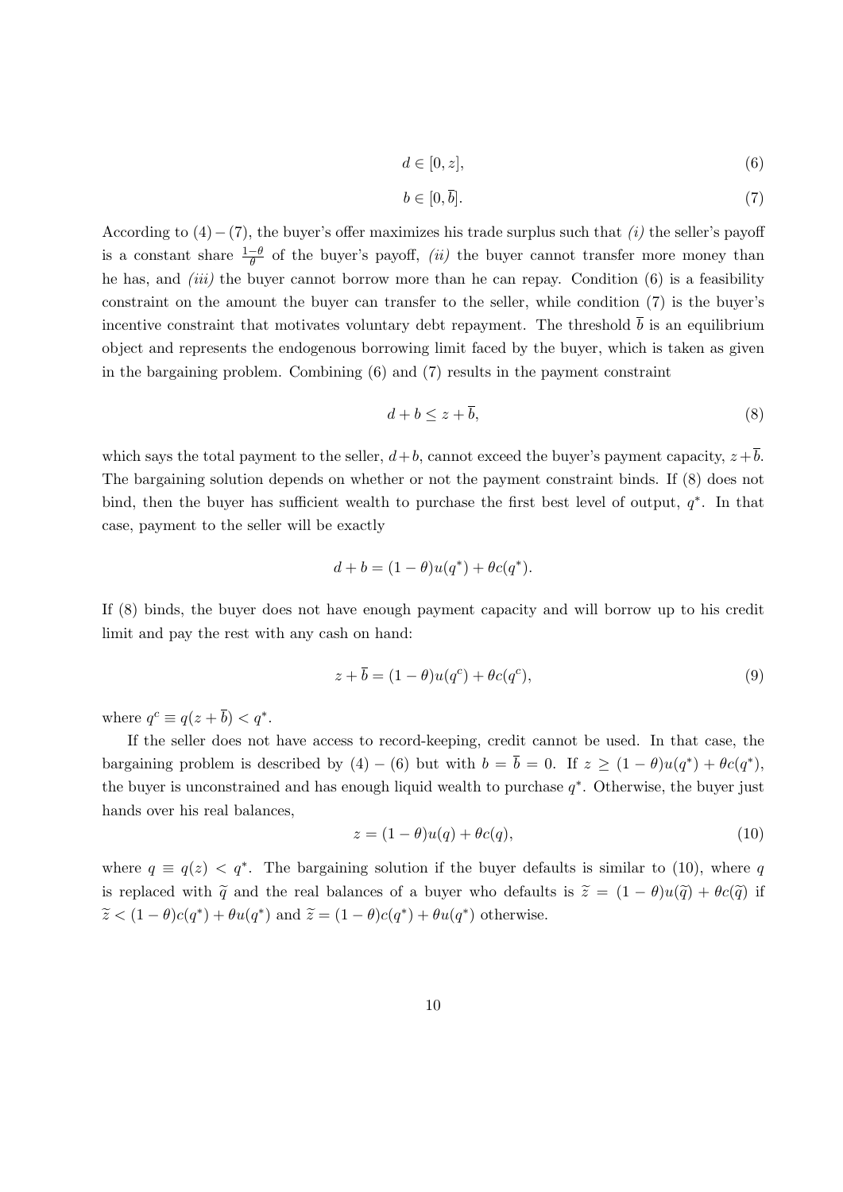$$d \in [0, z], \tag{6}$$

$$b \in [0, \overline{b}]. \tag{7}$$

According to (4) − (7), the buyer's offer maximizes his trade surplus such that *(i)* the seller's payoff is a constant share $\frac{1-\theta}{\theta}$ of the buyer's payoff, *(ii)* the buyer cannot transfer more money than he has, and *(iii)* the buyer cannot borrow more than he can repay. Condition (6) is a feasibility constraint on the amount the buyer can transfer to the seller, while condition (7) is the buyer's incentive constraint that motivates voluntary debt repayment. The threshold $\overline{b}$ is an equilibrium object and represents the endogenous borrowing limit faced by the buyer, which is taken as given in the bargaining problem. Combining (6) and (7) results in the payment constraint

$$d + b \leq z + \overline{b}, \tag{8}$$

which says the total payment to the seller, $d+b$, cannot exceed the buyer's payment capacity, $z+\overline{b}$. The bargaining solution depends on whether or not the payment constraint binds. If (8) does not bind, then the buyer has sufficient wealth to purchase the first best level of output, $q^*$. In that case, payment to the seller will be exactly

$$d + b = (1-\theta)u(q^*) + \theta c(q^*).$$

If (8) binds, the buyer does not have enough payment capacity and will borrow up to his credit limit and pay the rest with any cash on hand:

$$z + \overline{b} = (1-\theta)u(q^c) + \theta c(q^c), \tag{9}$$

where $q^c \equiv q(z + \overline{b}) < q^*$.

If the seller does not have access to record-keeping, credit cannot be used. In that case, the bargaining problem is described by (4) − (6) but with $b = \overline{b} = 0$. If $z \geq (1-\theta)u(q^*) + \theta c(q^*)$, the buyer is unconstrained and has enough liquid wealth to purchase $q^*$. Otherwise, the buyer just hands over his real balances,

$$z = (1-\theta)u(q) + \theta c(q), \tag{10}$$

where $q \equiv q(z) < q^*$. The bargaining solution if the buyer defaults is similar to (10), where $q$ is replaced with $\widetilde{q}$ and the real balances of a buyer who defaults is $\widetilde{z} = (1-\theta)u(\widetilde{q}) + \theta c(\widetilde{q})$ if $\widetilde{z} < (1-\theta)c(q^*) + \theta u(q^*)$ and $\widetilde{z} = (1-\theta)c(q^*) + \theta u(q^*)$ otherwise.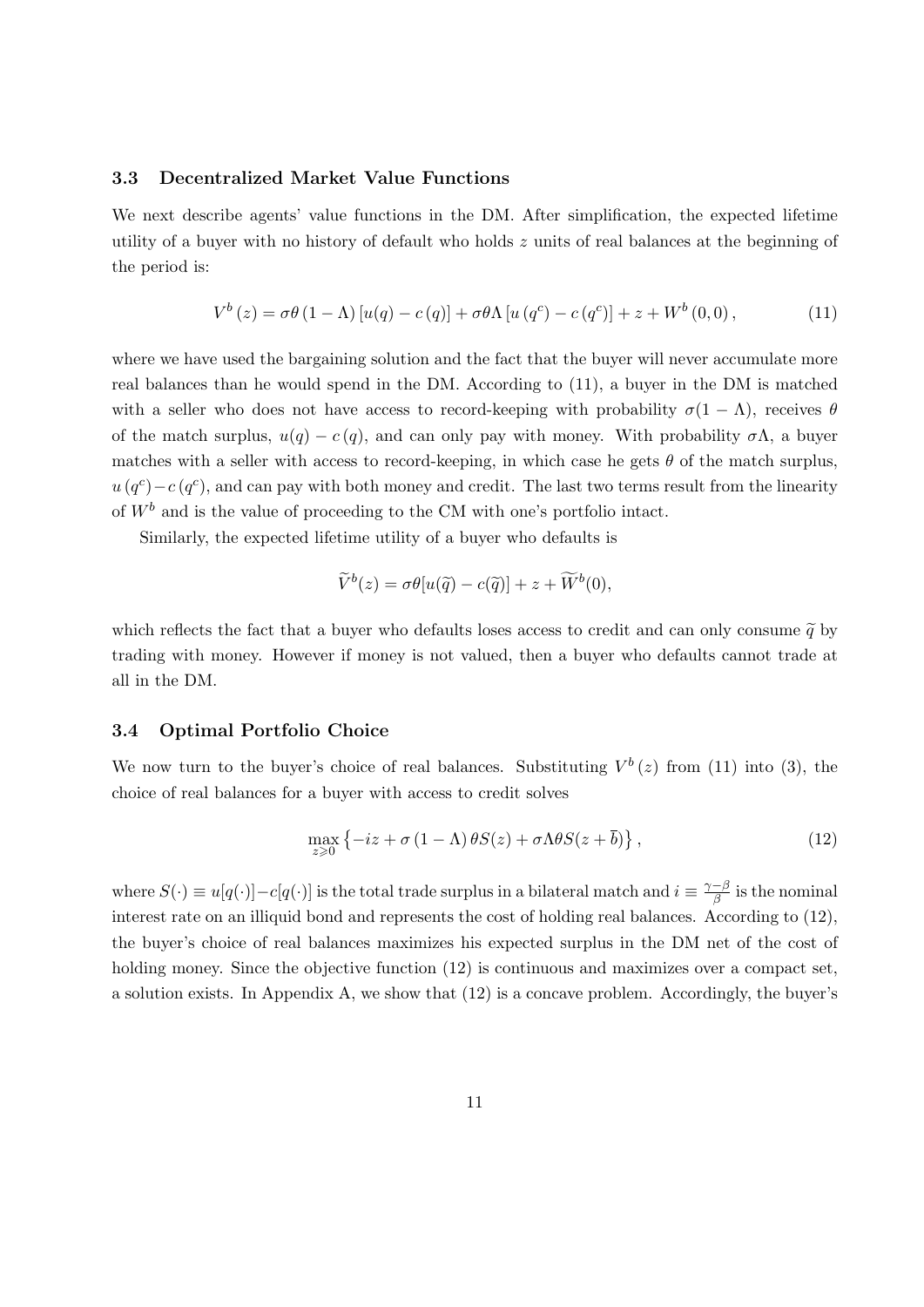### 3.3 Decentralized Market Value Functions

We next describe agents' value functions in the DM. After simplification, the expected lifetime utility of a buyer with no history of default who holds $z$ units of real balances at the beginning of the period is:

$$V^b(z) = \sigma\theta(1-\Lambda)[u(q) - c(q)] + \sigma\theta\Lambda[u(q^c) - c(q^c)] + z + W^b(0,0), \tag{11}$$

where we have used the bargaining solution and the fact that the buyer will never accumulate more real balances than he would spend in the DM. According to (11), a buyer in the DM is matched with a seller who does not have access to record-keeping with probability $\sigma(1-\Lambda)$, receives $\theta$ of the match surplus, $u(q) - c(q)$, and can only pay with money. With probability $\sigma\Lambda$, a buyer matches with a seller with access to record-keeping, in which case he gets $\theta$ of the match surplus, $u(q^c) - c(q^c)$, and can pay with both money and credit. The last two terms result from the linearity of $W^b$ and is the value of proceeding to the CM with one's portfolio intact.

Similarly, the expected lifetime utility of a buyer who defaults is

$$\widetilde{V}^b(z) = \sigma\theta[u(\widetilde{q}) - c(\widetilde{q})] + z + \widetilde{W}^b(0),$$

which reflects the fact that a buyer who defaults loses access to credit and can only consume $\widetilde{q}$ by trading with money. However if money is not valued, then a buyer who defaults cannot trade at all in the DM.

### 3.4 Optimal Portfolio Choice

We now turn to the buyer's choice of real balances. Substituting $V^b(z)$ from (11) into (3), the choice of real balances for a buyer with access to credit solves

$$\max_{z\geqslant 0}\left\{-iz + \sigma(1-\Lambda)\theta S(z) + \sigma\Lambda\theta S(z+\overline{b})\right\}, \tag{12}$$

where $S(\cdot) \equiv u[q(\cdot)] - c[q(\cdot)]$ is the total trade surplus in a bilateral match and $i \equiv \frac{\gamma-\beta}{\beta}$ is the nominal interest rate on an illiquid bond and represents the cost of holding real balances. According to (12), the buyer's choice of real balances maximizes his expected surplus in the DM net of the cost of holding money. Since the objective function (12) is continuous and maximizes over a compact set, a solution exists. In Appendix A, we show that (12) is a concave problem. Accordingly, the buyer's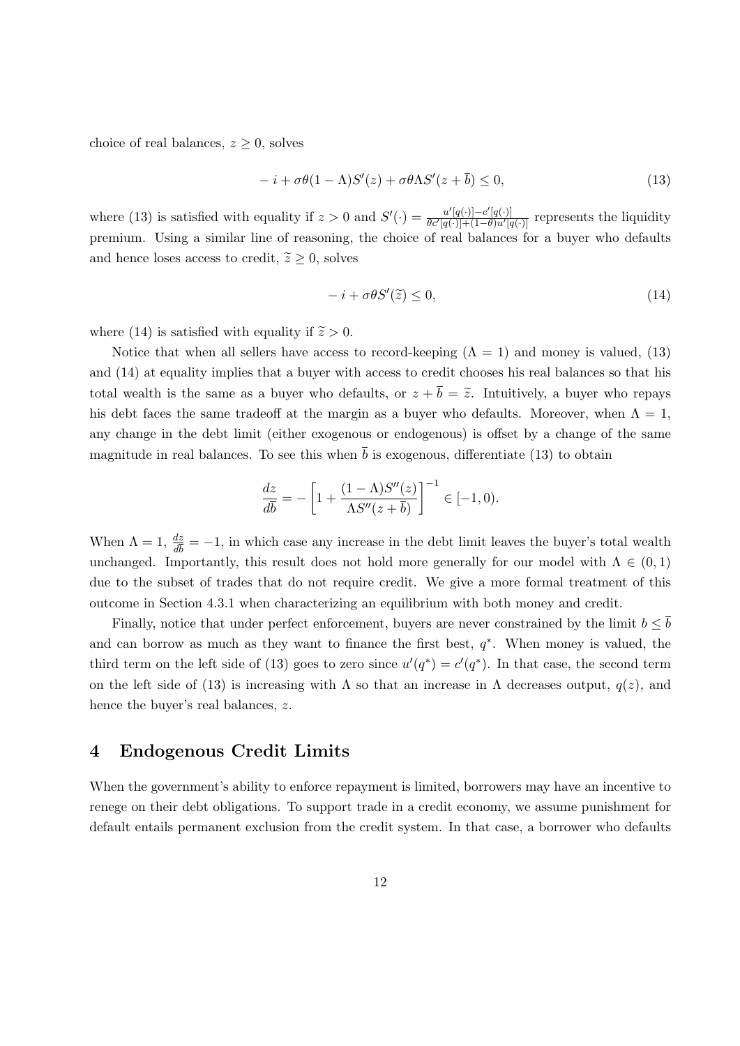choice of real balances, $z \geq 0$, solves

$$- i + \sigma\theta(1 - \Lambda)S'(z) + \sigma\theta\Lambda S'(z + \overline{b}) \leq 0, \tag{13}$$

where (13) is satisfied with equality if $z > 0$ and $S'(\cdot) = \frac{u'[q(\cdot)] - c'[q(\cdot)]}{\theta c'[q(\cdot)] + (1-\theta)u'[q(\cdot)]}$ represents the liquidity premium. Using a similar line of reasoning, the choice of real balances for a buyer who defaults and hence loses access to credit, $\widetilde{z} \geq 0$, solves

$$- i + \sigma\theta S'(\widetilde{z}) \leq 0, \tag{14}$$

where (14) is satisfied with equality if $\widetilde{z} > 0$.

Notice that when all sellers have access to record-keeping ($\Lambda = 1$) and money is valued, (13) and (14) at equality implies that a buyer with access to credit chooses his real balances so that his total wealth is the same as a buyer who defaults, or $z + \overline{b} = \widetilde{z}$. Intuitively, a buyer who repays his debt faces the same tradeoff at the margin as a buyer who defaults. Moreover, when $\Lambda = 1$, any change in the debt limit (either exogenous or endogenous) is offset by a change of the same magnitude in real balances. To see this when $\overline{b}$ is exogenous, differentiate (13) to obtain

$$\frac{dz}{d\overline{b}} = -\left[1 + \frac{(1 - \Lambda)S''(z)}{\Lambda S''(z + \overline{b})}\right]^{-1} \in [-1, 0).$$

When $\Lambda = 1$, $\frac{dz}{d\overline{b}} = -1$, in which case any increase in the debt limit leaves the buyer's total wealth unchanged. Importantly, this result does not hold more generally for our model with $\Lambda \in (0, 1)$ due to the subset of trades that do not require credit. We give a more formal treatment of this outcome in Section 4.3.1 when characterizing an equilibrium with both money and credit.

Finally, notice that under perfect enforcement, buyers are never constrained by the limit $b \leq \overline{b}$ and can borrow as much as they want to finance the first best, $q^*$. When money is valued, the third term on the left side of (13) goes to zero since $u'(q^*) = c'(q^*)$. In that case, the second term on the left side of (13) is increasing with $\Lambda$ so that an increase in $\Lambda$ decreases output, $q(z)$, and hence the buyer's real balances, $z$.

# 4 Endogenous Credit Limits

When the government's ability to enforce repayment is limited, borrowers may have an incentive to renege on their debt obligations. To support trade in a credit economy, we assume punishment for default entails permanent exclusion from the credit system. In that case, a borrower who defaults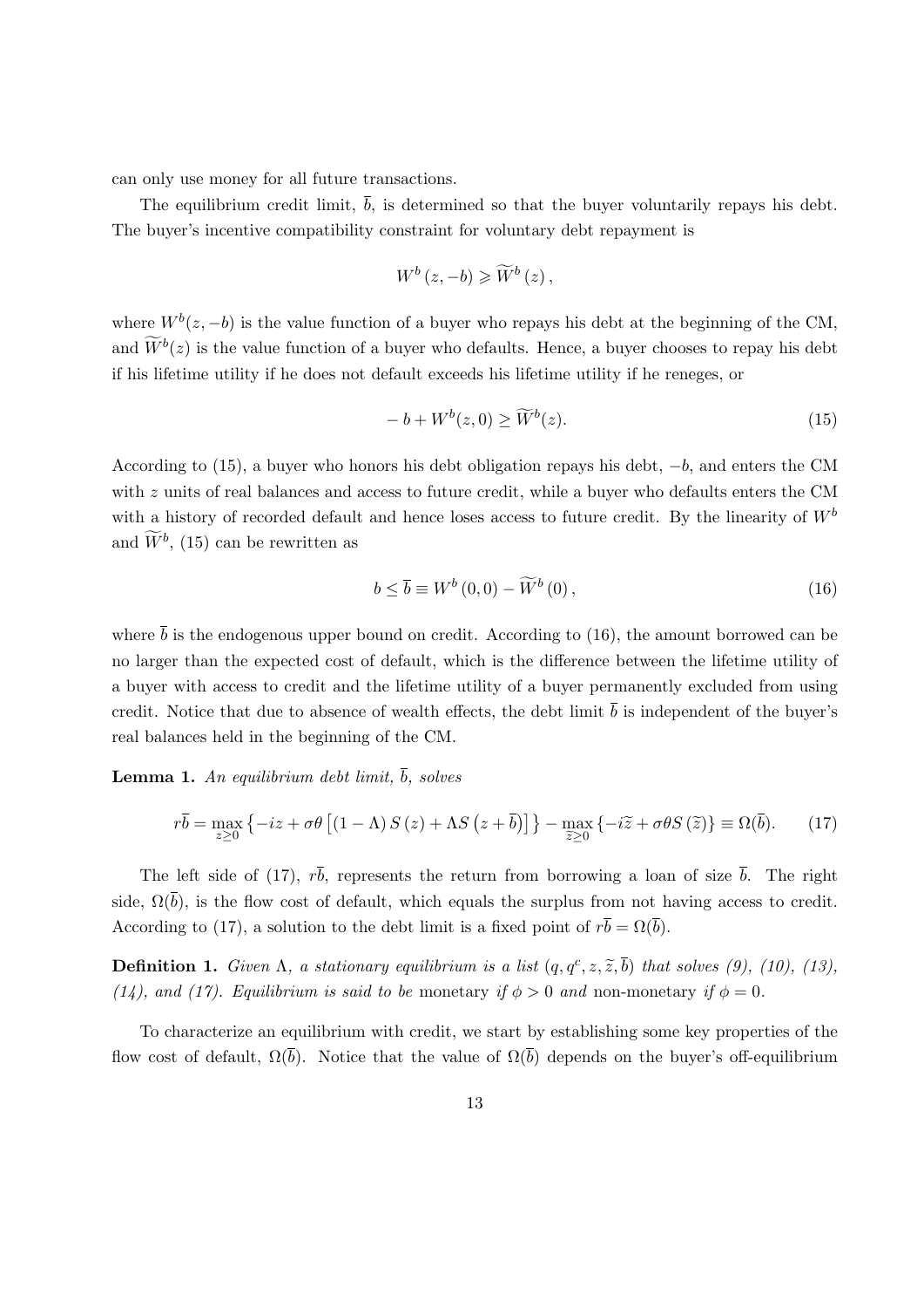can only use money for all future transactions.

The equilibrium credit limit, $\overline{b}$, is determined so that the buyer voluntarily repays his debt. The buyer's incentive compatibility constraint for voluntary debt repayment is

$$W^b(z, -b) \geqslant \widetilde{W}^b(z),$$

where $W^b(z, -b)$ is the value function of a buyer who repays his debt at the beginning of the CM, and $\widetilde{W}^b(z)$ is the value function of a buyer who defaults. Hence, a buyer chooses to repay his debt if his lifetime utility if he does not default exceeds his lifetime utility if he reneges, or

$$-b + W^b(z, 0) \geq \widetilde{W}^b(z). \tag{15}$$

According to (15), a buyer who honors his debt obligation repays his debt, $-b$, and enters the CM with $z$ units of real balances and access to future credit, while a buyer who defaults enters the CM with a history of recorded default and hence loses access to future credit. By the linearity of $W^b$ and $\widetilde{W}^b$, (15) can be rewritten as

$$b \leq \overline{b} \equiv W^b(0, 0) - \widetilde{W}^b(0), \tag{16}$$

where $\overline{b}$ is the endogenous upper bound on credit. According to (16), the amount borrowed can be no larger than the expected cost of default, which is the difference between the lifetime utility of a buyer with access to credit and the lifetime utility of a buyer permanently excluded from using credit. Notice that due to absence of wealth effects, the debt limit $\overline{b}$ is independent of the buyer's real balances held in the beginning of the CM.

**Lemma 1.** *An equilibrium debt limit, $\overline{b}$, solves*

$$r\overline{b} = \max_{z \geq 0} \left\{ -iz + \sigma\theta \left[ (1 - \Lambda) S(z) + \Lambda S\left(z + \overline{b}\right) \right] \right\} - \max_{\widetilde{z} \geq 0} \left\{ -i\widetilde{z} + \sigma\theta S(\widetilde{z}) \right\} \equiv \Omega(\overline{b}). \tag{17}$$

The left side of (17), $r\overline{b}$, represents the return from borrowing a loan of size $\overline{b}$. The right side, $\Omega(\overline{b})$, is the flow cost of default, which equals the surplus from not having access to credit. According to (17), a solution to the debt limit is a fixed point of $r\overline{b} = \Omega(\overline{b})$.

**Definition 1.** *Given $\Lambda$, a stationary equilibrium is a list $(q, q^c, z, \widetilde{z}, \overline{b})$ that solves (9), (10), (13), (14), and (17). Equilibrium is said to be* monetary *if $\phi > 0$ and* non-monetary *if $\phi = 0$.*

To characterize an equilibrium with credit, we start by establishing some key properties of the flow cost of default, $\Omega(\overline{b})$. Notice that the value of $\Omega(\overline{b})$ depends on the buyer's off-equilibrium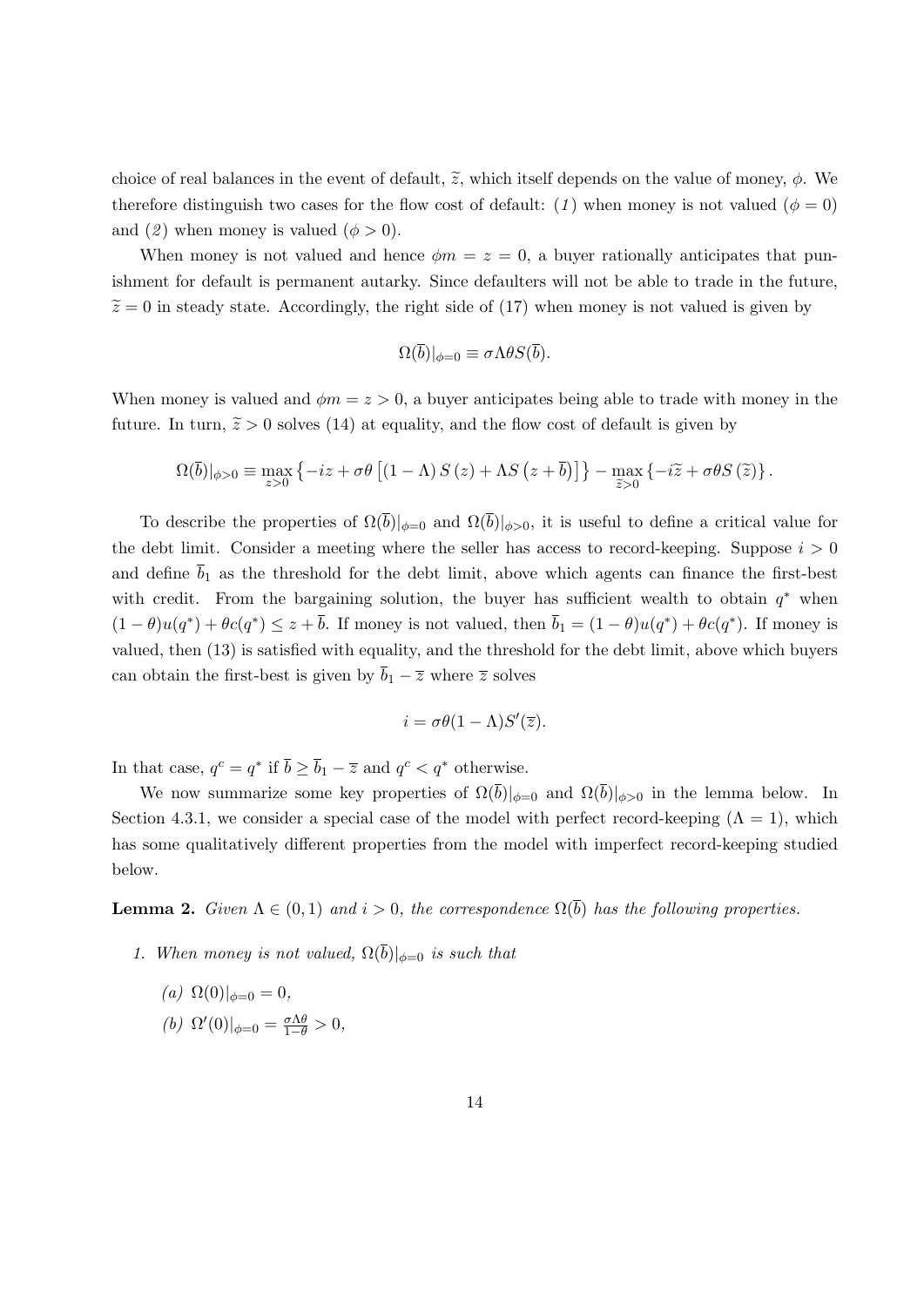choice of real balances in the event of default, $\widetilde{z}$, which itself depends on the value of money, $\phi$. We therefore distinguish two cases for the flow cost of default: (*1*) when money is not valued ($\phi = 0$) and (*2*) when money is valued ($\phi > 0$).

When money is not valued and hence $\phi m = z = 0$, a buyer rationally anticipates that punishment for default is permanent autarky. Since defaulters will not be able to trade in the future, $\widetilde{z} = 0$ in steady state. Accordingly, the right side of (17) when money is not valued is given by

$$\Omega(\overline{b})|_{\phi=0} \equiv \sigma\Lambda\theta S(\overline{b}).$$

When money is valued and $\phi m = z > 0$, a buyer anticipates being able to trade with money in the future. In turn, $\widetilde{z} > 0$ solves (14) at equality, and the flow cost of default is given by

$$\Omega(\overline{b})|_{\phi>0} \equiv \max_{z>0} \left\{-iz + \sigma\theta\left[(1-\Lambda)\, S\left(z\right) + \Lambda S\left(z + \overline{b}\right)\right]\right\} - \max_{\widetilde{z}>0} \left\{-i\widetilde{z} + \sigma\theta S\left(\widetilde{z}\right)\right\}.$$

To describe the properties of $\Omega(\overline{b})|_{\phi=0}$ and $\Omega(\overline{b})|_{\phi>0}$, it is useful to define a critical value for the debt limit. Consider a meeting where the seller has access to record-keeping. Suppose $i > 0$ and define $\overline{b}_1$ as the threshold for the debt limit, above which agents can finance the first-best with credit. From the bargaining solution, the buyer has sufficient wealth to obtain $q^*$ when $(1-\theta)u(q^*) + \theta c(q^*) \leq z + \overline{b}$. If money is not valued, then $\overline{b}_1 = (1-\theta)u(q^*) + \theta c(q^*)$. If money is valued, then (13) is satisfied with equality, and the threshold for the debt limit, above which buyers can obtain the first-best is given by $\overline{b}_1 - \overline{z}$ where $\overline{z}$ solves

$$i = \sigma\theta(1-\Lambda)S'(\overline{z}).$$

In that case, $q^c = q^*$ if $\overline{b} \geq \overline{b}_1 - \overline{z}$ and $q^c < q^*$ otherwise.

We now summarize some key properties of $\Omega(\overline{b})|_{\phi=0}$ and $\Omega(\overline{b})|_{\phi>0}$ in the lemma below. In Section 4.3.1, we consider a special case of the model with perfect record-keeping ($\Lambda = 1$), which has some qualitatively different properties from the model with imperfect record-keeping studied below.

**Lemma 2.** *Given $\Lambda \in (0, 1)$ and $i > 0$, the correspondence $\Omega(\overline{b})$ has the following properties.*

1. *When money is not valued, $\Omega(\overline{b})|_{\phi=0}$ is such that*
   
   *(a)* $\Omega(0)|_{\phi=0} = 0$,
   
   *(b)* $\Omega'(0)|_{\phi=0} = \frac{\sigma\Lambda\theta}{1-\theta} > 0$,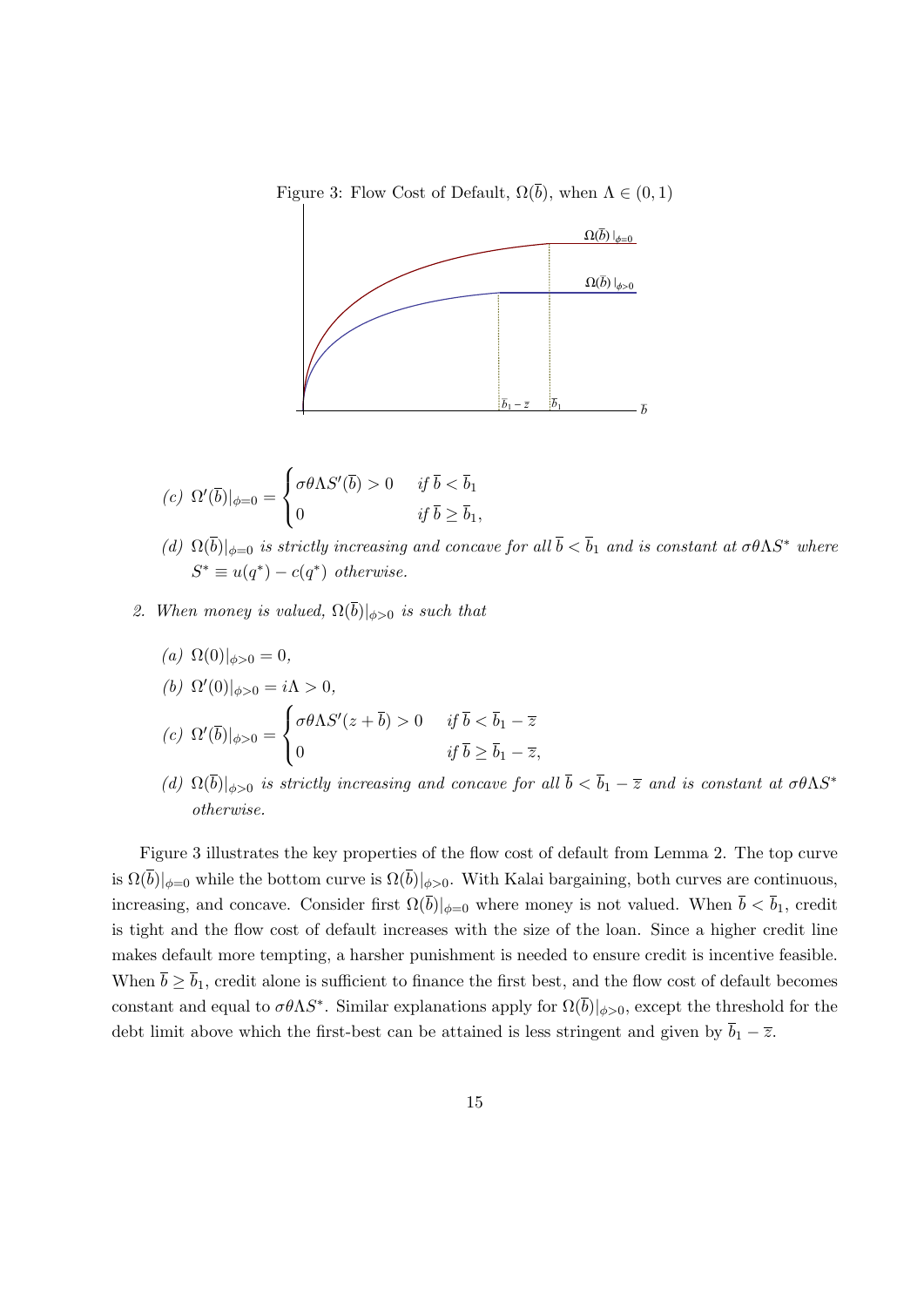Figure 3: Flow Cost of Default, $\Omega(\overline{b})$, when $\Lambda \in (0,1)$

(c) $\Omega'(\overline{b})|_{\phi=0} = \begin{cases} \sigma\theta\Lambda S'(\overline{b}) > 0 & \text{if } \overline{b} < \overline{b}_1 \\ 0 & \text{if } \overline{b} \geq \overline{b}_1, \end{cases}$

(d) *$\Omega(\overline{b})|_{\phi=0}$ is strictly increasing and concave for all $\overline{b} < \overline{b}_1$ and is constant at $\sigma\theta\Lambda S^*$ where $S^* \equiv u(q^*) - c(q^*)$ otherwise.*

2. *When money is valued, $\Omega(\overline{b})|_{\phi>0}$ is such that*

   (a) $\Omega(0)|_{\phi>0} = 0$,

   (b) $\Omega'(0)|_{\phi>0} = i\Lambda > 0$,

   (c) $\Omega'(\overline{b})|_{\phi>0} = \begin{cases} \sigma\theta\Lambda S'(z + \overline{b}) > 0 & \text{if } \overline{b} < \overline{b}_1 - \overline{z} \\ 0 & \text{if } \overline{b} \geq \overline{b}_1 - \overline{z}, \end{cases}$

   (d) *$\Omega(\overline{b})|_{\phi>0}$ is strictly increasing and concave for all $\overline{b} < \overline{b}_1 - \overline{z}$ and is constant at $\sigma\theta\Lambda S^*$ otherwise.*

Figure 3 illustrates the key properties of the flow cost of default from Lemma 2. The top curve is $\Omega(\overline{b})|_{\phi=0}$ while the bottom curve is $\Omega(\overline{b})|_{\phi>0}$. With Kalai bargaining, both curves are continuous, increasing, and concave. Consider first $\Omega(\overline{b})|_{\phi=0}$ where money is not valued. When $\overline{b} < \overline{b}_1$, credit is tight and the flow cost of default increases with the size of the loan. Since a higher credit line makes default more tempting, a harsher punishment is needed to ensure credit is incentive feasible. When $\overline{b} \geq \overline{b}_1$, credit alone is sufficient to finance the first best, and the flow cost of default becomes constant and equal to $\sigma\theta\Lambda S^*$. Similar explanations apply for $\Omega(\overline{b})|_{\phi>0}$, except the threshold for the debt limit above which the first-best can be attained is less stringent and given by $\overline{b}_1 - \overline{z}$.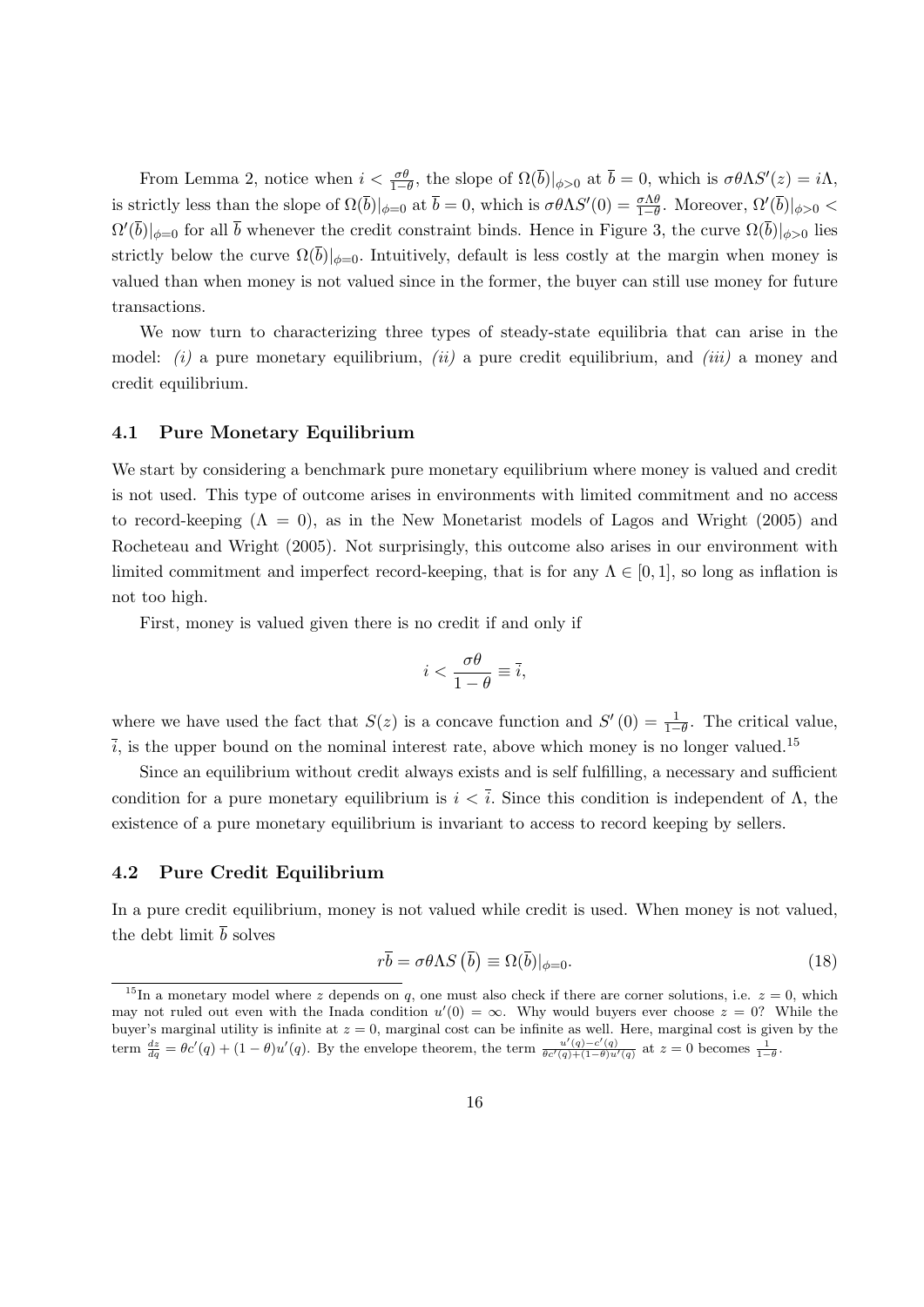From Lemma 2, notice when $i < \frac{\sigma\theta}{1-\theta}$, the slope of $\Omega(\bar{b})|_{\phi>0}$ at $\bar{b} = 0$, which is $\sigma\theta\Lambda S'(z) = i\Lambda$, is strictly less than the slope of $\Omega(\bar{b})|_{\phi=0}$ at $\bar{b} = 0$, which is $\sigma\theta\Lambda S'(0) = \frac{\sigma\Lambda\theta}{1-\theta}$. Moreover, $\Omega'(\bar{b})|_{\phi>0} < \Omega'(\bar{b})|_{\phi=0}$ for all $\bar{b}$ whenever the credit constraint binds. Hence in Figure 3, the curve $\Omega(\bar{b})|_{\phi>0}$ lies strictly below the curve $\Omega(\bar{b})|_{\phi=0}$. Intuitively, default is less costly at the margin when money is valued than when money is not valued since in the former, the buyer can still use money for future transactions.

We now turn to characterizing three types of steady-state equilibria that can arise in the model: *(i)* a pure monetary equilibrium, *(ii)* a pure credit equilibrium, and *(iii)* a money and credit equilibrium.

### 4.1 Pure Monetary Equilibrium

We start by considering a benchmark pure monetary equilibrium where money is valued and credit is not used. This type of outcome arises in environments with limited commitment and no access to record-keeping ($\Lambda = 0$), as in the New Monetarist models of Lagos and Wright (2005) and Rocheteau and Wright (2005). Not surprisingly, this outcome also arises in our environment with limited commitment and imperfect record-keeping, that is for any $\Lambda \in [0, 1]$, so long as inflation is not too high.

First, money is valued given there is no credit if and only if

$$i < \frac{\sigma\theta}{1-\theta} \equiv \bar{i},$$

where we have used the fact that $S(z)$ is a concave function and $S'(0) = \frac{1}{1-\theta}$. The critical value, $\bar{i}$, is the upper bound on the nominal interest rate, above which money is no longer valued.[15]

Since an equilibrium without credit always exists and is self fulfilling, a necessary and sufficient condition for a pure monetary equilibrium is $i < \bar{i}$. Since this condition is independent of $\Lambda$, the existence of a pure monetary equilibrium is invariant to access to record keeping by sellers.

### 4.2 Pure Credit Equilibrium

In a pure credit equilibrium, money is not valued while credit is used. When money is not valued, the debt limit $\bar{b}$ solves

$$r\bar{b} = \sigma\theta\Lambda S\left(\bar{b}\right) \equiv \Omega(\bar{b})|_{\phi=0}. \tag{18}$$

[15] In a monetary model where $z$ depends on $q$, one must also check if there are corner solutions, i.e. $z = 0$, which may not ruled out even with the Inada condition $u'(0) = \infty$. Why would buyers ever choose $z = 0$? While the buyer's marginal utility is infinite at $z = 0$, marginal cost can be infinite as well. Here, marginal cost is given by the term $\frac{dz}{dq} = \theta c'(q) + (1-\theta)u'(q)$. By the envelope theorem, the term $\frac{u'(q)-c'(q)}{\theta c'(q)+(1-\theta)u'(q)}$ at $z = 0$ becomes $\frac{1}{1-\theta}$.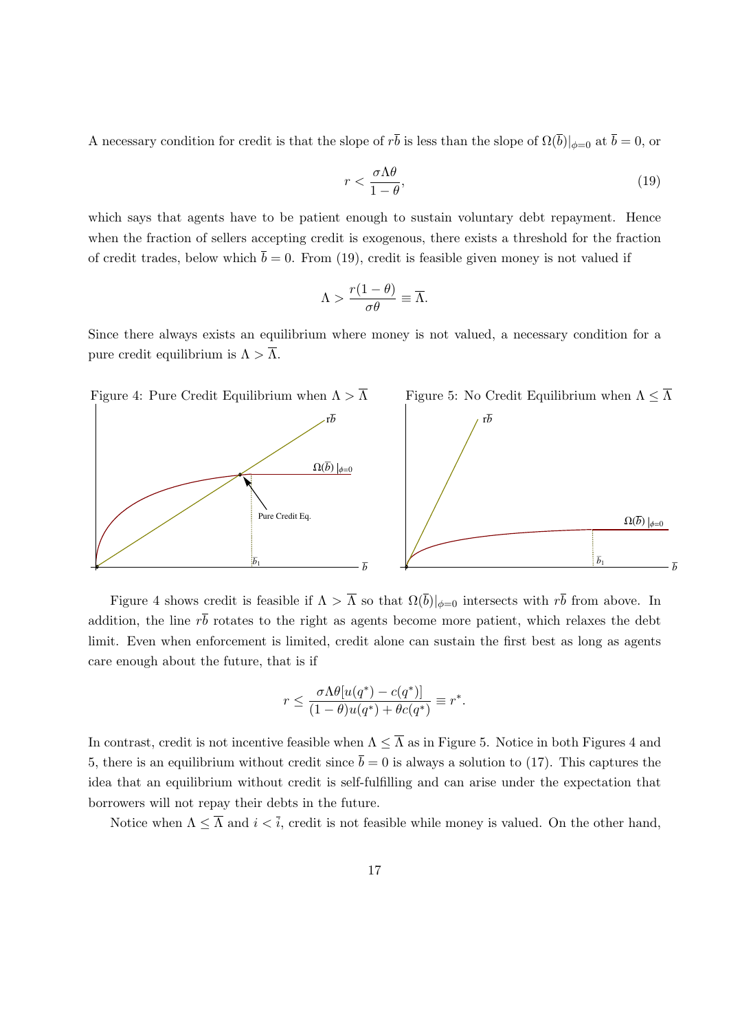A necessary condition for credit is that the slope of $r\overline{b}$ is less than the slope of $\Omega(\overline{b})|_{\phi=0}$ at $\overline{b} = 0$, or

$$r < \frac{\sigma \Lambda \theta}{1 - \theta}, \tag{19}$$

which says that agents have to be patient enough to sustain voluntary debt repayment. Hence when the fraction of sellers accepting credit is exogenous, there exists a threshold for the fraction of credit trades, below which $\overline{b} = 0$. From (19), credit is feasible given money is not valued if

$$\Lambda > \frac{r(1-\theta)}{\sigma\theta} \equiv \overline{\Lambda}.$$

Since there always exists an equilibrium where money is not valued, a necessary condition for a pure credit equilibrium is $\Lambda > \overline{\Lambda}$.

Figure 4: Pure Credit Equilibrium when $\Lambda > \overline{\Lambda}$

Figure 5: No Credit Equilibrium when $\Lambda \leq \overline{\Lambda}$

Figure 4 shows credit is feasible if $\Lambda > \overline{\Lambda}$ so that $\Omega(\overline{b})|_{\phi=0}$ intersects with $r\overline{b}$ from above. In addition, the line $r\overline{b}$ rotates to the right as agents become more patient, which relaxes the debt limit. Even when enforcement is limited, credit alone can sustain the first best as long as agents care enough about the future, that is if

$$r \leq \frac{\sigma\Lambda\theta[u(q^*) - c(q^*)]}{(1-\theta)u(q^*) + \theta c(q^*)} \equiv r^*.$$

In contrast, credit is not incentive feasible when $\Lambda \leq \overline{\Lambda}$ as in Figure 5. Notice in both Figures 4 and 5, there is an equilibrium without credit since $\overline{b} = 0$ is always a solution to (17). This captures the idea that an equilibrium without credit is self-fulfilling and can arise under the expectation that borrowers will not repay their debts in the future.

Notice when $\Lambda \leq \overline{\Lambda}$ and $i < \overline{i}$, credit is not feasible while money is valued. On the other hand,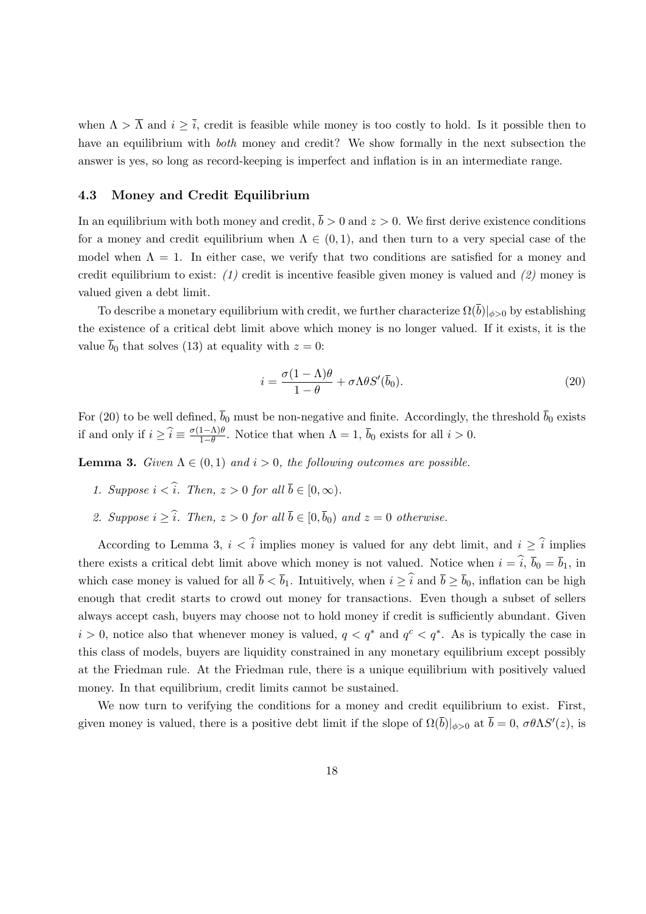when $\Lambda > \overline{\Lambda}$ and $i \geq \bar{i}$, credit is feasible while money is too costly to hold. Is it possible then to have an equilibrium with *both* money and credit? We show formally in the next subsection the answer is yes, so long as record-keeping is imperfect and inflation is in an intermediate range.

### 4.3 Money and Credit Equilibrium

In an equilibrium with both money and credit, $\overline{b} > 0$ and $z > 0$. We first derive existence conditions for a money and credit equilibrium when $\Lambda \in (0, 1)$, and then turn to a very special case of the model when $\Lambda = 1$. In either case, we verify that two conditions are satisfied for a money and credit equilibrium to exist: *(1)* credit is incentive feasible given money is valued and *(2)* money is valued given a debt limit.

To describe a monetary equilibrium with credit, we further characterize $\Omega(\overline{b})|_{\phi>0}$ by establishing the existence of a critical debt limit above which money is no longer valued. If it exists, it is the value $\overline{b}_0$ that solves (13) at equality with $z = 0$:

$$i = \frac{\sigma(1-\Lambda)\theta}{1-\theta} + \sigma\Lambda\theta S'(\overline{b}_0). \tag{20}$$

For (20) to be well defined, $\overline{b}_0$ must be non-negative and finite. Accordingly, the threshold $\overline{b}_0$ exists if and only if $i \geq \widehat{i} \equiv \frac{\sigma(1-\Lambda)\theta}{1-\theta}$. Notice that when $\Lambda = 1$, $\overline{b}_0$ exists for all $i > 0$.

**Lemma 3.** *Given $\Lambda \in (0, 1)$ and $i > 0$, the following outcomes are possible.*

1. *Suppose $i < \widehat{i}$. Then, $z > 0$ for all $\overline{b} \in [0, \infty)$.*
2. *Suppose $i \geq \widehat{i}$. Then, $z > 0$ for all $\overline{b} \in [0, \overline{b}_0)$ and $z = 0$ otherwise.*

According to Lemma 3, $i < \widehat{i}$ implies money is valued for any debt limit, and $i \geq \widehat{i}$ implies there exists a critical debt limit above which money is not valued. Notice when $i = \widehat{i}$, $\overline{b}_0 = \overline{b}_1$, in which case money is valued for all $\overline{b} < \overline{b}_1$. Intuitively, when $i \geq \widehat{i}$ and $\overline{b} \geq \overline{b}_0$, inflation can be high enough that credit starts to crowd out money for transactions. Even though a subset of sellers always accept cash, buyers may choose not to hold money if credit is sufficiently abundant. Given $i > 0$, notice also that whenever money is valued, $q < q^*$ and $q^c < q^*$. As is typically the case in this class of models, buyers are liquidity constrained in any monetary equilibrium except possibly at the Friedman rule. At the Friedman rule, there is a unique equilibrium with positively valued money. In that equilibrium, credit limits cannot be sustained.

We now turn to verifying the conditions for a money and credit equilibrium to exist. First, given money is valued, there is a positive debt limit if the slope of $\Omega(\overline{b})|_{\phi>0}$ at $\overline{b} = 0$, $\sigma\theta\Lambda S'(z)$, is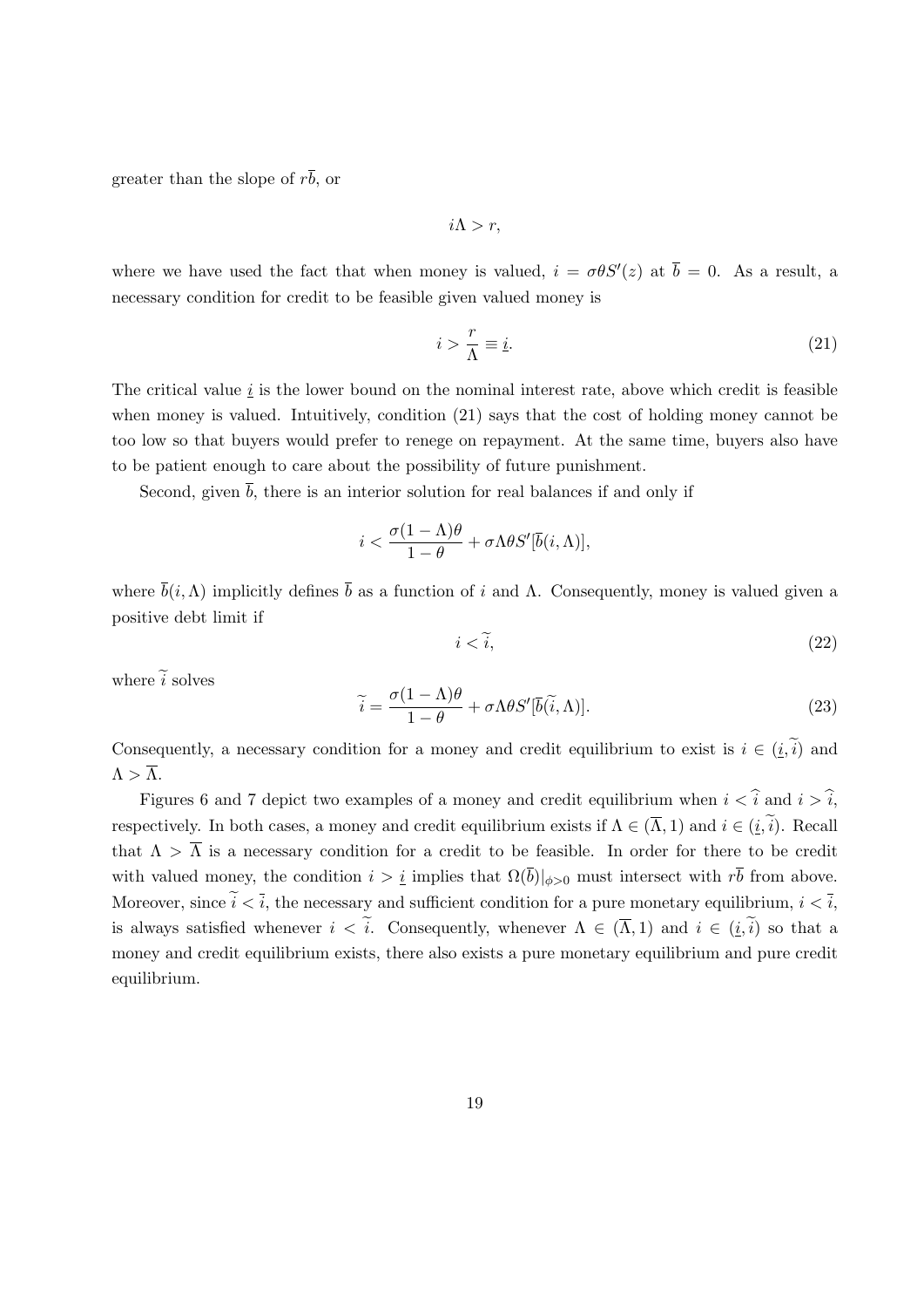greater than the slope of $r\overline{b}$, or

$$i\Lambda > r,$$

where we have used the fact that when money is valued, $i = \sigma\theta S'(z)$ at $\overline{b} = 0$. As a result, a necessary condition for credit to be feasible given valued money is

$$i > \frac{r}{\Lambda} \equiv \underline{i}. \tag{21}$$

The critical value $\underline{i}$ is the lower bound on the nominal interest rate, above which credit is feasible when money is valued. Intuitively, condition (21) says that the cost of holding money cannot be too low so that buyers would prefer to renege on repayment. At the same time, buyers also have to be patient enough to care about the possibility of future punishment.

Second, given $\overline{b}$, there is an interior solution for real balances if and only if

$$i < \frac{\sigma(1-\Lambda)\theta}{1-\theta} + \sigma\Lambda\theta S'[\overline{b}(i,\Lambda)],$$

where $\overline{b}(i,\Lambda)$ implicitly defines $\overline{b}$ as a function of $i$ and $\Lambda$. Consequently, money is valued given a positive debt limit if

$$i < \widetilde{i}, \tag{22}$$

where $\widetilde{i}$ solves

$$\widetilde{i} = \frac{\sigma(1-\Lambda)\theta}{1-\theta} + \sigma\Lambda\theta S'[\overline{b}(\widetilde{i},\Lambda)]. \tag{23}$$

Consequently, a necessary condition for a money and credit equilibrium to exist is $i \in (\underline{i}, \widetilde{i})$ and $\Lambda > \overline{\Lambda}$.

Figures 6 and 7 depict two examples of a money and credit equilibrium when $i < \widehat{i}$ and $i > \widehat{i}$, respectively. In both cases, a money and credit equilibrium exists if $\Lambda \in (\overline{\Lambda}, 1)$ and $i \in (\underline{i}, \widetilde{i})$. Recall that $\Lambda > \overline{\Lambda}$ is a necessary condition for a credit to be feasible. In order for there to be credit with valued money, the condition $i > \underline{i}$ implies that $\Omega(\overline{b})|_{\phi>0}$ must intersect with $r\overline{b}$ from above. Moreover, since $\widetilde{i} < \overline{i}$, the necessary and sufficient condition for a pure monetary equilibrium, $i < \overline{i}$, is always satisfied whenever $i < \widetilde{i}$. Consequently, whenever $\Lambda \in (\overline{\Lambda}, 1)$ and $i \in (\underline{i}, \widetilde{i})$ so that a money and credit equilibrium exists, there also exists a pure monetary equilibrium and pure credit equilibrium.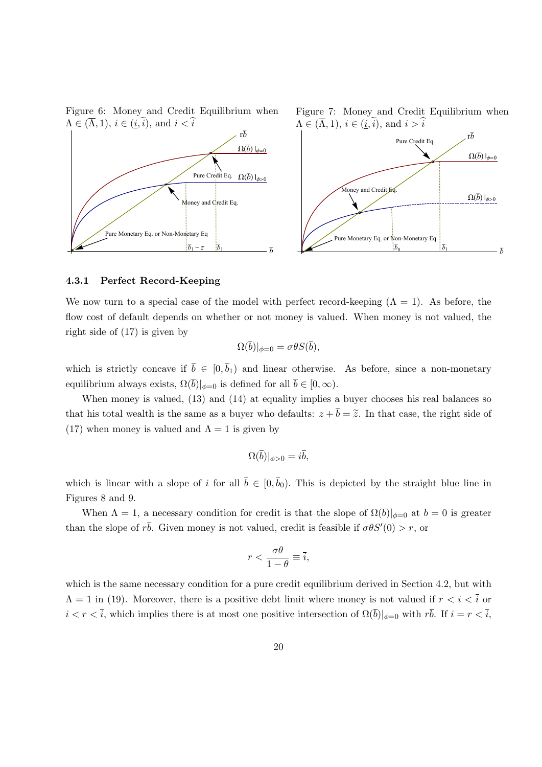Figure 6: Money and Credit Equilibrium when $\Lambda \in (\overline{\Lambda}, 1)$, $i \in (\underline{i}, \widetilde{i})$, and $i < \widehat{i}$

Figure 7: Money and Credit Equilibrium when $\Lambda \in (\overline{\Lambda}, 1)$, $i \in (\underline{i}, \widetilde{i})$, and $i > \widehat{i}$

### 4.3.1 Perfect Record-Keeping

We now turn to a special case of the model with perfect record-keeping ($\Lambda = 1$). As before, the flow cost of default depends on whether or not money is valued. When money is not valued, the right side of (17) is given by

$$\Omega(\overline{b})|_{\phi=0} = \sigma\theta S(\overline{b}),$$

which is strictly concave if $\overline{b} \in [0, \overline{b}_1)$ and linear otherwise. As before, since a non-monetary equilibrium always exists, $\Omega(\overline{b})|_{\phi=0}$ is defined for all $\overline{b} \in [0, \infty)$.

When money is valued, (13) and (14) at equality implies a buyer chooses his real balances so that his total wealth is the same as a buyer who defaults: $z + \overline{b} = \widetilde{z}$. In that case, the right side of (17) when money is valued and $\Lambda = 1$ is given by

$$\Omega(\overline{b})|_{\phi>0} = i\overline{b},$$

which is linear with a slope of $i$ for all $\overline{b} \in [0, \overline{b}_0)$. This is depicted by the straight blue line in Figures 8 and 9.

When $\Lambda = 1$, a necessary condition for credit is that the slope of $\Omega(\overline{b})|_{\phi=0}$ at $\overline{b} = 0$ is greater than the slope of $r\overline{b}$. Given money is not valued, credit is feasible if $\sigma\theta S'(0) > r$, or

$$r < \frac{\sigma\theta}{1-\theta} \equiv \overline{i},$$

which is the same necessary condition for a pure credit equilibrium derived in Section 4.2, but with $\Lambda = 1$ in (19). Moreover, there is a positive debt limit where money is not valued if $r < i < \overline{i}$ or $i < r < \overline{i}$, which implies there is at most one positive intersection of $\Omega(\overline{b})|_{\phi=0}$ with $r\overline{b}$. If $i = r < \overline{i}$,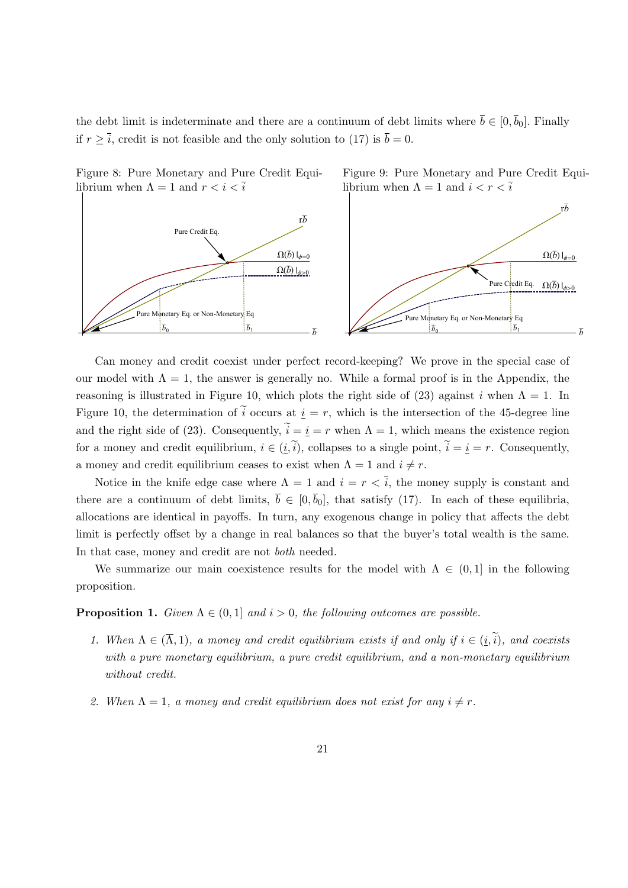the debt limit is indeterminate and there are a continuum of debt limits where $\overline{b} \in [0, \overline{b}_0]$. Finally if $r \geq \overline{i}$, credit is not feasible and the only solution to (17) is $\overline{b} = 0$.

Figure 8: Pure Monetary and Pure Credit Equilibrium when $\Lambda = 1$ and $r < i < \overline{i}$

Figure 9: Pure Monetary and Pure Credit Equilibrium when $\Lambda = 1$ and $i < r < \overline{i}$

Can money and credit coexist under perfect record-keeping? We prove in the special case of our model with $\Lambda = 1$, the answer is generally no. While a formal proof is in the Appendix, the reasoning is illustrated in Figure 10, which plots the right side of (23) against $i$ when $\Lambda = 1$. In Figure 10, the determination of $\widetilde{i}$ occurs at $\underline{i} = r$, which is the intersection of the 45-degree line and the right side of (23). Consequently, $\widetilde{i} = \underline{i} = r$ when $\Lambda = 1$, which means the existence region for a money and credit equilibrium, $i \in (\underline{i}, \widetilde{i})$, collapses to a single point, $\widetilde{i} = \underline{i} = r$. Consequently, a money and credit equilibrium ceases to exist when $\Lambda = 1$ and $i \neq r$.

Notice in the knife edge case where $\Lambda = 1$ and $i = r < \overline{i}$, the money supply is constant and there are a continuum of debt limits, $\overline{b} \in [0, \overline{b}_0]$, that satisfy (17). In each of these equilibria, allocations are identical in payoffs. In turn, any exogenous change in policy that affects the debt limit is perfectly offset by a change in real balances so that the buyer's total wealth is the same. In that case, money and credit are not *both* needed.

We summarize our main coexistence results for the model with $\Lambda \in (0, 1]$ in the following proposition.

**Proposition 1.** *Given $\Lambda \in (0, 1]$ and $i > 0$, the following outcomes are possible.*

1. *When $\Lambda \in (\overline{\Lambda}, 1)$, a money and credit equilibrium exists if and only if $i \in (\underline{i}, \widetilde{i})$, and coexists with a pure monetary equilibrium, a pure credit equilibrium, and a non-monetary equilibrium without credit.*

2. *When $\Lambda = 1$, a money and credit equilibrium does not exist for any $i \neq r$.*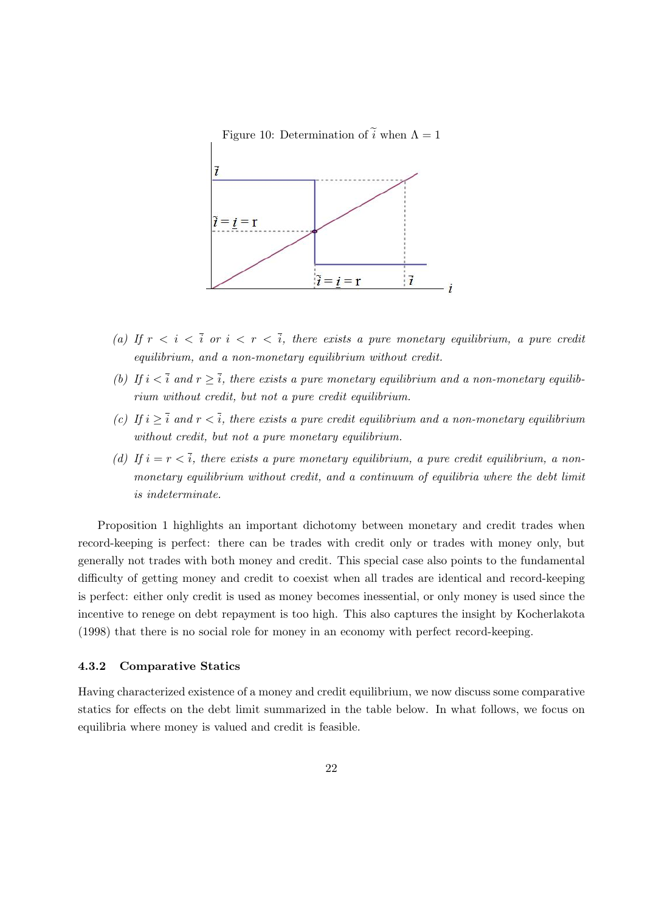Figure 10: Determination of $\tilde{i}$ when $\Lambda = 1$

(a) *If $r < i < \bar{i}$ or $i < r < \bar{i}$, there exists a pure monetary equilibrium, a pure credit equilibrium, and a non-monetary equilibrium without credit.*

(b) *If $i < \bar{i}$ and $r \geq \bar{i}$, there exists a pure monetary equilibrium and a non-monetary equilibrium without credit, but not a pure credit equilibrium.*

(c) *If $i \geq \bar{i}$ and $r < \bar{i}$, there exists a pure credit equilibrium and a non-monetary equilibrium without credit, but not a pure monetary equilibrium.*

(d) *If $i = r < \bar{i}$, there exists a pure monetary equilibrium, a pure credit equilibrium, a non-monetary equilibrium without credit, and a continuum of equilibria where the debt limit is indeterminate.*

Proposition 1 highlights an important dichotomy between monetary and credit trades when record-keeping is perfect: there can be trades with credit only or trades with money only, but generally not trades with both money and credit. This special case also points to the fundamental difficulty of getting money and credit to coexist when all trades are identical and record-keeping is perfect: either only credit is used as money becomes inessential, or only money is used since the incentive to renege on debt repayment is too high. This also captures the insight by Kocherlakota (1998) that there is no social role for money in an economy with perfect record-keeping.

### 4.3.2 Comparative Statics

Having characterized existence of a money and credit equilibrium, we now discuss some comparative statics for effects on the debt limit summarized in the table below. In what follows, we focus on equilibria where money is valued and credit is feasible.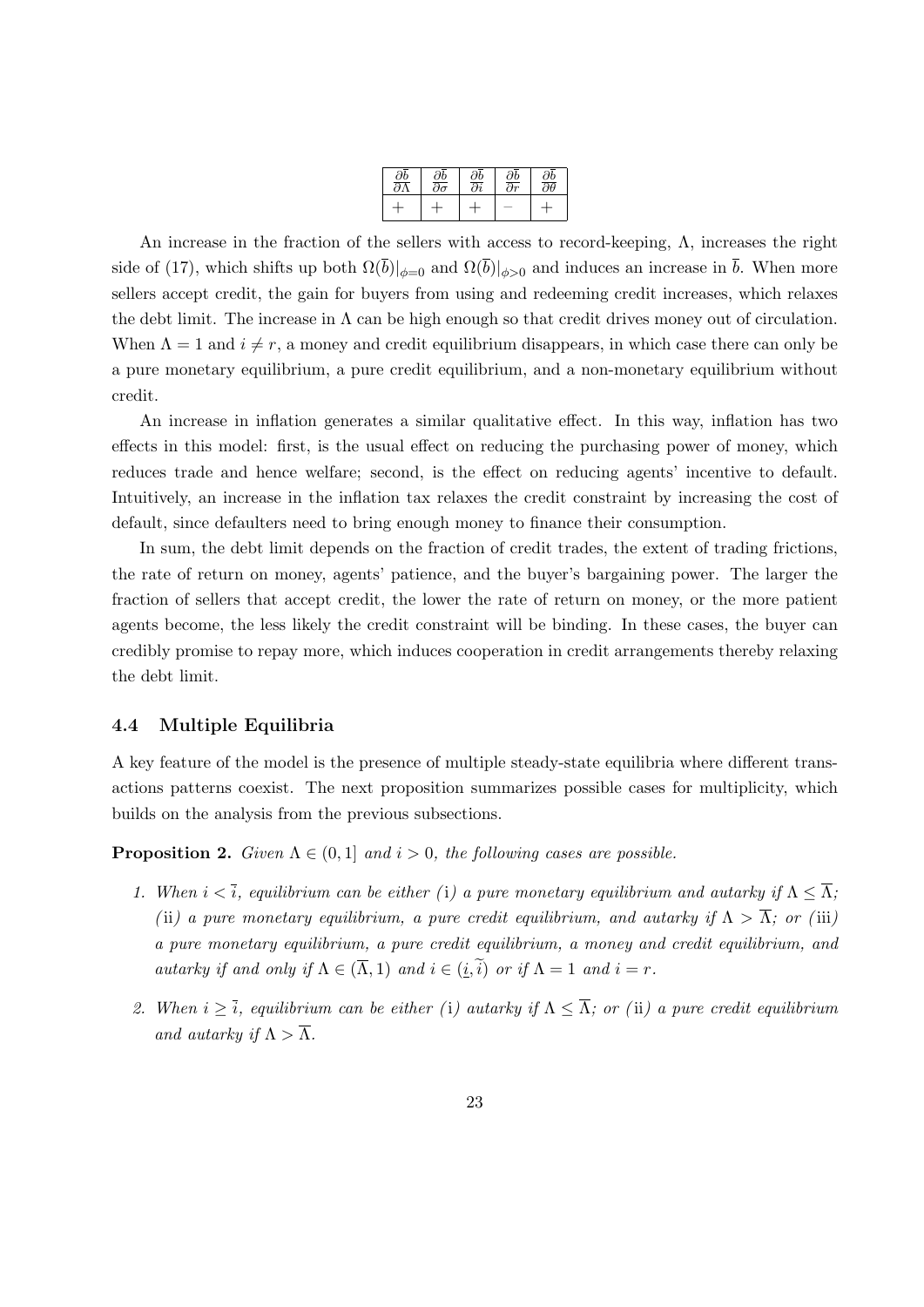| $\frac{\partial \bar{b}}{\partial \Lambda}$ | $\frac{\partial \bar{b}}{\partial \sigma}$ | $\frac{\partial \bar{b}}{\partial i}$ | $\frac{\partial \bar{b}}{\partial r}$ | $\frac{\partial \bar{b}}{\partial \theta}$ |
|---|---|---|---|---|
| + | + | + | − | + |

An increase in the fraction of the sellers with access to record-keeping, $\Lambda$, increases the right side of (17), which shifts up both $\Omega(\bar{b})|_{\phi=0}$ and $\Omega(\bar{b})|_{\phi>0}$ and induces an increase in $\bar{b}$. When more sellers accept credit, the gain for buyers from using and redeeming credit increases, which relaxes the debt limit. The increase in $\Lambda$ can be high enough so that credit drives money out of circulation. When $\Lambda = 1$ and $i \neq r$, a money and credit equilibrium disappears, in which case there can only be a pure monetary equilibrium, a pure credit equilibrium, and a non-monetary equilibrium without credit.

An increase in inflation generates a similar qualitative effect. In this way, inflation has two effects in this model: first, is the usual effect on reducing the purchasing power of money, which reduces trade and hence welfare; second, is the effect on reducing agents' incentive to default. Intuitively, an increase in the inflation tax relaxes the credit constraint by increasing the cost of default, since defaulters need to bring enough money to finance their consumption.

In sum, the debt limit depends on the fraction of credit trades, the extent of trading frictions, the rate of return on money, agents' patience, and the buyer's bargaining power. The larger the fraction of sellers that accept credit, the lower the rate of return on money, or the more patient agents become, the less likely the credit constraint will be binding. In these cases, the buyer can credibly promise to repay more, which induces cooperation in credit arrangements thereby relaxing the debt limit.

### 4.4 Multiple Equilibria

A key feature of the model is the presence of multiple steady-state equilibria where different transactions patterns coexist. The next proposition summarizes possible cases for multiplicity, which builds on the analysis from the previous subsections.

**Proposition 2.** *Given $\Lambda \in (0, 1]$ and $i > 0$, the following cases are possible.*

1. *When $i < \bar{i}$, equilibrium can be either (*i*) a pure monetary equilibrium and autarky if $\Lambda \leq \overline{\Lambda}$; (*ii*) a pure monetary equilibrium, a pure credit equilibrium, and autarky if $\Lambda > \overline{\Lambda}$; or (*iii*) a pure monetary equilibrium, a pure credit equilibrium, a money and credit equilibrium, and autarky if and only if $\Lambda \in (\overline{\Lambda}, 1)$ and $i \in (\underline{i}, \widetilde{i})$ or if $\Lambda = 1$ and $i = r$.*
2. *When $i \geq \bar{i}$, equilibrium can be either (*i*) autarky if $\Lambda \leq \overline{\Lambda}$; or (*ii*) a pure credit equilibrium and autarky if $\Lambda > \overline{\Lambda}$.*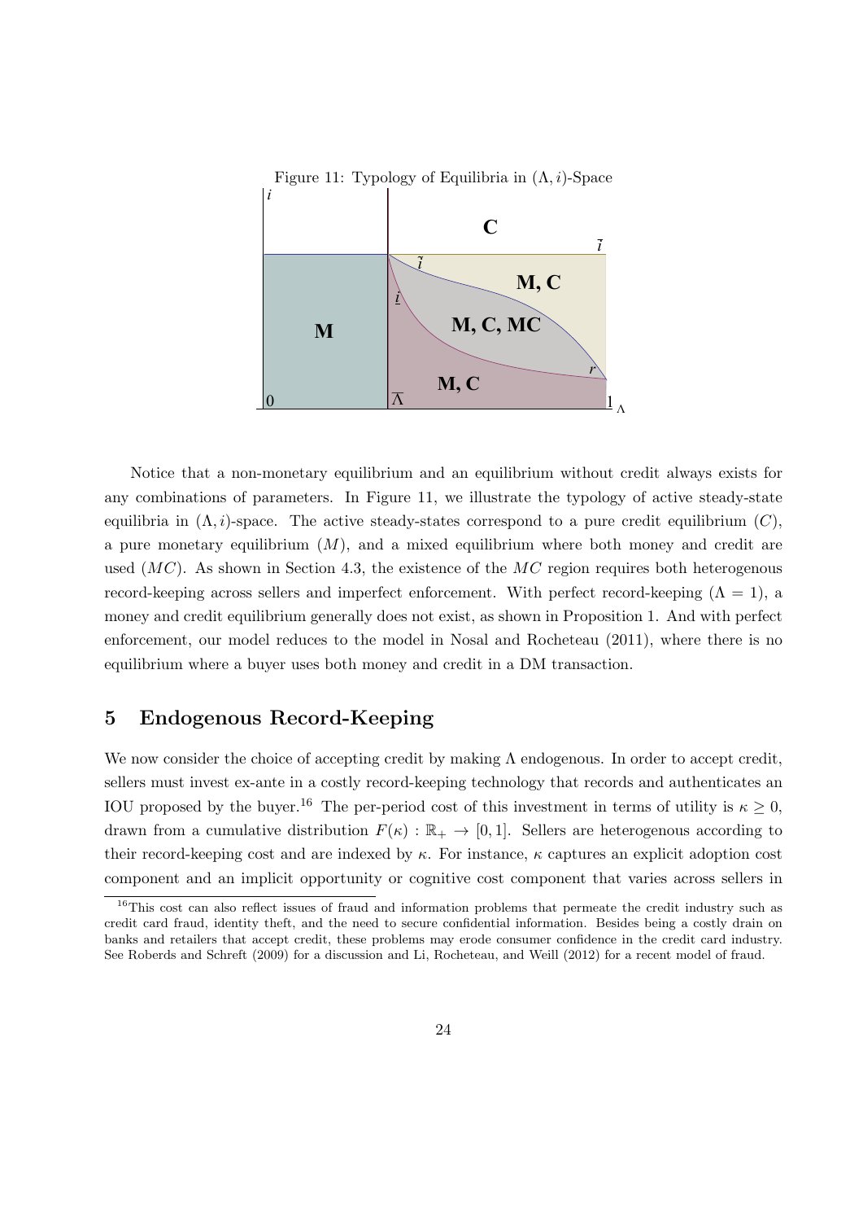Figure 11: Typology of Equilibria in $(\Lambda, i)$-Space

Notice that a non-monetary equilibrium and an equilibrium without credit always exists for any combinations of parameters. In Figure 11, we illustrate the typology of active steady-state equilibria in $(\Lambda, i)$-space. The active steady-states correspond to a pure credit equilibrium ($C$), a pure monetary equilibrium ($M$), and a mixed equilibrium where both money and credit are used ($MC$). As shown in Section 4.3, the existence of the $MC$ region requires both heterogenous record-keeping across sellers and imperfect enforcement. With perfect record-keeping ($\Lambda = 1$), a money and credit equilibrium generally does not exist, as shown in Proposition 1. And with perfect enforcement, our model reduces to the model in Nosal and Rocheteau (2011), where there is no equilibrium where a buyer uses both money and credit in a DM transaction.

## 5 Endogenous Record-Keeping

We now consider the choice of accepting credit by making $\Lambda$ endogenous. In order to accept credit, sellers must invest ex-ante in a costly record-keeping technology that records and authenticates an IOU proposed by the buyer.[16] The per-period cost of this investment in terms of utility is $\kappa \geq 0$, drawn from a cumulative distribution $F(\kappa) : \mathbb{R}_+ \to [0, 1]$. Sellers are heterogenous according to their record-keeping cost and are indexed by $\kappa$. For instance, $\kappa$ captures an explicit adoption cost component and an implicit opportunity or cognitive cost component that varies across sellers in

[16] This cost can also reflect issues of fraud and information problems that permeate the credit industry such as credit card fraud, identity theft, and the need to secure confidential information. Besides being a costly drain on banks and retailers that accept credit, these problems may erode consumer confidence in the credit card industry. See Roberds and Schreft (2009) for a discussion and Li, Rocheteau, and Weill (2012) for a recent model of fraud.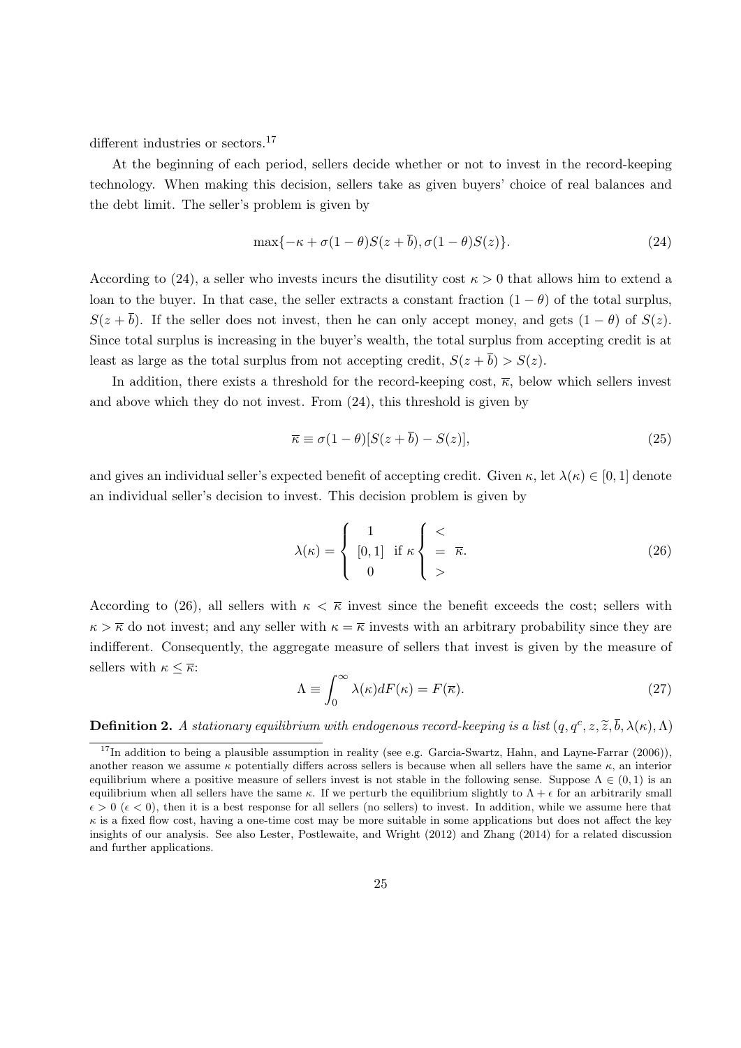different industries or sectors.[17]

At the beginning of each period, sellers decide whether or not to invest in the record-keeping technology. When making this decision, sellers take as given buyers' choice of real balances and the debt limit. The seller's problem is given by

$$\max\{-\kappa + \sigma(1-\theta)S(z+\overline{b}), \sigma(1-\theta)S(z)\}. \tag{24}$$

According to (24), a seller who invests incurs the disutility cost $\kappa > 0$ that allows him to extend a loan to the buyer. In that case, the seller extracts a constant fraction $(1-\theta)$ of the total surplus, $S(z+\overline{b})$. If the seller does not invest, then he can only accept money, and gets $(1-\theta)$ of $S(z)$. Since total surplus is increasing in the buyer's wealth, the total surplus from accepting credit is at least as large as the total surplus from not accepting credit, $S(z+\overline{b}) > S(z)$.

In addition, there exists a threshold for the record-keeping cost, $\overline{\kappa}$, below which sellers invest and above which they do not invest. From (24), this threshold is given by

$$\overline{\kappa} \equiv \sigma(1-\theta)[S(z+\overline{b}) - S(z)], \tag{25}$$

and gives an individual seller's expected benefit of accepting credit. Given $\kappa$, let $\lambda(\kappa) \in [0,1]$ denote an individual seller's decision to invest. This decision problem is given by

$$\lambda(\kappa) = \begin{cases} 1 \\ [0,1] \\ 0 \end{cases} \text{if } \kappa \begin{cases} < \\ = \\ > \end{cases} \overline{\kappa}. \tag{26}$$

According to (26), all sellers with $\kappa < \overline{\kappa}$ invest since the benefit exceeds the cost; sellers with $\kappa > \overline{\kappa}$ do not invest; and any seller with $\kappa = \overline{\kappa}$ invests with an arbitrary probability since they are indifferent. Consequently, the aggregate measure of sellers that invest is given by the measure of sellers with $\kappa \leq \overline{\kappa}$:

$$\Lambda \equiv \int_0^\infty \lambda(\kappa) dF(\kappa) = F(\overline{\kappa}). \tag{27}$$

**Definition 2.** *A stationary equilibrium with endogenous record-keeping is a list* $(q, q^c, z, \widetilde{z}, \overline{b}, \lambda(\kappa), \Lambda)$

[17] In addition to being a plausible assumption in reality (see e.g. Garcia-Swartz, Hahn, and Layne-Farrar (2006)), another reason we assume $\kappa$ potentially differs across sellers is because when all sellers have the same $\kappa$, an interior equilibrium where a positive measure of sellers invest is not stable in the following sense. Suppose $\Lambda \in (0,1)$ is an equilibrium when all sellers have the same $\kappa$. If we perturb the equilibrium slightly to $\Lambda + \epsilon$ for an arbitrarily small $\epsilon > 0$ ($\epsilon < 0$), then it is a best response for all sellers (no sellers) to invest. In addition, while we assume here that $\kappa$ is a fixed flow cost, having a one-time cost may be more suitable in some applications but does not affect the key insights of our analysis. See also Lester, Postlewaite, and Wright (2012) and Zhang (2014) for a related discussion and further applications.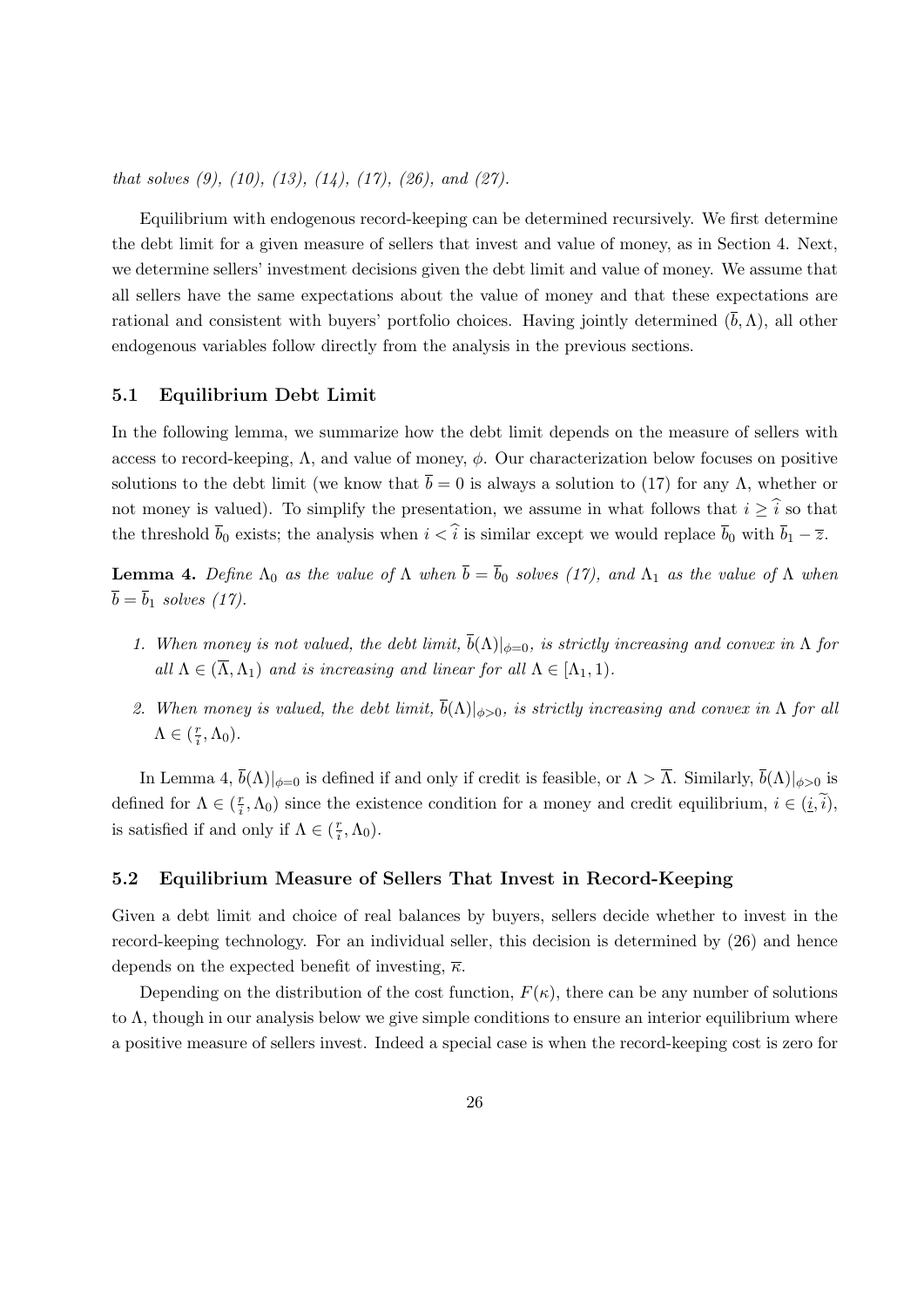*that solves (9), (10), (13), (14), (17), (26), and (27).*

Equilibrium with endogenous record-keeping can be determined recursively. We first determine the debt limit for a given measure of sellers that invest and value of money, as in Section 4. Next, we determine sellers' investment decisions given the debt limit and value of money. We assume that all sellers have the same expectations about the value of money and that these expectations are rational and consistent with buyers' portfolio choices. Having jointly determined $(\overline{b}, \Lambda)$, all other endogenous variables follow directly from the analysis in the previous sections.

## 5.1 Equilibrium Debt Limit

In the following lemma, we summarize how the debt limit depends on the measure of sellers with access to record-keeping, $\Lambda$, and value of money, $\phi$. Our characterization below focuses on positive solutions to the debt limit (we know that $\overline{b} = 0$ is always a solution to (17) for any $\Lambda$, whether or not money is valued). To simplify the presentation, we assume in what follows that $i \geq \widehat{i}$ so that the threshold $\overline{b}_0$ exists; the analysis when $i < \widehat{i}$ is similar except we would replace $\overline{b}_0$ with $\overline{b}_1 - \overline{z}$.

**Lemma 4.** *Define $\Lambda_0$ as the value of $\Lambda$ when $\overline{b} = \overline{b}_0$ solves (17), and $\Lambda_1$ as the value of $\Lambda$ when $\overline{b} = \overline{b}_1$ solves (17).*

1. *When money is not valued, the debt limit, $\overline{b}(\Lambda)|_{\phi=0}$, is strictly increasing and convex in $\Lambda$ for all $\Lambda \in (\overline{\Lambda}, \Lambda_1)$ and is increasing and linear for all $\Lambda \in [\Lambda_1, 1)$.*
2. *When money is valued, the debt limit, $\overline{b}(\Lambda)|_{\phi>0}$, is strictly increasing and convex in $\Lambda$ for all $\Lambda \in (\frac{r}{i}, \Lambda_0)$.*

In Lemma 4, $\overline{b}(\Lambda)|_{\phi=0}$ is defined if and only if credit is feasible, or $\Lambda > \overline{\Lambda}$. Similarly, $\overline{b}(\Lambda)|_{\phi>0}$ is defined for $\Lambda \in (\frac{r}{i}, \Lambda_0)$ since the existence condition for a money and credit equilibrium, $i \in (\underline{i}, \widetilde{i})$, is satisfied if and only if $\Lambda \in (\frac{r}{i}, \Lambda_0)$.

## 5.2 Equilibrium Measure of Sellers That Invest in Record-Keeping

Given a debt limit and choice of real balances by buyers, sellers decide whether to invest in the record-keeping technology. For an individual seller, this decision is determined by (26) and hence depends on the expected benefit of investing, $\overline{\kappa}$.

Depending on the distribution of the cost function, $F(\kappa)$, there can be any number of solutions to $\Lambda$, though in our analysis below we give simple conditions to ensure an interior equilibrium where a positive measure of sellers invest. Indeed a special case is when the record-keeping cost is zero for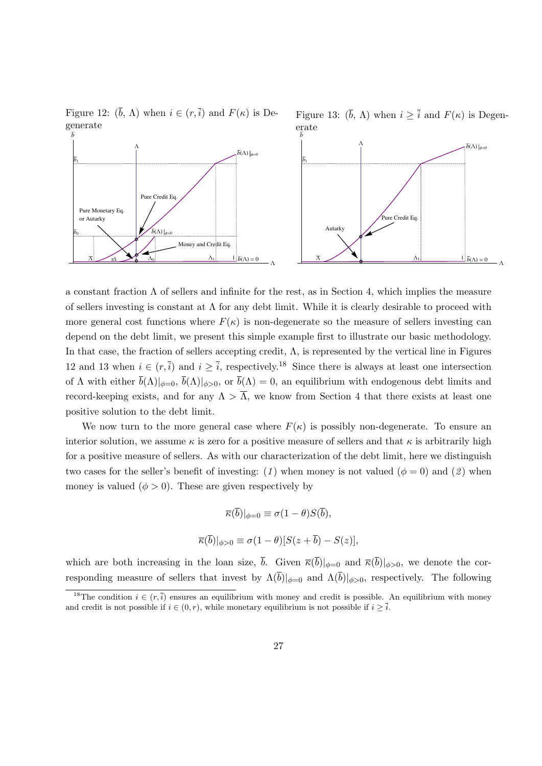Figure 12: $(\overline{b}, \Lambda)$ when $i \in (r, \overline{i})$ and $F(\kappa)$ is Degenerate

Figure 13: $(\overline{b}, \Lambda)$ when $i \geq \overline{i}$ and $F(\kappa)$ is Degenerate

a constant fraction $\Lambda$ of sellers and infinite for the rest, as in Section 4, which implies the measure of sellers investing is constant at $\Lambda$ for any debt limit. While it is clearly desirable to proceed with more general cost functions where $F(\kappa)$ is non-degenerate so the measure of sellers investing can depend on the debt limit, we present this simple example first to illustrate our basic methodology. In that case, the fraction of sellers accepting credit, $\Lambda$, is represented by the vertical line in Figures 12 and 13 when $i \in (r, \overline{i})$ and $i \geq \overline{i}$, respectively.[18] Since there is always at least one intersection of $\Lambda$ with either $\overline{b}(\Lambda)|_{\phi=0}$, $\overline{b}(\Lambda)|_{\phi>0}$, or $\overline{b}(\Lambda) = 0$, an equilibrium with endogenous debt limits and record-keeping exists, and for any $\Lambda > \overline{\Lambda}$, we know from Section 4 that there exists at least one positive solution to the debt limit.

We now turn to the more general case where $F(\kappa)$ is possibly non-degenerate. To ensure an interior solution, we assume $\kappa$ is zero for a positive measure of sellers and that $\kappa$ is arbitrarily high for a positive measure of sellers. As with our characterization of the debt limit, here we distinguish two cases for the seller's benefit of investing: (*1*) when money is not valued ($\phi = 0$) and (*2*) when money is valued ($\phi > 0$). These are given respectively by

$$\overline{\kappa}(\overline{b})|_{\phi=0} \equiv \sigma(1-\theta)S(\overline{b}),$$

$$\overline{\kappa}(\overline{b})|_{\phi>0} \equiv \sigma(1-\theta)[S(z+\overline{b}) - S(z)],$$

which are both increasing in the loan size, $\overline{b}$. Given $\overline{\kappa}(\overline{b})|_{\phi=0}$ and $\overline{\kappa}(\overline{b})|_{\phi>0}$, we denote the corresponding measure of sellers that invest by $\Lambda(\overline{b})|_{\phi=0}$ and $\Lambda(\overline{b})|_{\phi>0}$, respectively. The following

[18] The condition $i \in (r, \overline{i})$ ensures an equilibrium with money and credit is possible. An equilibrium with money and credit is not possible if $i \in (0, r)$, while monetary equilibrium is not possible if $i \geq \overline{i}$.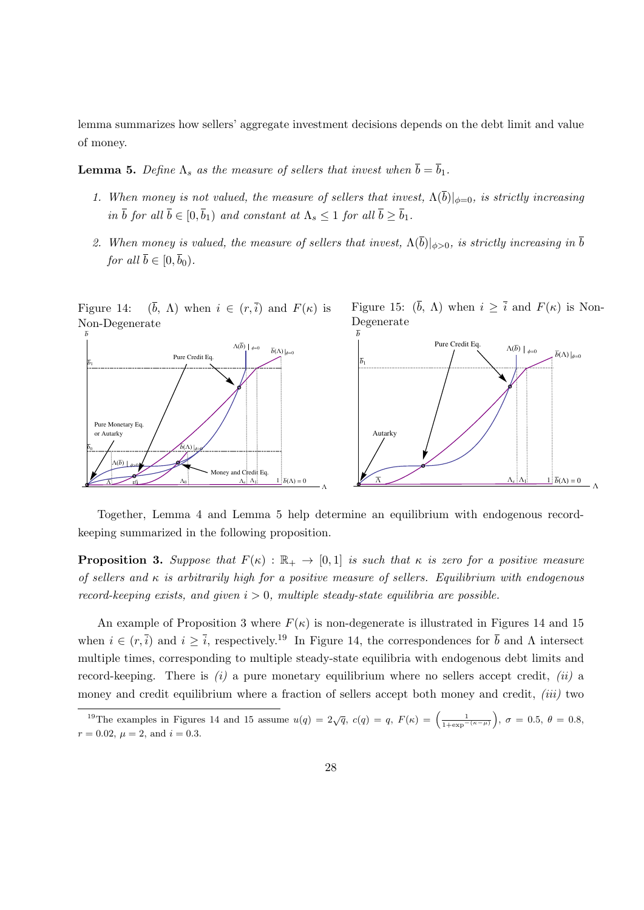lemma summarizes how sellers' aggregate investment decisions depends on the debt limit and value of money.

**Lemma 5.** *Define $\Lambda_s$ as the measure of sellers that invest when $\overline{b} = \overline{b}_1$.*

1. *When money is not valued, the measure of sellers that invest, $\Lambda(\overline{b})|_{\phi=0}$, is strictly increasing in $\overline{b}$ for all $\overline{b} \in [0, \overline{b}_1)$ and constant at $\Lambda_s \leq 1$ for all $\overline{b} \geq \overline{b}_1$.*
2. *When money is valued, the measure of sellers that invest, $\Lambda(\overline{b})|_{\phi>0}$, is strictly increasing in $\overline{b}$ for all $\overline{b} \in [0, \overline{b}_0)$.*

Figure 14: $(\overline{b},\, \Lambda)$ when $i \in (r, \overline{i})$ and $F(\kappa)$ is Non-Degenerate

Figure 15: $(\overline{b},\, \Lambda)$ when $i \geq \overline{i}$ and $F(\kappa)$ is Non-Degenerate

Together, Lemma 4 and Lemma 5 help determine an equilibrium with endogenous record-keeping summarized in the following proposition.

**Proposition 3.** *Suppose that $F(\kappa) : \mathbb{R}_+ \to [0, 1]$ is such that $\kappa$ is zero for a positive measure of sellers and $\kappa$ is arbitrarily high for a positive measure of sellers. Equilibrium with endogenous record-keeping exists, and given $i > 0$, multiple steady-state equilibria are possible.*

An example of Proposition 3 where $F(\kappa)$ is non-degenerate is illustrated in Figures 14 and 15 when $i \in (r, \overline{i})$ and $i \geq \overline{i}$, respectively.[19] In Figure 14, the correspondences for $\overline{b}$ and $\Lambda$ intersect multiple times, corresponding to multiple steady-state equilibria with endogenous debt limits and record-keeping. There is *(i)* a pure monetary equilibrium where no sellers accept credit, *(ii)* a money and credit equilibrium where a fraction of sellers accept both money and credit, *(iii)* two

[19] The examples in Figures 14 and 15 assume $u(q) = 2\sqrt{q}$, $c(q) = q$, $F(\kappa) = \left(\frac{1}{1+\exp^{-(\kappa-\mu)}}\right)$, $\sigma = 0.5$, $\theta = 0.8$, $r = 0.02$, $\mu = 2$, and $i = 0.3$.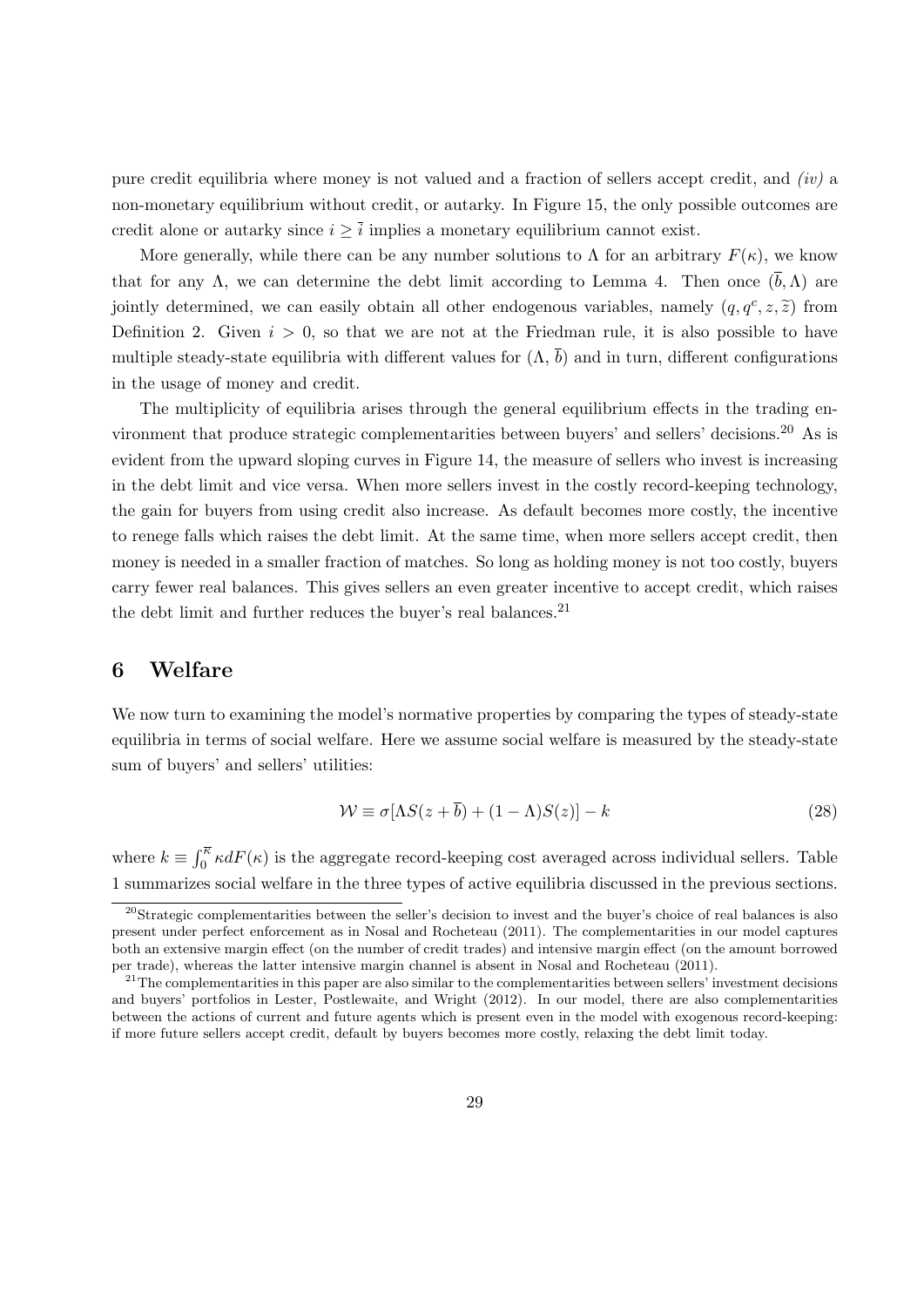pure credit equilibria where money is not valued and a fraction of sellers accept credit, and *(iv)* a non-monetary equilibrium without credit, or autarky. In Figure 15, the only possible outcomes are credit alone or autarky since $i \geq \bar{i}$ implies a monetary equilibrium cannot exist.

More generally, while there can be any number solutions to $\Lambda$ for an arbitrary $F(\kappa)$, we know that for any $\Lambda$, we can determine the debt limit according to Lemma 4. Then once $(\bar{b}, \Lambda)$ are jointly determined, we can easily obtain all other endogenous variables, namely $(q, q^c, z, \tilde{z})$ from Definition 2. Given $i > 0$, so that we are not at the Friedman rule, it is also possible to have multiple steady-state equilibria with different values for $(\Lambda, \bar{b})$ and in turn, different configurations in the usage of money and credit.

The multiplicity of equilibria arises through the general equilibrium effects in the trading environment that produce strategic complementarities between buyers' and sellers' decisions.[20] As is evident from the upward sloping curves in Figure 14, the measure of sellers who invest is increasing in the debt limit and vice versa. When more sellers invest in the costly record-keeping technology, the gain for buyers from using credit also increase. As default becomes more costly, the incentive to renege falls which raises the debt limit. At the same time, when more sellers accept credit, then money is needed in a smaller fraction of matches. So long as holding money is not too costly, buyers carry fewer real balances. This gives sellers an even greater incentive to accept credit, which raises the debt limit and further reduces the buyer's real balances.[21]

# 6 Welfare

We now turn to examining the model's normative properties by comparing the types of steady-state equilibria in terms of social welfare. Here we assume social welfare is measured by the steady-state sum of buyers' and sellers' utilities:

$$\mathcal{W} \equiv \sigma[\Lambda S(z + \bar{b}) + (1 - \Lambda)S(z)] - k \tag{28}$$

where $k \equiv \int_0^{\bar{\kappa}} \kappa dF(\kappa)$ is the aggregate record-keeping cost averaged across individual sellers. Table 1 summarizes social welfare in the three types of active equilibria discussed in the previous sections.

[20] Strategic complementarities between the seller's decision to invest and the buyer's choice of real balances is also present under perfect enforcement as in Nosal and Rocheteau (2011). The complementarities in our model captures both an extensive margin effect (on the number of credit trades) and intensive margin effect (on the amount borrowed per trade), whereas the latter intensive margin channel is absent in Nosal and Rocheteau (2011).

[21] The complementarities in this paper are also similar to the complementarities between sellers' investment decisions and buyers' portfolios in Lester, Postlewaite, and Wright (2012). In our model, there are also complementarities between the actions of current and future agents which is present even in the model with exogenous record-keeping: if more future sellers accept credit, default by buyers becomes more costly, relaxing the debt limit today.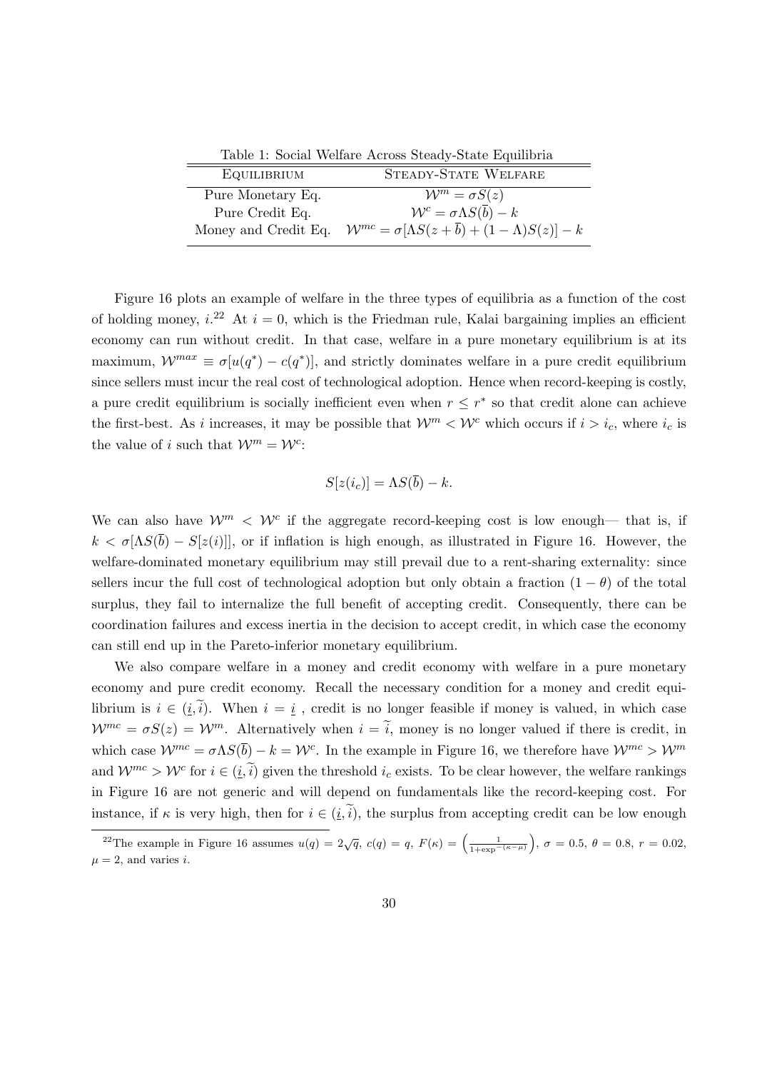Table 1: Social Welfare Across Steady-State Equilibria

| Equilibrium | Steady-State Welfare |
|---|---|
| Pure Monetary Eq. | $\mathcal{W}^m = \sigma S(z)$ |
| Pure Credit Eq. | $\mathcal{W}^c = \sigma \Lambda S(\overline{b}) - k$ |
| Money and Credit Eq. | $\mathcal{W}^{mc} = \sigma[\Lambda S(z + \overline{b}) + (1 - \Lambda) S(z)] - k$ |

Figure 16 plots an example of welfare in the three types of equilibria as a function of the cost of holding money, $i$.[22] At $i = 0$, which is the Friedman rule, Kalai bargaining implies an efficient economy can run without credit. In that case, welfare in a pure monetary equilibrium is at its maximum, $\mathcal{W}^{max} \equiv \sigma[u(q^*) - c(q^*)]$, and strictly dominates welfare in a pure credit equilibrium since sellers must incur the real cost of technological adoption. Hence when record-keeping is costly, a pure credit equilibrium is socially inefficient even when $r \leq r^*$ so that credit alone can achieve the first-best. As $i$ increases, it may be possible that $\mathcal{W}^m < \mathcal{W}^c$ which occurs if $i > i_c$, where $i_c$ is the value of $i$ such that $\mathcal{W}^m = \mathcal{W}^c$:

$$S[z(i_c)] = \Lambda S(\overline{b}) - k.$$

We can also have $\mathcal{W}^m < \mathcal{W}^c$ if the aggregate record-keeping cost is low enough— that is, if $k < \sigma[\Lambda S(\overline{b}) - S[z(i)]]$, or if inflation is high enough, as illustrated in Figure 16. However, the welfare-dominated monetary equilibrium may still prevail due to a rent-sharing externality: since sellers incur the full cost of technological adoption but only obtain a fraction $(1 - \theta)$ of the total surplus, they fail to internalize the full benefit of accepting credit. Consequently, there can be coordination failures and excess inertia in the decision to accept credit, in which case the economy can still end up in the Pareto-inferior monetary equilibrium.

We also compare welfare in a money and credit economy with welfare in a pure monetary economy and pure credit economy. Recall the necessary condition for a money and credit equilibrium is $i \in (\underline{i}, \widetilde{i})$. When $i = \underline{i}$ , credit is no longer feasible if money is valued, in which case $\mathcal{W}^{mc} = \sigma S(z) = \mathcal{W}^m$. Alternatively when $i = \widetilde{i}$, money is no longer valued if there is credit, in which case $\mathcal{W}^{mc} = \sigma \Lambda S(\overline{b}) - k = \mathcal{W}^c$. In the example in Figure 16, we therefore have $\mathcal{W}^{mc} > \mathcal{W}^m$ and $\mathcal{W}^{mc} > \mathcal{W}^c$ for $i \in (\underline{i}, \widetilde{i})$ given the threshold $i_c$ exists. To be clear however, the welfare rankings in Figure 16 are not generic and will depend on fundamentals like the record-keeping cost. For instance, if $\kappa$ is very high, then for $i \in (\underline{i}, \widetilde{i})$, the surplus from accepting credit can be low enough

[22] The example in Figure 16 assumes $u(q) = 2\sqrt{q}$, $c(q) = q$, $F(\kappa) = \left(\frac{1}{1+\exp^{-(\kappa-\mu)}}\right)$, $\sigma = 0.5$, $\theta = 0.8$, $r = 0.02$, $\mu = 2$, and varies $i$.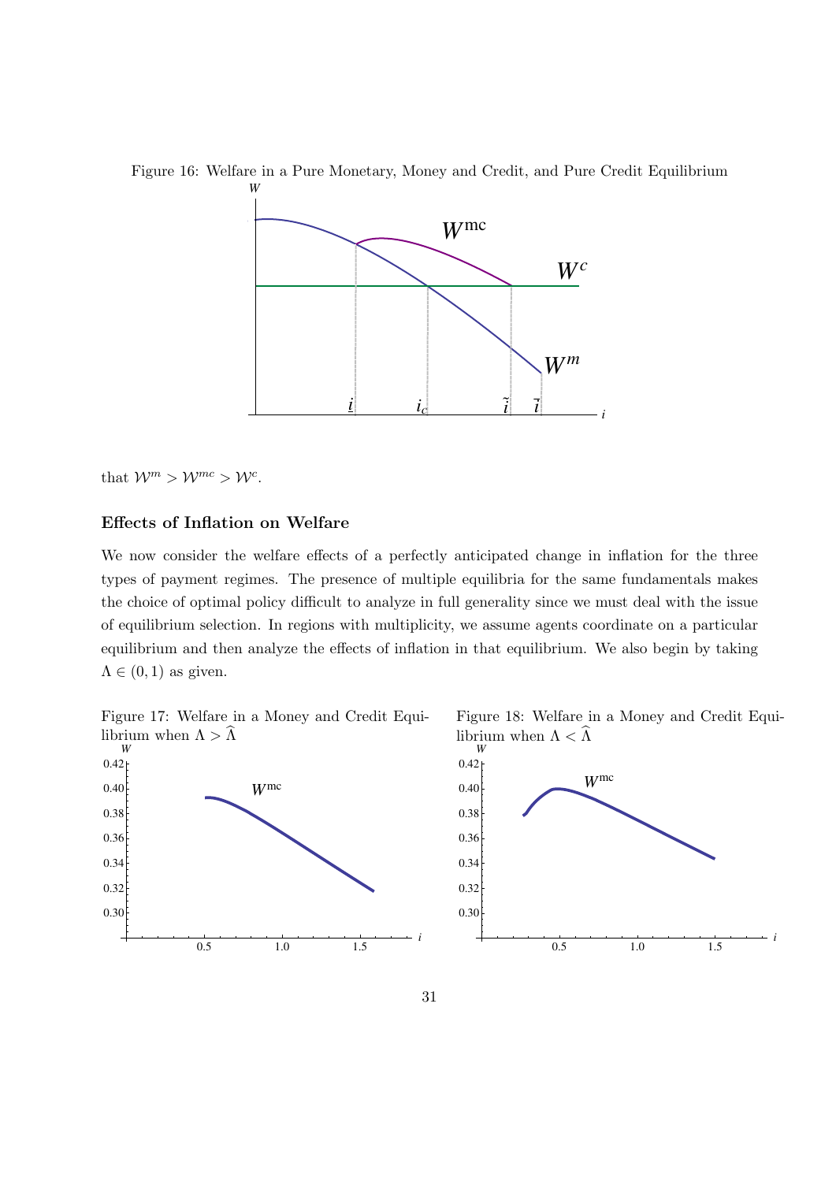Figure 16: Welfare in a Pure Monetary, Money and Credit, and Pure Credit Equilibrium

that $\mathcal{W}^m > \mathcal{W}^{mc} > \mathcal{W}^c$.

**Effects of Inflation on Welfare**

We now consider the welfare effects of a perfectly anticipated change in inflation for the three types of payment regimes. The presence of multiple equilibria for the same fundamentals makes the choice of optimal policy difficult to analyze in full generality since we must deal with the issue of equilibrium selection. In regions with multiplicity, we assume agents coordinate on a particular equilibrium and then analyze the effects of inflation in that equilibrium. We also begin by taking $\Lambda \in (0, 1)$ as given.

Figure 17: Welfare in a Money and Credit Equilibrium when $\Lambda > \widehat{\Lambda}$

Figure 18: Welfare in a Money and Credit Equilibrium when $\Lambda < \widehat{\Lambda}$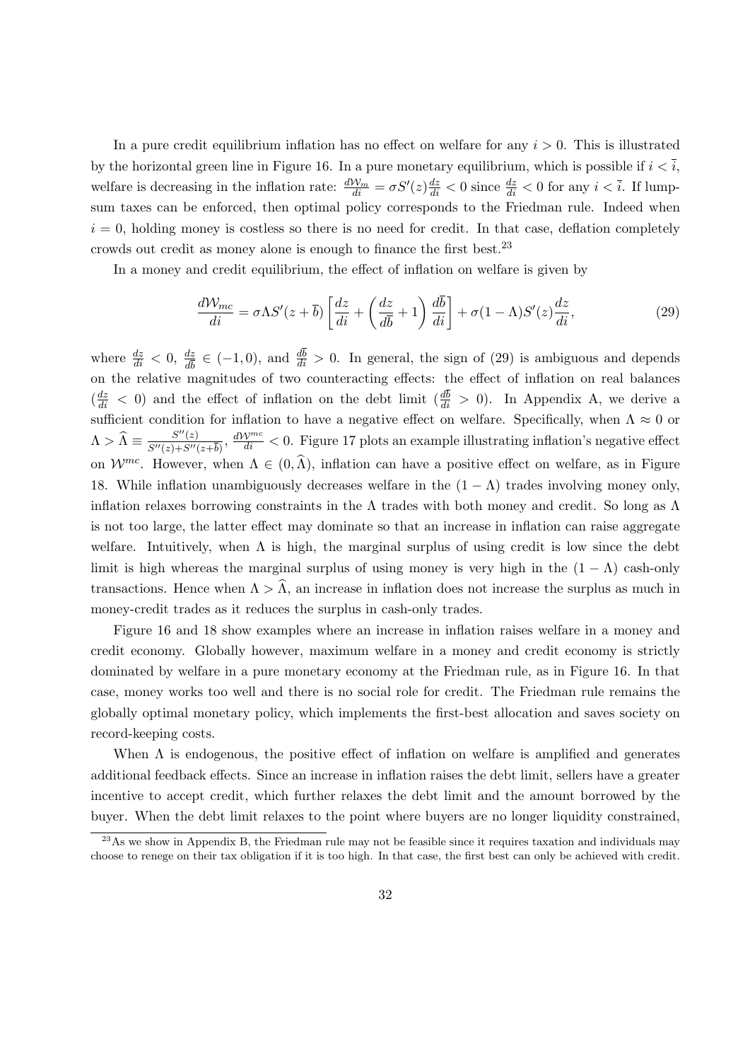In a pure credit equilibrium inflation has no effect on welfare for any $i > 0$. This is illustrated by the horizontal green line in Figure 16. In a pure monetary equilibrium, which is possible if $i < \bar{i}$, welfare is decreasing in the inflation rate: $\frac{d\mathcal{W}_m}{di} = \sigma S'(z)\frac{dz}{di} < 0$ since $\frac{dz}{di} < 0$ for any $i < \bar{i}$. If lump-sum taxes can be enforced, then optimal policy corresponds to the Friedman rule. Indeed when $i = 0$, holding money is costless so there is no need for credit. In that case, deflation completely crowds out credit as money alone is enough to finance the first best.[23]

In a money and credit equilibrium, the effect of inflation on welfare is given by

$$\frac{d\mathcal{W}_{mc}}{di} = \sigma\Lambda S'(z+\bar{b})\left[\frac{dz}{di} + \left(\frac{dz}{d\bar{b}} + 1\right)\frac{d\bar{b}}{di}\right] + \sigma(1-\Lambda)S'(z)\frac{dz}{di}, \tag{29}$$

where $\frac{dz}{di} < 0$, $\frac{dz}{d\bar{b}} \in (-1, 0)$, and $\frac{d\bar{b}}{di} > 0$. In general, the sign of (29) is ambiguous and depends on the relative magnitudes of two counteracting effects: the effect of inflation on real balances ($\frac{dz}{di} < 0$) and the effect of inflation on the debt limit ($\frac{d\bar{b}}{di} > 0$). In Appendix A, we derive a sufficient condition for inflation to have a negative effect on welfare. Specifically, when $\Lambda \approx 0$ or $\Lambda > \widehat{\Lambda} \equiv \frac{S''(z)}{S''(z)+S''(z+\bar{b})}$, $\frac{d\mathcal{W}^{mc}}{di} < 0$. Figure 17 plots an example illustrating inflation's negative effect on $\mathcal{W}^{mc}$. However, when $\Lambda \in (0, \widehat{\Lambda})$, inflation can have a positive effect on welfare, as in Figure 18. While inflation unambiguously decreases welfare in the $(1-\Lambda)$ trades involving money only, inflation relaxes borrowing constraints in the $\Lambda$ trades with both money and credit. So long as $\Lambda$ is not too large, the latter effect may dominate so that an increase in inflation can raise aggregate welfare. Intuitively, when $\Lambda$ is high, the marginal surplus of using credit is low since the debt limit is high whereas the marginal surplus of using money is very high in the $(1-\Lambda)$ cash-only transactions. Hence when $\Lambda > \widehat{\Lambda}$, an increase in inflation does not increase the surplus as much in money-credit trades as it reduces the surplus in cash-only trades.

Figure 16 and 18 show examples where an increase in inflation raises welfare in a money and credit economy. Globally however, maximum welfare in a money and credit economy is strictly dominated by welfare in a pure monetary economy at the Friedman rule, as in Figure 16. In that case, money works too well and there is no social role for credit. The Friedman rule remains the globally optimal monetary policy, which implements the first-best allocation and saves society on record-keeping costs.

When $\Lambda$ is endogenous, the positive effect of inflation on welfare is amplified and generates additional feedback effects. Since an increase in inflation raises the debt limit, sellers have a greater incentive to accept credit, which further relaxes the debt limit and the amount borrowed by the buyer. When the debt limit relaxes to the point where buyers are no longer liquidity constrained,

[23] As we show in Appendix B, the Friedman rule may not be feasible since it requires taxation and individuals may choose to renege on their tax obligation if it is too high. In that case, the first best can only be achieved with credit.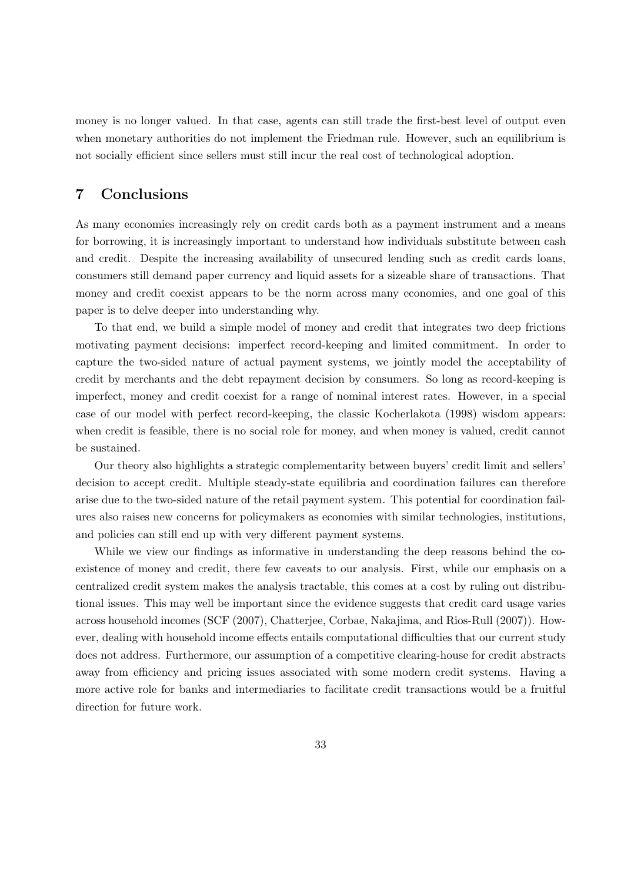money is no longer valued. In that case, agents can still trade the first-best level of output even when monetary authorities do not implement the Friedman rule. However, such an equilibrium is not socially efficient since sellers must still incur the real cost of technological adoption.

## 7 Conclusions

As many economies increasingly rely on credit cards both as a payment instrument and a means for borrowing, it is increasingly important to understand how individuals substitute between cash and credit. Despite the increasing availability of unsecured lending such as credit cards loans, consumers still demand paper currency and liquid assets for a sizeable share of transactions. That money and credit coexist appears to be the norm across many economies, and one goal of this paper is to delve deeper into understanding why.

To that end, we build a simple model of money and credit that integrates two deep frictions motivating payment decisions: imperfect record-keeping and limited commitment. In order to capture the two-sided nature of actual payment systems, we jointly model the acceptability of credit by merchants and the debt repayment decision by consumers. So long as record-keeping is imperfect, money and credit coexist for a range of nominal interest rates. However, in a special case of our model with perfect record-keeping, the classic Kocherlakota (1998) wisdom appears: when credit is feasible, there is no social role for money, and when money is valued, credit cannot be sustained.

Our theory also highlights a strategic complementarity between buyers' credit limit and sellers' decision to accept credit. Multiple steady-state equilibria and coordination failures can therefore arise due to the two-sided nature of the retail payment system. This potential for coordination failures also raises new concerns for policymakers as economies with similar technologies, institutions, and policies can still end up with very different payment systems.

While we view our findings as informative in understanding the deep reasons behind the coexistence of money and credit, there few caveats to our analysis. First, while our emphasis on a centralized credit system makes the analysis tractable, this comes at a cost by ruling out distributional issues. This may well be important since the evidence suggests that credit card usage varies across household incomes (SCF (2007), Chatterjee, Corbae, Nakajima, and Rios-Rull (2007)). However, dealing with household income effects entails computational difficulties that our current study does not address. Furthermore, our assumption of a competitive clearing-house for credit abstracts away from efficiency and pricing issues associated with some modern credit systems. Having a more active role for banks and intermediaries to facilitate credit transactions would be a fruitful direction for future work.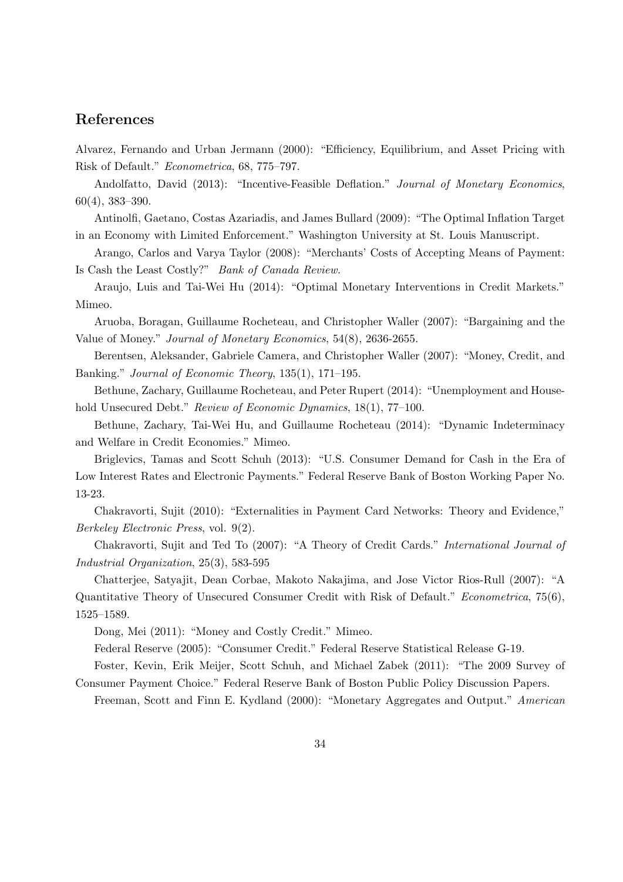## References

Alvarez, Fernando and Urban Jermann (2000): "Efficiency, Equilibrium, and Asset Pricing with Risk of Default." *Econometrica*, 68, 775–797.

Andolfatto, David (2013): "Incentive-Feasible Deflation." *Journal of Monetary Economics*, 60(4), 383–390.

Antinolfi, Gaetano, Costas Azariadis, and James Bullard (2009): "The Optimal Inflation Target in an Economy with Limited Enforcement." Washington University at St. Louis Manuscript.

Arango, Carlos and Varya Taylor (2008): "Merchants' Costs of Accepting Means of Payment: Is Cash the Least Costly?" *Bank of Canada Review.*

Araujo, Luis and Tai-Wei Hu (2014): "Optimal Monetary Interventions in Credit Markets." Mimeo.

Aruoba, Boragan, Guillaume Rocheteau, and Christopher Waller (2007): "Bargaining and the Value of Money." *Journal of Monetary Economics*, 54(8), 2636-2655.

Berentsen, Aleksander, Gabriele Camera, and Christopher Waller (2007): "Money, Credit, and Banking." *Journal of Economic Theory*, 135(1), 171–195.

Bethune, Zachary, Guillaume Rocheteau, and Peter Rupert (2014): "Unemployment and Household Unsecured Debt." *Review of Economic Dynamics*, 18(1), 77–100.

Bethune, Zachary, Tai-Wei Hu, and Guillaume Rocheteau (2014): "Dynamic Indeterminacy and Welfare in Credit Economies." Mimeo.

Briglevics, Tamas and Scott Schuh (2013): "U.S. Consumer Demand for Cash in the Era of Low Interest Rates and Electronic Payments." Federal Reserve Bank of Boston Working Paper No. 13-23.

Chakravorti, Sujit (2010): "Externalities in Payment Card Networks: Theory and Evidence," *Berkeley Electronic Press*, vol. 9(2).

Chakravorti, Sujit and Ted To (2007): "A Theory of Credit Cards." *International Journal of Industrial Organization*, 25(3), 583-595

Chatterjee, Satyajit, Dean Corbae, Makoto Nakajima, and Jose Victor Rios-Rull (2007): "A Quantitative Theory of Unsecured Consumer Credit with Risk of Default." *Econometrica*, 75(6), 1525–1589.

Dong, Mei (2011): "Money and Costly Credit." Mimeo.

Federal Reserve (2005): "Consumer Credit." Federal Reserve Statistical Release G-19.

Foster, Kevin, Erik Meijer, Scott Schuh, and Michael Zabek (2011): "The 2009 Survey of Consumer Payment Choice." Federal Reserve Bank of Boston Public Policy Discussion Papers.

Freeman, Scott and Finn E. Kydland (2000): "Monetary Aggregates and Output." *American*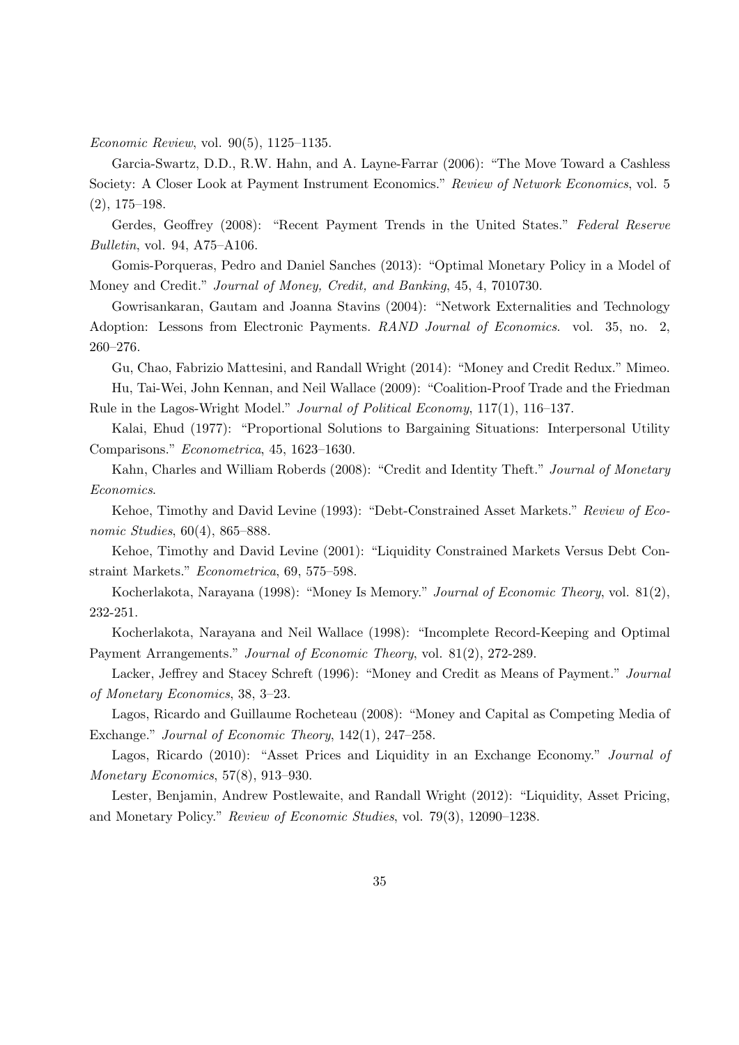*Economic Review*, vol. 90(5), 1125–1135.

Garcia-Swartz, D.D., R.W. Hahn, and A. Layne-Farrar (2006): "The Move Toward a Cashless Society: A Closer Look at Payment Instrument Economics." *Review of Network Economics*, vol. 5 (2), 175–198.

Gerdes, Geoffrey (2008): "Recent Payment Trends in the United States." *Federal Reserve Bulletin*, vol. 94, A75–A106.

Gomis-Porqueras, Pedro and Daniel Sanches (2013): "Optimal Monetary Policy in a Model of Money and Credit." *Journal of Money, Credit, and Banking*, 45, 4, 7010730.

Gowrisankaran, Gautam and Joanna Stavins (2004): "Network Externalities and Technology Adoption: Lessons from Electronic Payments. *RAND Journal of Economics*. vol. 35, no. 2, 260–276.

Gu, Chao, Fabrizio Mattesini, and Randall Wright (2014): "Money and Credit Redux." Mimeo.

Hu, Tai-Wei, John Kennan, and Neil Wallace (2009): "Coalition-Proof Trade and the Friedman Rule in the Lagos-Wright Model." *Journal of Political Economy*, 117(1), 116–137.

Kalai, Ehud (1977): "Proportional Solutions to Bargaining Situations: Interpersonal Utility Comparisons." *Econometrica*, 45, 1623–1630.

Kahn, Charles and William Roberds (2008): "Credit and Identity Theft." *Journal of Monetary Economics*.

Kehoe, Timothy and David Levine (1993): "Debt-Constrained Asset Markets." *Review of Economic Studies*, 60(4), 865–888.

Kehoe, Timothy and David Levine (2001): "Liquidity Constrained Markets Versus Debt Constraint Markets." *Econometrica*, 69, 575–598.

Kocherlakota, Narayana (1998): "Money Is Memory." *Journal of Economic Theory*, vol. 81(2), 232-251.

Kocherlakota, Narayana and Neil Wallace (1998): "Incomplete Record-Keeping and Optimal Payment Arrangements." *Journal of Economic Theory*, vol. 81(2), 272-289.

Lacker, Jeffrey and Stacey Schreft (1996): "Money and Credit as Means of Payment." *Journal of Monetary Economics*, 38, 3–23.

Lagos, Ricardo and Guillaume Rocheteau (2008): "Money and Capital as Competing Media of Exchange." *Journal of Economic Theory*, 142(1), 247–258.

Lagos, Ricardo (2010): "Asset Prices and Liquidity in an Exchange Economy." *Journal of Monetary Economics*, 57(8), 913–930.

Lester, Benjamin, Andrew Postlewaite, and Randall Wright (2012): "Liquidity, Asset Pricing, and Monetary Policy." *Review of Economic Studies*, vol. 79(3), 12090–1238.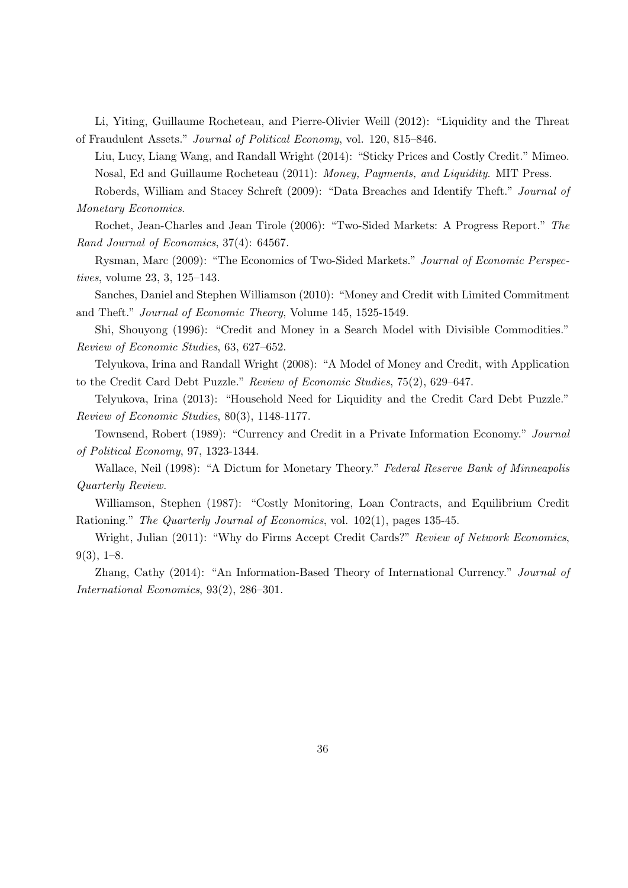Li, Yiting, Guillaume Rocheteau, and Pierre-Olivier Weill (2012): "Liquidity and the Threat of Fraudulent Assets." *Journal of Political Economy*, vol. 120, 815–846.

Liu, Lucy, Liang Wang, and Randall Wright (2014): "Sticky Prices and Costly Credit." Mimeo.

Nosal, Ed and Guillaume Rocheteau (2011): *Money, Payments, and Liquidity*. MIT Press.

Roberds, William and Stacey Schreft (2009): "Data Breaches and Identify Theft." *Journal of Monetary Economics*.

Rochet, Jean-Charles and Jean Tirole (2006): "Two-Sided Markets: A Progress Report." *The Rand Journal of Economics*, 37(4): 64567.

Rysman, Marc (2009): "The Economics of Two-Sided Markets." *Journal of Economic Perspectives*, volume 23, 3, 125–143.

Sanches, Daniel and Stephen Williamson (2010): "Money and Credit with Limited Commitment and Theft." *Journal of Economic Theory*, Volume 145, 1525-1549.

Shi, Shouyong (1996): "Credit and Money in a Search Model with Divisible Commodities." *Review of Economic Studies*, 63, 627–652.

Telyukova, Irina and Randall Wright (2008): "A Model of Money and Credit, with Application to the Credit Card Debt Puzzle." *Review of Economic Studies*, 75(2), 629–647.

Telyukova, Irina (2013): "Household Need for Liquidity and the Credit Card Debt Puzzle." *Review of Economic Studies*, 80(3), 1148-1177.

Townsend, Robert (1989): "Currency and Credit in a Private Information Economy." *Journal of Political Economy*, 97, 1323-1344.

Wallace, Neil (1998): "A Dictum for Monetary Theory." *Federal Reserve Bank of Minneapolis Quarterly Review.*

Williamson, Stephen (1987): "Costly Monitoring, Loan Contracts, and Equilibrium Credit Rationing." *The Quarterly Journal of Economics*, vol. 102(1), pages 135-45.

Wright, Julian (2011): "Why do Firms Accept Credit Cards?" *Review of Network Economics*, 9(3), 1–8.

Zhang, Cathy (2014): "An Information-Based Theory of International Currency." *Journal of International Economics*, 93(2), 286–301.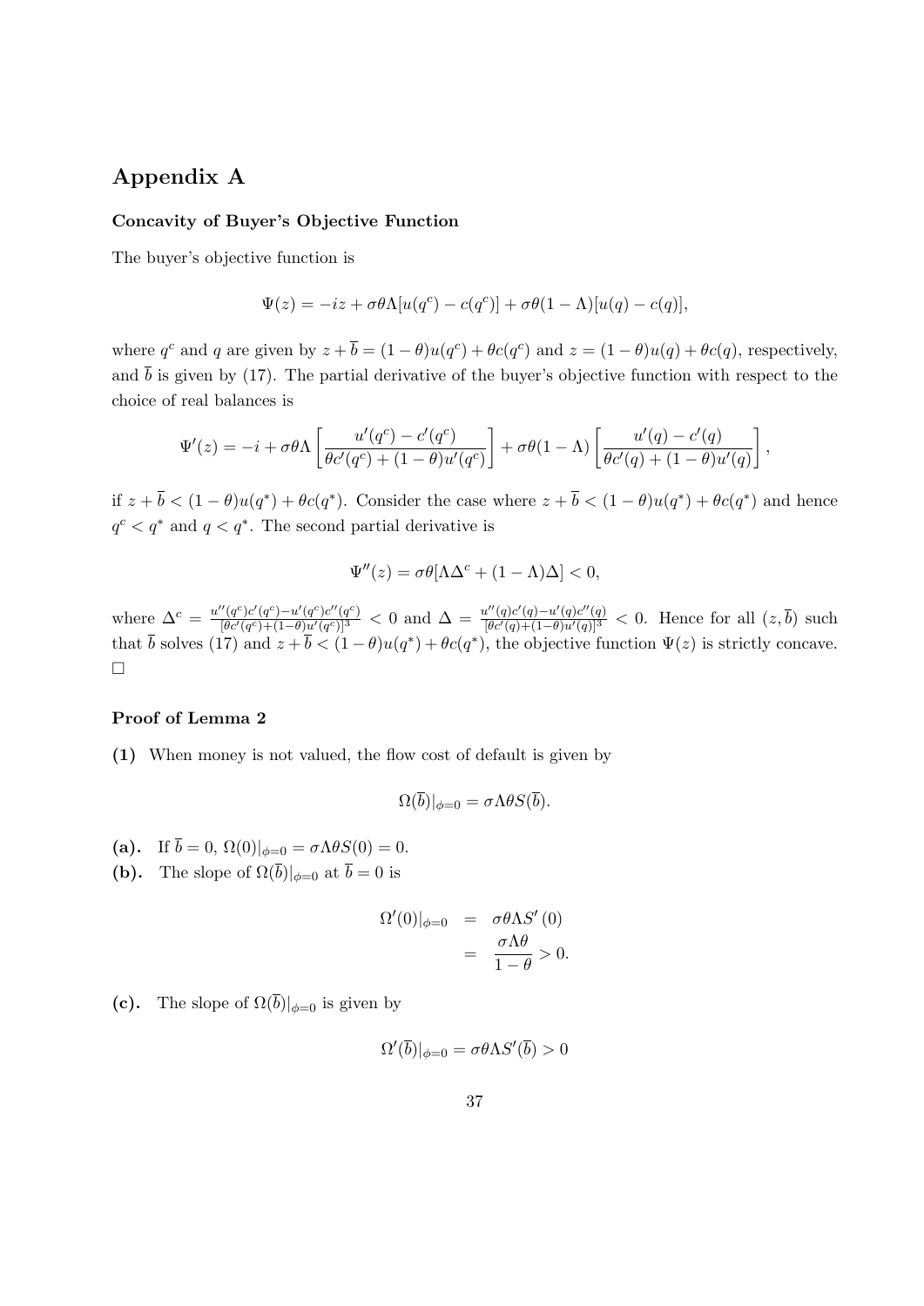# Appendix A

### Concavity of Buyer's Objective Function

The buyer's objective function is

$$\Psi(z) = -iz + \sigma\theta\Lambda[u(q^c) - c(q^c)] + \sigma\theta(1-\Lambda)[u(q) - c(q)],$$

where $q^c$ and $q$ are given by $z + \overline{b} = (1-\theta)u(q^c) + \theta c(q^c)$ and $z = (1-\theta)u(q) + \theta c(q)$, respectively, and $\overline{b}$ is given by (17). The partial derivative of the buyer's objective function with respect to the choice of real balances is

$$\Psi'(z) = -i + \sigma\theta\Lambda\left[\frac{u'(q^c) - c'(q^c)}{\theta c'(q^c) + (1-\theta)u'(q^c)}\right] + \sigma\theta(1-\Lambda)\left[\frac{u'(q) - c'(q)}{\theta c'(q) + (1-\theta)u'(q)}\right],$$

if $z + \overline{b} < (1-\theta)u(q^*) + \theta c(q^*)$. Consider the case where $z + \overline{b} < (1-\theta)u(q^*) + \theta c(q^*)$ and hence $q^c < q^*$ and $q < q^*$. The second partial derivative is

$$\Psi''(z) = \sigma\theta[\Lambda\Delta^c + (1-\Lambda)\Delta] < 0,$$

where $\Delta^c = \frac{u''(q^c)c'(q^c) - u'(q^c)c''(q^c)}{[\theta c'(q^c) + (1-\theta)u'(q^c)]^3} < 0$ and $\Delta = \frac{u''(q)c'(q) - u'(q)c''(q)}{[\theta c'(q) + (1-\theta)u'(q)]^3} < 0$. Hence for all $(z, \overline{b})$ such that $\overline{b}$ solves (17) and $z + \overline{b} < (1-\theta)u(q^*) + \theta c(q^*)$, the objective function $\Psi(z)$ is strictly concave. $\square$

### Proof of Lemma 2

**(1)** When money is not valued, the flow cost of default is given by

$$\Omega(\overline{b})|_{\phi=0} = \sigma\Lambda\theta S(\overline{b}).$$

**(a).** If $\overline{b} = 0$, $\Omega(0)|_{\phi=0} = \sigma\Lambda\theta S(0) = 0$.

**(b).** The slope of $\Omega(\overline{b})|_{\phi=0}$ at $\overline{b} = 0$ is

$$\begin{aligned}
\Omega'(0)|_{\phi=0} &= \sigma\theta\Lambda S'(0) \\
&= \frac{\sigma\Lambda\theta}{1-\theta} > 0.
\end{aligned}$$

**(c).** The slope of $\Omega(\overline{b})|_{\phi=0}$ is given by

$$\Omega'(\overline{b})|_{\phi=0} = \sigma\theta\Lambda S'(\overline{b}) > 0$$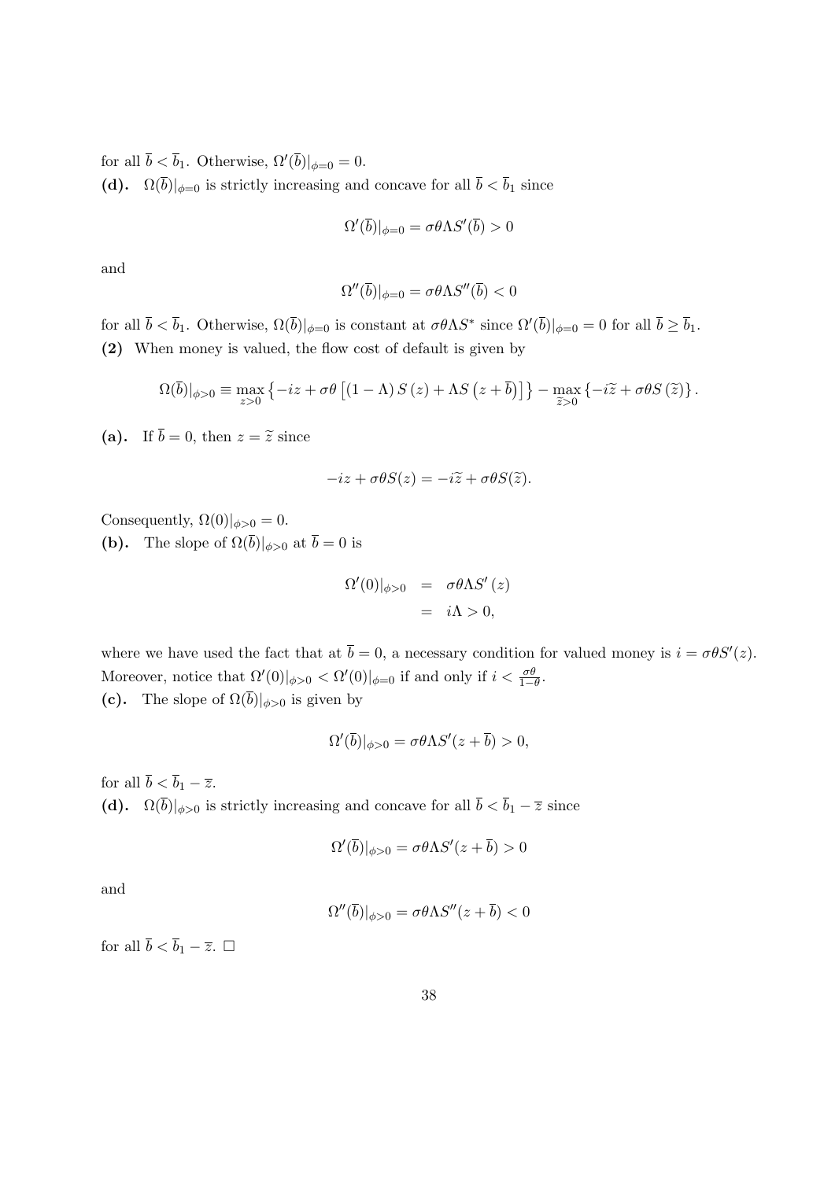for all $\overline{b} < \overline{b}_1$. Otherwise, $\Omega'(\overline{b})|_{\phi=0} = 0$.

**(d).** $\Omega(\overline{b})|_{\phi=0}$ is strictly increasing and concave for all $\overline{b} < \overline{b}_1$ since

$$\Omega'(\overline{b})|_{\phi=0} = \sigma\theta\Lambda S'(\overline{b}) > 0$$

and

$$\Omega''(\overline{b})|_{\phi=0} = \sigma\theta\Lambda S''(\overline{b}) < 0$$

for all $\overline{b} < \overline{b}_1$. Otherwise, $\Omega(\overline{b})|_{\phi=0}$ is constant at $\sigma\theta\Lambda S^*$ since $\Omega'(\overline{b})|_{\phi=0} = 0$ for all $\overline{b} \geq \overline{b}_1$.

**(2)** When money is valued, the flow cost of default is given by

$$\Omega(\overline{b})|_{\phi>0} \equiv \max_{z>0} \left\{-iz + \sigma\theta\left[(1-\Lambda) S(z) + \Lambda S\left(z + \overline{b}\right)\right]\right\} - \max_{\widetilde{z}>0} \left\{-i\widetilde{z} + \sigma\theta S(\widetilde{z})\right\}.$$

**(a).** If $\overline{b} = 0$, then $z = \widetilde{z}$ since

$$-iz + \sigma\theta S(z) = -i\widetilde{z} + \sigma\theta S(\widetilde{z}).$$

Consequently, $\Omega(0)|_{\phi>0} = 0$.

**(b).** The slope of $\Omega(\overline{b})|_{\phi>0}$ at $\overline{b} = 0$ is

$$\begin{aligned}
\Omega'(0)|_{\phi>0} &= \sigma\theta\Lambda S'(z) \\
&= i\Lambda > 0,
\end{aligned}$$

where we have used the fact that at $\overline{b} = 0$, a necessary condition for valued money is $i = \sigma\theta S'(z)$. Moreover, notice that $\Omega'(0)|_{\phi>0} < \Omega'(0)|_{\phi=0}$ if and only if $i < \frac{\sigma\theta}{1-\theta}$.

**(c).** The slope of $\Omega(\overline{b})|_{\phi>0}$ is given by

$$\Omega'(\overline{b})|_{\phi>0} = \sigma\theta\Lambda S'(z + \overline{b}) > 0,$$

for all $\overline{b} < \overline{b}_1 - \overline{z}$.

**(d).** $\Omega(\overline{b})|_{\phi>0}$ is strictly increasing and concave for all $\overline{b} < \overline{b}_1 - \overline{z}$ since

$$\Omega'(\overline{b})|_{\phi>0} = \sigma\theta\Lambda S'(z + \overline{b}) > 0$$

and

$$\Omega''(\overline{b})|_{\phi>0} = \sigma\theta\Lambda S''(z + \overline{b}) < 0$$

for all $\overline{b} < \overline{b}_1 - \overline{z}$. □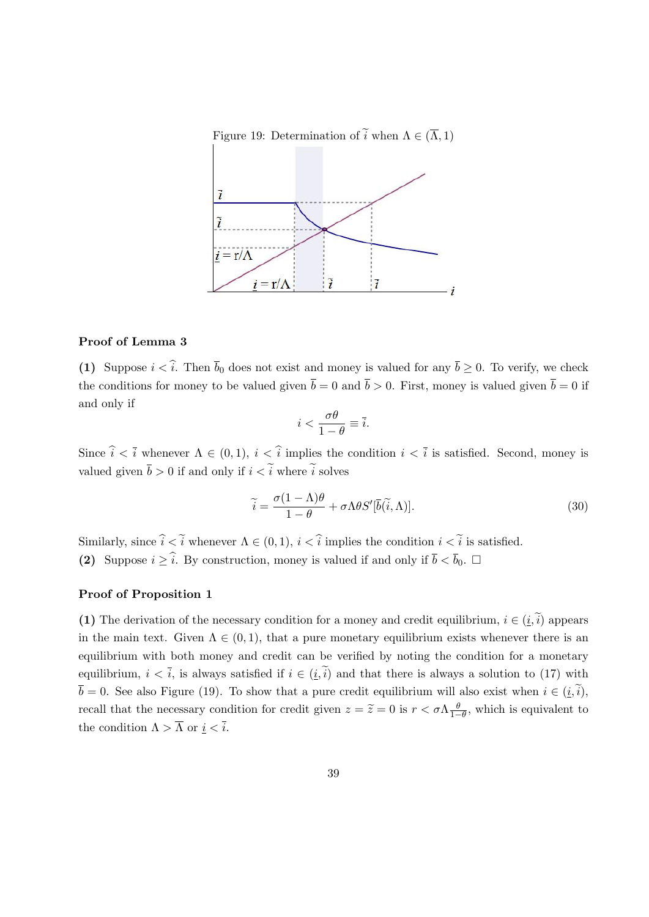Figure 19: Determination of $\widetilde{i}$ when $\Lambda \in (\overline{\Lambda}, 1)$

**Proof of Lemma 3**

**(1)** Suppose $i < \widehat{i}$. Then $\overline{b}_0$ does not exist and money is valued for any $\overline{b} \geq 0$. To verify, we check the conditions for money to be valued given $\overline{b} = 0$ and $\overline{b} > 0$. First, money is valued given $\overline{b} = 0$ if and only if

$$i < \frac{\sigma\theta}{1-\theta} \equiv \overline{i}.$$

Since $\widehat{i} < \overline{i}$ whenever $\Lambda \in (0,1)$, $i < \widehat{i}$ implies the condition $i < \overline{i}$ is satisfied. Second, money is valued given $\overline{b} > 0$ if and only if $i < \widetilde{i}$ where $\widetilde{i}$ solves

$$\widetilde{i} = \frac{\sigma(1-\Lambda)\theta}{1-\theta} + \sigma\Lambda\theta S'[\overline{b}(\widetilde{i}, \Lambda)]. \tag{30}$$

Similarly, since $\widehat{i} < \widetilde{i}$ whenever $\Lambda \in (0,1)$, $i < \widehat{i}$ implies the condition $i < \widetilde{i}$ is satisfied.
**(2)** Suppose $i \geq \widehat{i}$. By construction, money is valued if and only if $\overline{b} < \overline{b}_0$. $\square$

**Proof of Proposition 1**

**(1)** The derivation of the necessary condition for a money and credit equilibrium, $i \in (\underline{i}, \widetilde{i})$ appears in the main text. Given $\Lambda \in (0,1)$, that a pure monetary equilibrium exists whenever there is an equilibrium with both money and credit can be verified by noting the condition for a monetary equilibrium, $i < \overline{i}$, is always satisfied if $i \in (\underline{i}, \widetilde{i})$ and that there is always a solution to (17) with $\overline{b} = 0$. See also Figure (19). To show that a pure credit equilibrium will also exist when $i \in (\underline{i}, \widetilde{i})$, recall that the necessary condition for credit given $z = \widetilde{z} = 0$ is $r < \sigma\Lambda\frac{\theta}{1-\theta}$, which is equivalent to the condition $\Lambda > \overline{\Lambda}$ or $\underline{i} < \overline{i}$.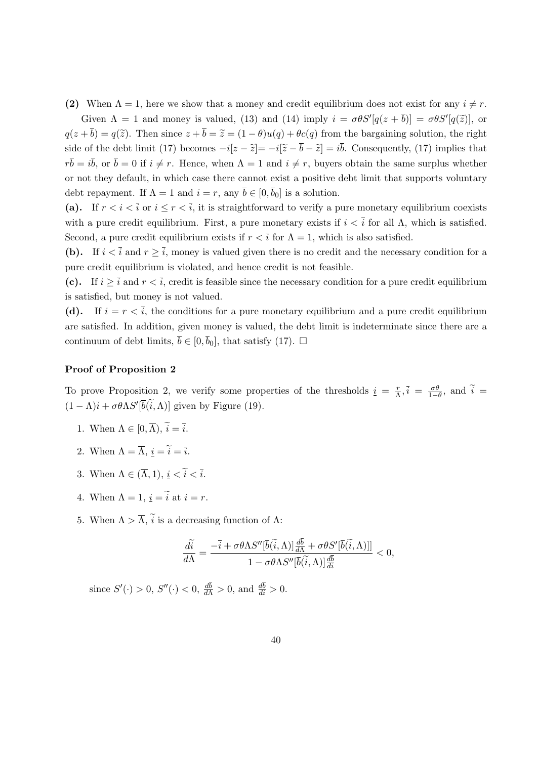**(2)** When $\Lambda = 1$, here we show that a money and credit equilibrium does not exist for any $i \neq r$.

Given $\Lambda = 1$ and money is valued, (13) and (14) imply $i = \sigma\theta S'[q(z+\overline{b})] = \sigma\theta S'[q(\widetilde{z})]$, or $q(z+\overline{b}) = q(\widetilde{z})$. Then since $z + \overline{b} = \widetilde{z} = (1-\theta)u(q) + \theta c(q)$ from the bargaining solution, the right side of the debt limit (17) becomes $-i[z - \widetilde{z}] = -i[\widetilde{z} - \overline{b} - \widetilde{z}] = i\overline{b}$. Consequently, (17) implies that $r\overline{b} = i\overline{b}$, or $\overline{b} = 0$ if $i \neq r$. Hence, when $\Lambda = 1$ and $i \neq r$, buyers obtain the same surplus whether or not they default, in which case there cannot exist a positive debt limit that supports voluntary debt repayment. If $\Lambda = 1$ and $i = r$, any $\overline{b} \in [0, \overline{b}_0]$ is a solution.

**(a).** If $r < i < \overline{i}$ or $i \leq r < \overline{i}$, it is straightforward to verify a pure monetary equilibrium coexists with a pure credit equilibrium. First, a pure monetary exists if $i < \overline{i}$ for all $\Lambda$, which is satisfied. Second, a pure credit equilibrium exists if $r < \overline{i}$ for $\Lambda = 1$, which is also satisfied.

**(b).** If $i < \overline{i}$ and $r \geq \overline{i}$, money is valued given there is no credit and the necessary condition for a pure credit equilibrium is violated, and hence credit is not feasible.

**(c).** If $i \geq \overline{i}$ and $r < \overline{i}$, credit is feasible since the necessary condition for a pure credit equilibrium is satisfied, but money is not valued.

**(d).** If $i = r < \overline{i}$, the conditions for a pure monetary equilibrium and a pure credit equilibrium are satisfied. In addition, given money is valued, the debt limit is indeterminate since there are a continuum of debt limits, $\overline{b} \in [0, \overline{b}_0]$, that satisfy (17). $\square$

### Proof of Proposition 2

To prove Proposition 2, we verify some properties of the thresholds $\underline{i} = \frac{r}{\Lambda}$, $\overline{i} = \frac{\sigma\theta}{1-\theta}$, and $\widetilde{i} = (1-\Lambda)\overline{i} + \sigma\theta\Lambda S'[\overline{b}(\widetilde{i}, \Lambda)]$ given by Figure (19).

1. When $\Lambda \in [0, \overline{\Lambda})$, $\widetilde{i} = \overline{i}$.
2. When $\Lambda = \overline{\Lambda}$, $\underline{i} = \widetilde{i} = \overline{i}$.
3. When $\Lambda \in (\overline{\Lambda}, 1)$, $\underline{i} < \widetilde{i} < \overline{i}$.
4. When $\Lambda = 1$, $\underline{i} = \widetilde{i}$ at $i = r$.
5. When $\Lambda > \overline{\Lambda}$, $\widetilde{i}$ is a decreasing function of $\Lambda$:

$$\frac{d\widetilde{i}}{d\Lambda} = \frac{-\overline{i} + \sigma\theta\Lambda S''[\overline{b}(\widetilde{i}, \Lambda)]\frac{d\overline{b}}{d\Lambda} + \sigma\theta S'[\overline{b}(\widetilde{i}, \Lambda)]}{1 - \sigma\theta\Lambda S''[\overline{b}(\widetilde{i}, \Lambda)]\frac{d\overline{b}}{di}} < 0,$$

since $S'(\cdot) > 0$, $S''(\cdot) < 0$, $\frac{d\overline{b}}{d\Lambda} > 0$, and $\frac{d\overline{b}}{di} > 0$.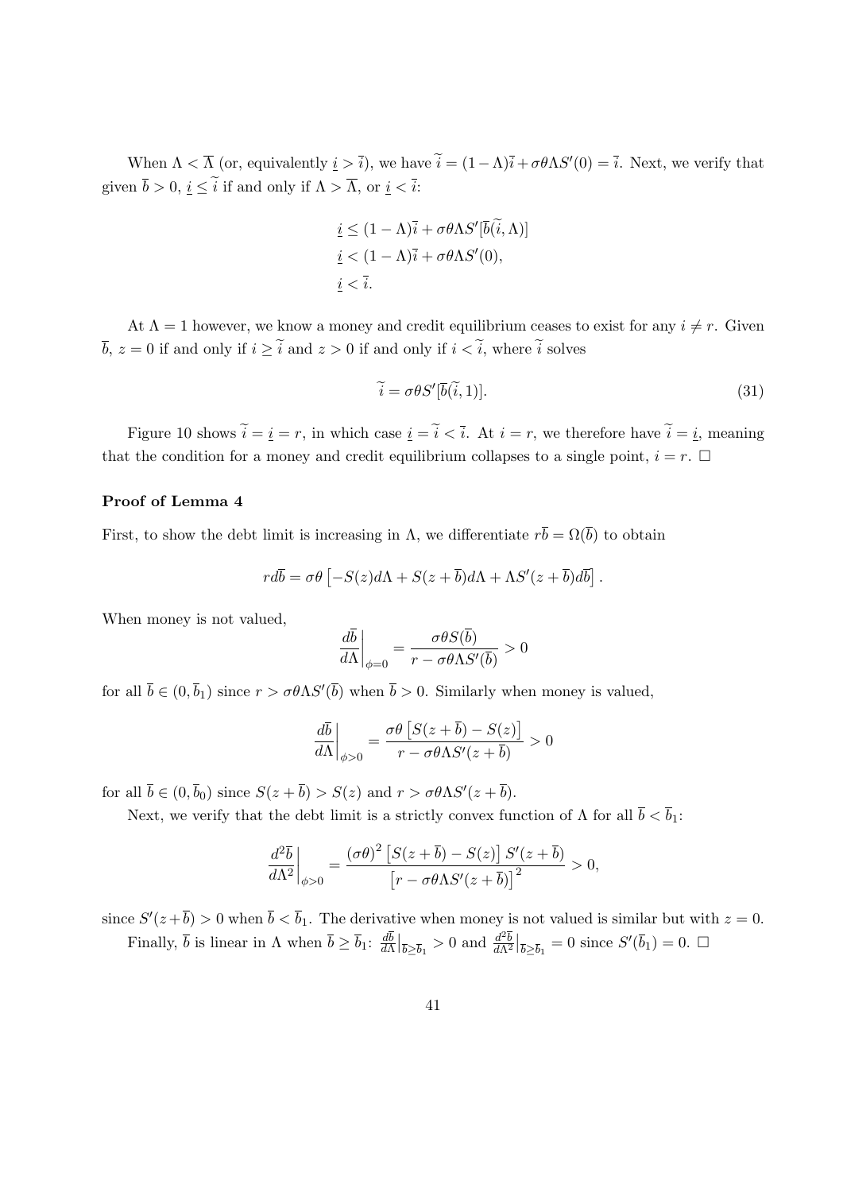When $\Lambda < \overline{\Lambda}$ (or, equivalently $\underline{i} > \overline{i}$), we have $\widetilde{i} = (1-\Lambda)\overline{i} + \sigma\theta\Lambda S'(0) = \overline{i}$. Next, we verify that given $\overline{b} > 0$, $\underline{i} \leq \widetilde{i}$ if and only if $\Lambda > \overline{\Lambda}$, or $\underline{i} < \overline{i}$:

$$
\begin{aligned}
&\underline{i} \leq (1-\Lambda)\overline{i} + \sigma\theta\Lambda S'[\overline{b}(\widetilde{i}, \Lambda)] \\
&\underline{i} < (1-\Lambda)\overline{i} + \sigma\theta\Lambda S'(0), \\
&\underline{i} < \overline{i}.
\end{aligned}
$$

At $\Lambda = 1$ however, we know a money and credit equilibrium ceases to exist for any $i \neq r$. Given $\overline{b}$, $z = 0$ if and only if $i \geq \widetilde{i}$ and $z > 0$ if and only if $i < \widetilde{i}$, where $\widetilde{i}$ solves

$$
\widetilde{i} = \sigma\theta S'[\overline{b}(\widetilde{i}, 1)]. \tag{31}
$$

Figure 10 shows $\widetilde{i} = \underline{i} = r$, in which case $\underline{i} = \widetilde{i} < \overline{i}$. At $i = r$, we therefore have $\widetilde{i} = \underline{i}$, meaning that the condition for a money and credit equilibrium collapses to a single point, $i = r$. $\square$

**Proof of Lemma 4**

First, to show the debt limit is increasing in $\Lambda$, we differentiate $r\overline{b} = \Omega(\overline{b})$ to obtain

$$
rd\overline{b} = \sigma\theta\left[-S(z)d\Lambda + S(z+\overline{b})d\Lambda + \Lambda S'(z+\overline{b})d\overline{b}\right].
$$

When money is not valued,

$$
\left.\frac{d\overline{b}}{d\Lambda}\right|_{\phi=0} = \frac{\sigma\theta S(\overline{b})}{r - \sigma\theta\Lambda S'(\overline{b})} > 0
$$

for all $\overline{b} \in (0, \overline{b}_1)$ since $r > \sigma\theta\Lambda S'(\overline{b})$ when $\overline{b} > 0$. Similarly when money is valued,

$$
\left.\frac{d\overline{b}}{d\Lambda}\right|_{\phi>0} = \frac{\sigma\theta\left[S(z+\overline{b}) - S(z)\right]}{r - \sigma\theta\Lambda S'(z+\overline{b})} > 0
$$

for all $\overline{b} \in (0, \overline{b}_0)$ since $S(z+\overline{b}) > S(z)$ and $r > \sigma\theta\Lambda S'(z+\overline{b})$.

Next, we verify that the debt limit is a strictly convex function of $\Lambda$ for all $\overline{b} < \overline{b}_1$:

$$
\left.\frac{d^2\overline{b}}{d\Lambda^2}\right|_{\phi>0} = \frac{(\sigma\theta)^2\left[S(z+\overline{b}) - S(z)\right]S'(z+\overline{b})}{\left[r - \sigma\theta\Lambda S'(z+\overline{b})\right]^2} > 0,
$$

since $S'(z+\overline{b}) > 0$ when $\overline{b} < \overline{b}_1$. The derivative when money is not valued is similar but with $z = 0$.

Finally, $\overline{b}$ is linear in $\Lambda$ when $\overline{b} \geq \overline{b}_1$: $\frac{d\overline{b}}{d\Lambda}\big|_{\overline{b}\geq\overline{b}_1} > 0$ and $\frac{d^2\overline{b}}{d\Lambda^2}\big|_{\overline{b}\geq\overline{b}_1} = 0$ since $S'(\overline{b}_1) = 0$. $\square$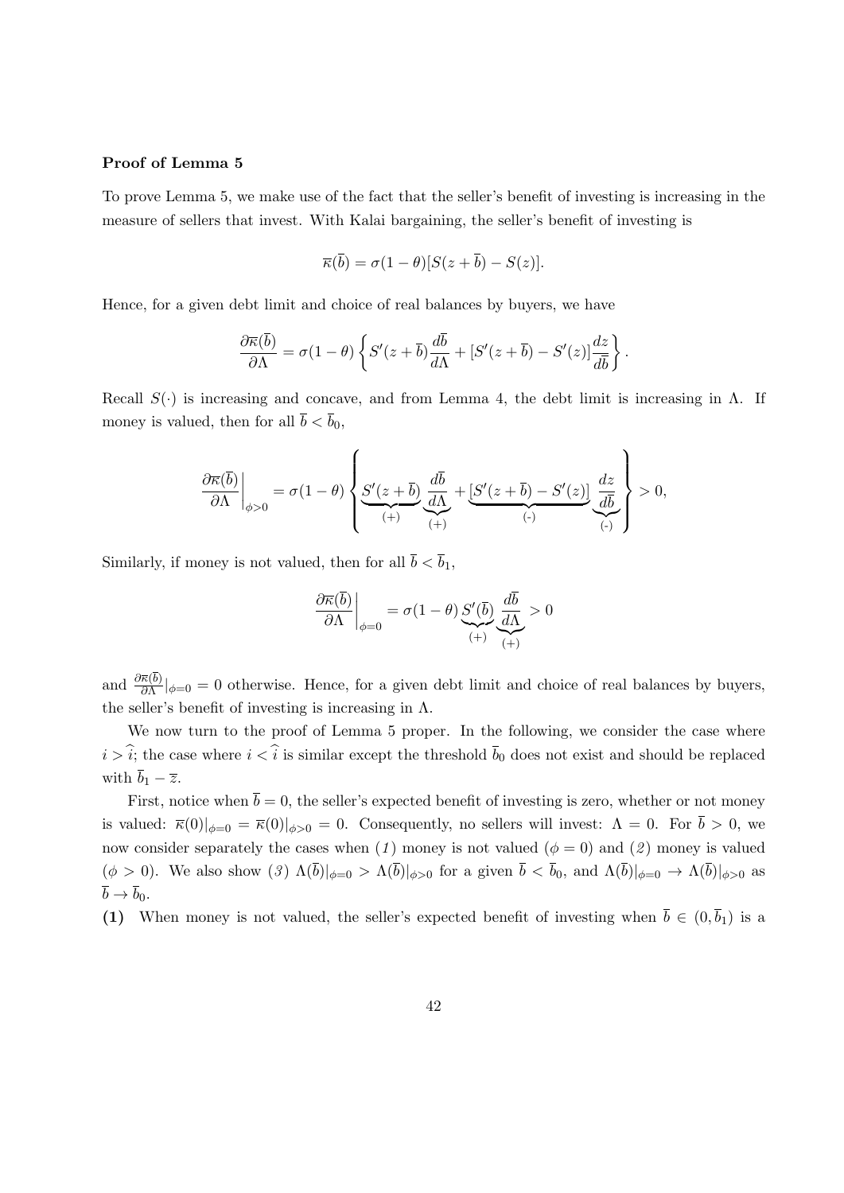**Proof of Lemma 5**

To prove Lemma 5, we make use of the fact that the seller's benefit of investing is increasing in the measure of sellers that invest. With Kalai bargaining, the seller's benefit of investing is

$$\overline{\kappa}(\overline{b}) = \sigma(1-\theta)[S(z+\overline{b}) - S(z)].$$

Hence, for a given debt limit and choice of real balances by buyers, we have

$$\frac{\partial \overline{\kappa}(\overline{b})}{\partial \Lambda} = \sigma(1-\theta)\left\{ S'(z+\overline{b})\frac{d\overline{b}}{d\Lambda} + [S'(z+\overline{b}) - S'(z)]\frac{dz}{d\overline{b}} \right\}.$$

Recall $S(\cdot)$ is increasing and concave, and from Lemma 4, the debt limit is increasing in $\Lambda$. If money is valued, then for all $\overline{b} < \overline{b}_0$,

$$\left.\frac{\partial \overline{\kappa}(\overline{b})}{\partial \Lambda}\right|_{\phi>0} = \sigma(1-\theta)\left\{ \underbrace{S'(z+\overline{b})}_{(+)}\underbrace{\frac{d\overline{b}}{d\Lambda}}_{(+)} + \underbrace{[S'(z+\overline{b}) - S'(z)]}_{(-)}\underbrace{\frac{dz}{d\overline{b}}}_{(-)} \right\} > 0,$$

Similarly, if money is not valued, then for all $\overline{b} < \overline{b}_1$,

$$\left.\frac{\partial \overline{\kappa}(\overline{b})}{\partial \Lambda}\right|_{\phi=0} = \sigma(1-\theta)\underbrace{S'(\overline{b})}_{(+)}\underbrace{\frac{d\overline{b}}{d\Lambda}}_{(+)} > 0$$

and $\frac{\partial \overline{\kappa}(\overline{b})}{\partial \Lambda}|_{\phi=0} = 0$ otherwise. Hence, for a given debt limit and choice of real balances by buyers, the seller's benefit of investing is increasing in $\Lambda$.

We now turn to the proof of Lemma 5 proper. In the following, we consider the case where $i > \widehat{i}$; the case where $i < \widehat{i}$ is similar except the threshold $\overline{b}_0$ does not exist and should be replaced with $\overline{b}_1 - \overline{z}$.

First, notice when $\overline{b} = 0$, the seller's expected benefit of investing is zero, whether or not money is valued: $\overline{\kappa}(0)|_{\phi=0} = \overline{\kappa}(0)|_{\phi>0} = 0$. Consequently, no sellers will invest: $\Lambda = 0$. For $\overline{b} > 0$, we now consider separately the cases when (*1*) money is not valued ($\phi = 0$) and (*2*) money is valued ($\phi > 0$). We also show (*3*) $\Lambda(\overline{b})|_{\phi=0} > \Lambda(\overline{b})|_{\phi>0}$ for a given $\overline{b} < \overline{b}_0$, and $\Lambda(\overline{b})|_{\phi=0} \to \Lambda(\overline{b})|_{\phi>0}$ as $\overline{b} \to \overline{b}_0$.

**(1)** When money is not valued, the seller's expected benefit of investing when $\overline{b} \in (0, \overline{b}_1)$ is a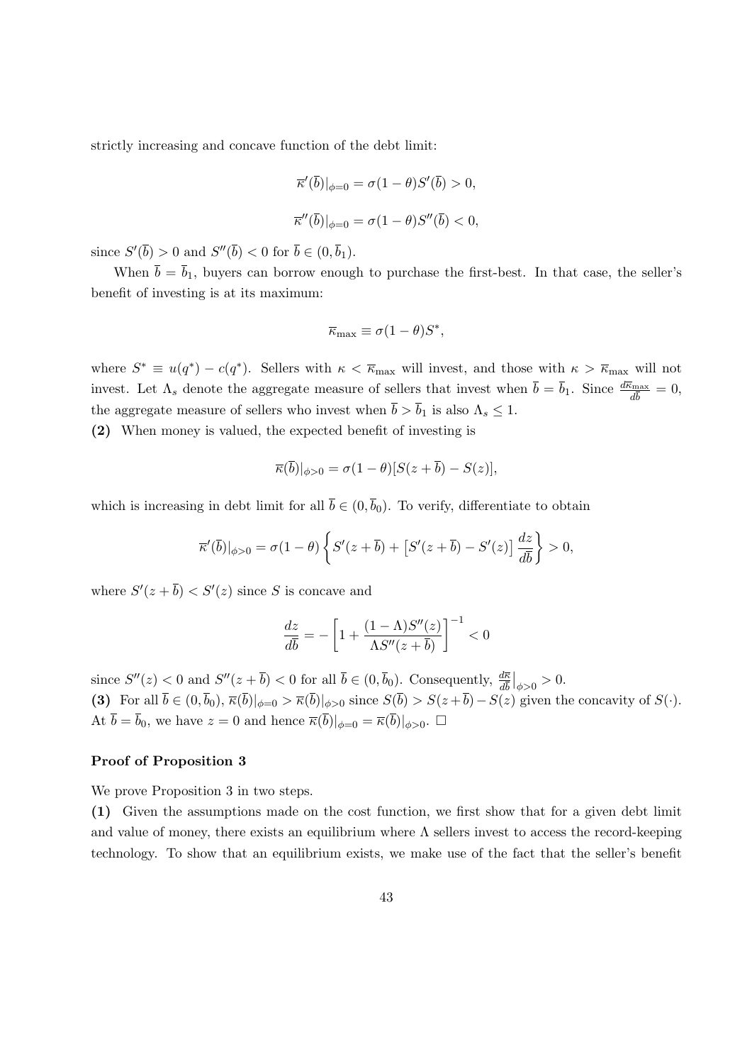strictly increasing and concave function of the debt limit:

$$\overline{\kappa}'(\overline{b})|_{\phi=0} = \sigma(1-\theta)S'(\overline{b}) > 0,$$

$$\overline{\kappa}''(\overline{b})|_{\phi=0} = \sigma(1-\theta)S''(\overline{b}) < 0,$$

since $S'(\overline{b}) > 0$ and $S''(\overline{b}) < 0$ for $\overline{b} \in (0, \overline{b}_1)$.

When $\overline{b} = \overline{b}_1$, buyers can borrow enough to purchase the first-best. In that case, the seller's benefit of investing is at its maximum:

$$\overline{\kappa}_{\max} \equiv \sigma(1-\theta)S^*,$$

where $S^* \equiv u(q^*) - c(q^*)$. Sellers with $\kappa < \overline{\kappa}_{\max}$ will invest, and those with $\kappa > \overline{\kappa}_{\max}$ will not invest. Let $\Lambda_s$ denote the aggregate measure of sellers that invest when $\overline{b} = \overline{b}_1$. Since $\frac{d\overline{\kappa}_{\max}}{d\overline{b}} = 0$, the aggregate measure of sellers who invest when $\overline{b} > \overline{b}_1$ is also $\Lambda_s \leq 1$.

**(2)** When money is valued, the expected benefit of investing is

$$\overline{\kappa}(\overline{b})|_{\phi>0} = \sigma(1-\theta)[S(z+\overline{b}) - S(z)],$$

which is increasing in debt limit for all $\overline{b} \in (0, \overline{b}_0)$. To verify, differentiate to obtain

$$\overline{\kappa}'(\overline{b})|_{\phi>0} = \sigma(1-\theta)\left\{S'(z+\overline{b}) + \left[S'(z+\overline{b}) - S'(z)\right]\frac{dz}{d\overline{b}}\right\} > 0,$$

where $S'(z+\overline{b}) < S'(z)$ since $S$ is concave and

$$\frac{dz}{d\overline{b}} = -\left[1 + \frac{(1-\Lambda)S''(z)}{\Lambda S''(z+\overline{b})}\right]^{-1} < 0$$

since $S''(z) < 0$ and $S''(z+\overline{b}) < 0$ for all $\overline{b} \in (0, \overline{b}_0)$. Consequently, $\frac{d\overline{\kappa}}{d\overline{b}}\Big|_{\phi>0} > 0$.

**(3)** For all $\overline{b} \in (0, \overline{b}_0)$, $\overline{\kappa}(\overline{b})|_{\phi=0} > \overline{\kappa}(\overline{b})|_{\phi>0}$ since $S(\overline{b}) > S(z+\overline{b}) - S(z)$ given the concavity of $S(\cdot)$. At $\overline{b} = \overline{b}_0$, we have $z = 0$ and hence $\overline{\kappa}(\overline{b})|_{\phi=0} = \overline{\kappa}(\overline{b})|_{\phi>0}$. $\square$

### Proof of Proposition 3

We prove Proposition 3 in two steps.

**(1)** Given the assumptions made on the cost function, we first show that for a given debt limit and value of money, there exists an equilibrium where $\Lambda$ sellers invest to access the record-keeping technology. To show that an equilibrium exists, we make use of the fact that the seller's benefit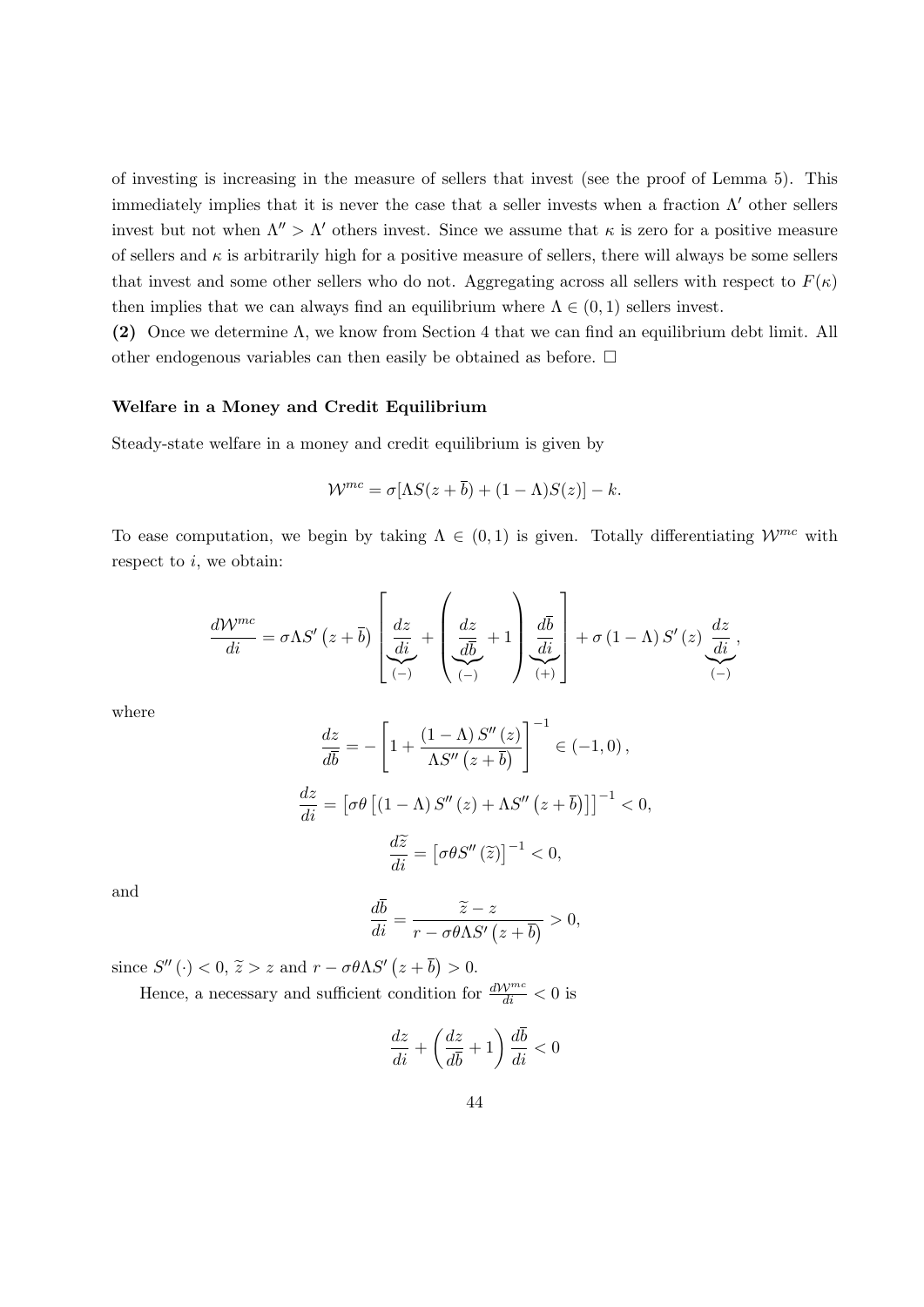of investing is increasing in the measure of sellers that invest (see the proof of Lemma 5). This immediately implies that it is never the case that a seller invests when a fraction $\Lambda'$ other sellers invest but not when $\Lambda'' > \Lambda'$ others invest. Since we assume that $\kappa$ is zero for a positive measure of sellers and $\kappa$ is arbitrarily high for a positive measure of sellers, there will always be some sellers that invest and some other sellers who do not. Aggregating across all sellers with respect to $F(\kappa)$ then implies that we can always find an equilibrium where $\Lambda \in (0, 1)$ sellers invest.

**(2)** Once we determine $\Lambda$, we know from Section 4 that we can find an equilibrium debt limit. All other endogenous variables can then easily be obtained as before. □

**Welfare in a Money and Credit Equilibrium**

Steady-state welfare in a money and credit equilibrium is given by

$$\mathcal{W}^{mc} = \sigma[\Lambda S(z + \bar{b}) + (1 - \Lambda)S(z)] - k.$$

To ease computation, we begin by taking $\Lambda \in (0, 1)$ is given. Totally differentiating $\mathcal{W}^{mc}$ with respect to $i$, we obtain:

$$\frac{d\mathcal{W}^{mc}}{di} = \sigma\Lambda S'\left(z + \bar{b}\right)\left[\underbrace{\frac{dz}{di}}_{(-)} + \left(\underbrace{\frac{dz}{d\bar{b}}}_{(-)} + 1\right)\underbrace{\frac{d\bar{b}}{di}}_{(+)}\right] + \sigma\left(1 - \Lambda\right)S'\left(z\right)\underbrace{\frac{dz}{di}}_{(-)},$$

where

$$\frac{dz}{d\bar{b}} = -\left[1 + \frac{(1 - \Lambda)\,S''\left(z\right)}{\Lambda S''\left(z + \bar{b}\right)}\right]^{-1} \in (-1, 0)\,,$$

$$\frac{dz}{di} = \left[\sigma\theta\left[(1 - \Lambda)\,S''\left(z\right) + \Lambda S''\left(z + \bar{b}\right)\right]\right]^{-1} < 0,$$

$$\frac{d\tilde{z}}{di} = \left[\sigma\theta S''\left(\tilde{z}\right)\right]^{-1} < 0,$$

and

$$\frac{d\bar{b}}{di} = \frac{\tilde{z} - z}{r - \sigma\theta\Lambda S'\left(z + \bar{b}\right)} > 0,$$

since $S''\left(\cdot\right) < 0$, $\tilde{z} > z$ and $r - \sigma\theta\Lambda S'\left(z + \bar{b}\right) > 0$.

Hence, a necessary and sufficient condition for $\frac{d\mathcal{W}^{mc}}{di} < 0$ is

$$\frac{dz}{di} + \left(\frac{dz}{d\bar{b}} + 1\right)\frac{d\bar{b}}{di} < 0$$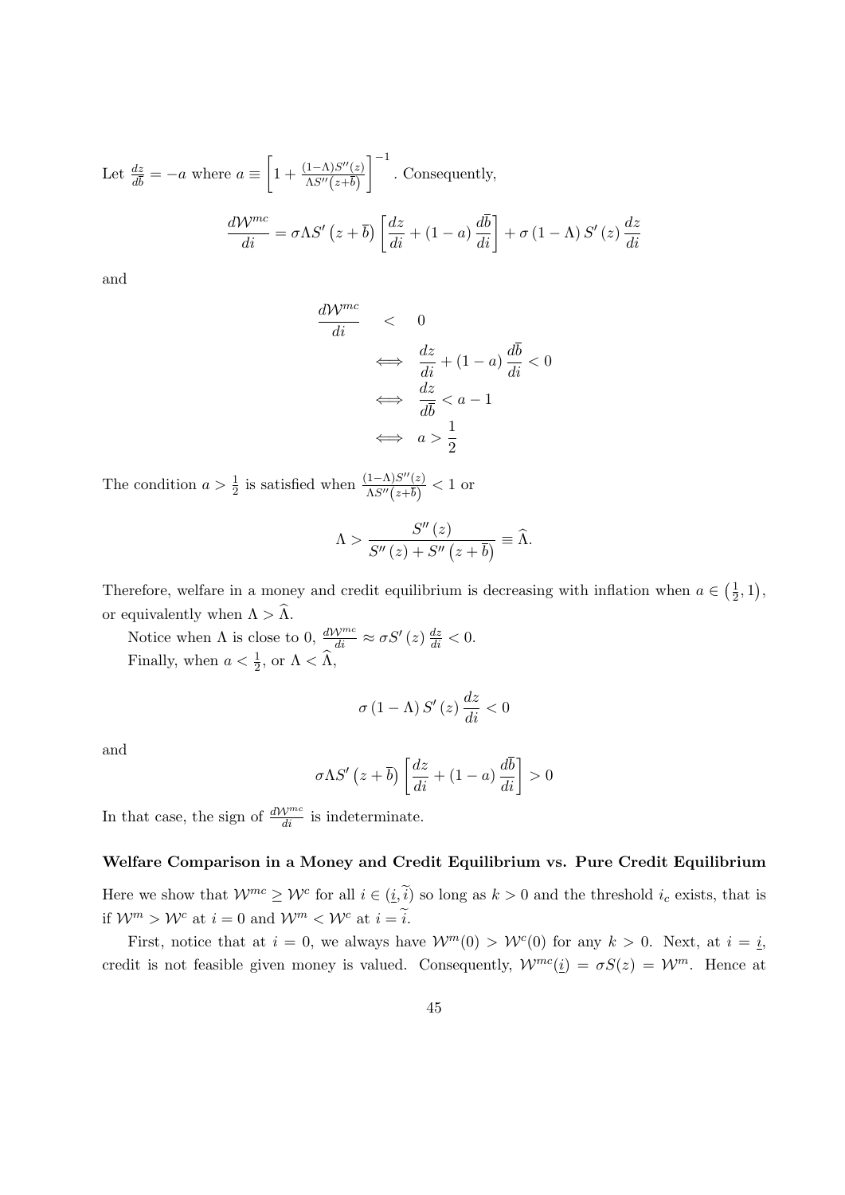Let $\frac{dz}{d\bar{b}} = -a$ where $a \equiv \left[1 + \frac{(1-\Lambda)S''(z)}{\Lambda S''(z+\bar{b})}\right]^{-1}$. Consequently,

$$\frac{d\mathcal{W}^{mc}}{di} = \sigma\Lambda S'\left(z+\bar{b}\right)\left[\frac{dz}{di} + (1-a)\frac{d\bar{b}}{di}\right] + \sigma\left(1-\Lambda\right)S'\left(z\right)\frac{dz}{di}$$

and

$$\begin{aligned} \frac{d\mathcal{W}^{mc}}{di} &< 0 \\ &\iff \frac{dz}{di} + (1-a)\frac{d\bar{b}}{di} < 0 \\ &\iff \frac{dz}{d\bar{b}} < a - 1 \\ &\iff a > \frac{1}{2} \end{aligned}$$

The condition $a > \frac{1}{2}$ is satisfied when $\frac{(1-\Lambda)S''(z)}{\Lambda S''(z+\bar{b})} < 1$ or

$$\Lambda > \frac{S''(z)}{S''(z) + S''\left(z+\bar{b}\right)} \equiv \widehat{\Lambda}.$$

Therefore, welfare in a money and credit equilibrium is decreasing with inflation when $a \in \left(\frac{1}{2}, 1\right)$, or equivalently when $\Lambda > \widehat{\Lambda}$.

Notice when $\Lambda$ is close to 0, $\frac{d\mathcal{W}^{mc}}{di} \approx \sigma S'(z)\frac{dz}{di} < 0$.

Finally, when $a < \frac{1}{2}$, or $\Lambda < \widehat{\Lambda}$,

$$\sigma\left(1-\Lambda\right)S'\left(z\right)\frac{dz}{di} < 0$$

and

$$\sigma\Lambda S'\left(z+\bar{b}\right)\left[\frac{dz}{di} + (1-a)\frac{d\bar{b}}{di}\right] > 0$$

In that case, the sign of $\frac{d\mathcal{W}^{mc}}{di}$ is indeterminate.

**Welfare Comparison in a Money and Credit Equilibrium vs. Pure Credit Equilibrium**

Here we show that $\mathcal{W}^{mc} \geq \mathcal{W}^{c}$ for all $i \in (\underline{i}, \widetilde{i})$ so long as $k > 0$ and the threshold $i_c$ exists, that is if $\mathcal{W}^{m} > \mathcal{W}^{c}$ at $i = 0$ and $\mathcal{W}^{m} < \mathcal{W}^{c}$ at $i = \widetilde{i}$.

First, notice that at $i = 0$, we always have $\mathcal{W}^{m}(0) > \mathcal{W}^{c}(0)$ for any $k > 0$. Next, at $i = \underline{i}$, credit is not feasible given money is valued. Consequently, $\mathcal{W}^{mc}(\underline{i}) = \sigma S(z) = \mathcal{W}^{m}$. Hence at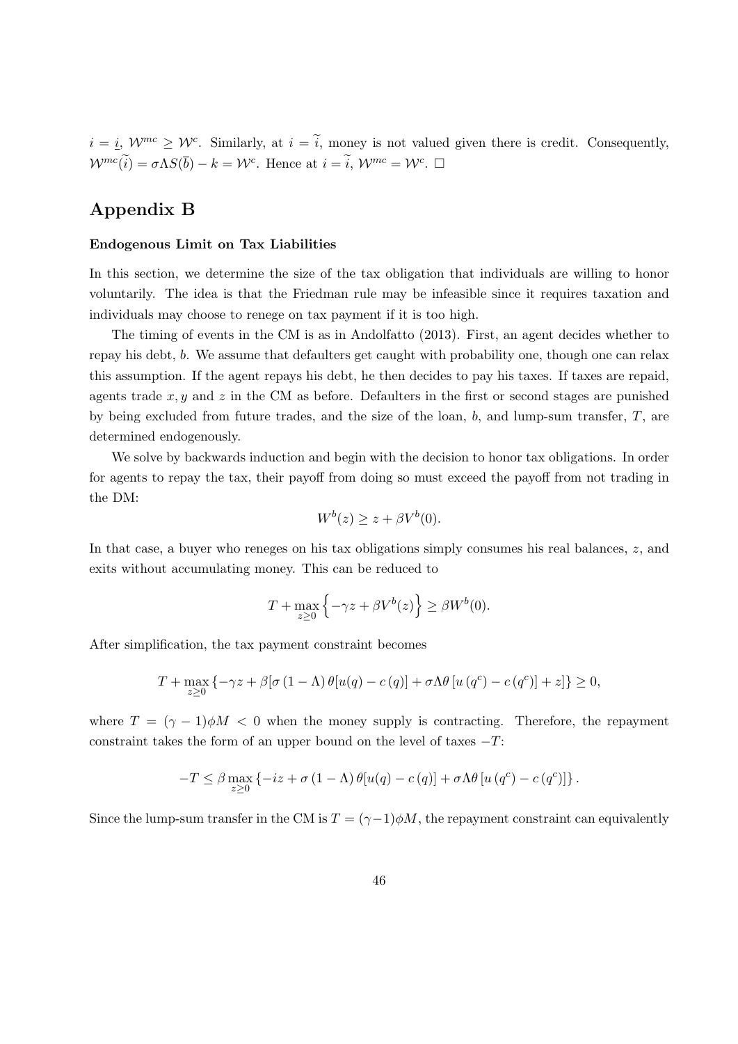$i = \underline{i}$, $\mathcal{W}^{mc} \geq \mathcal{W}^{c}$. Similarly, at $i = \widetilde{i}$, money is not valued given there is credit. Consequently, $\mathcal{W}^{mc}(\widetilde{i}) = \sigma\Lambda S(\overline{b}) - k = \mathcal{W}^{c}$. Hence at $i = \widetilde{i}$, $\mathcal{W}^{mc} = \mathcal{W}^{c}$. $\square$

## Appendix B

**Endogenous Limit on Tax Liabilities**

In this section, we determine the size of the tax obligation that individuals are willing to honor voluntarily. The idea is that the Friedman rule may be infeasible since it requires taxation and individuals may choose to renege on tax payment if it is too high.

The timing of events in the CM is as in Andolfatto (2013). First, an agent decides whether to repay his debt, $b$. We assume that defaulters get caught with probability one, though one can relax this assumption. If the agent repays his debt, he then decides to pay his taxes. If taxes are repaid, agents trade $x, y$ and $z$ in the CM as before. Defaulters in the first or second stages are punished by being excluded from future trades, and the size of the loan, $b$, and lump-sum transfer, $T$, are determined endogenously.

We solve by backwards induction and begin with the decision to honor tax obligations. In order for agents to repay the tax, their payoff from doing so must exceed the payoff from not trading in the DM:

$$W^{b}(z) \geq z + \beta V^{b}(0).$$

In that case, a buyer who reneges on his tax obligations simply consumes his real balances, $z$, and exits without accumulating money. This can be reduced to

$$T + \max_{z \geq 0} \left\{ -\gamma z + \beta V^{b}(z) \right\} \geq \beta W^{b}(0).$$

After simplification, the tax payment constraint becomes

$$T + \max_{z \geq 0} \left\{ -\gamma z + \beta[\sigma(1-\Lambda)\theta[u(q) - c(q)] + \sigma\Lambda\theta[u(q^{c}) - c(q^{c})] + z] \right\} \geq 0,$$

where $T = (\gamma - 1)\phi M < 0$ when the money supply is contracting. Therefore, the repayment constraint takes the form of an upper bound on the level of taxes $-T$:

$$-T \leq \beta \max_{z \geq 0} \left\{ -iz + \sigma(1-\Lambda)\theta[u(q) - c(q)] + \sigma\Lambda\theta[u(q^{c}) - c(q^{c})] \right\}.$$

Since the lump-sum transfer in the CM is $T = (\gamma - 1)\phi M$, the repayment constraint can equivalently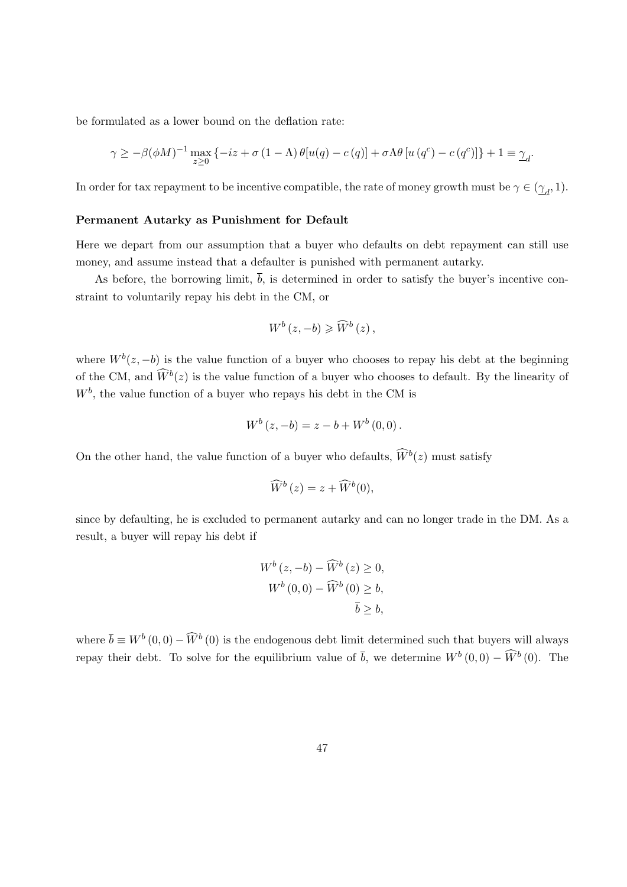be formulated as a lower bound on the deflation rate:

$$\gamma \geq -\beta(\phi M)^{-1} \max_{z\geq 0} \left\{-iz + \sigma\left(1-\Lambda\right)\theta[u(q) - c\left(q\right)] + \sigma\Lambda\theta\left[u\left(q^{c}\right) - c\left(q^{c}\right)\right]\right\} + 1 \equiv \underline{\gamma}_{d}.$$

In order for tax repayment to be incentive compatible, the rate of money growth must be $\gamma \in (\underline{\gamma}_{d}, 1)$.

**Permanent Autarky as Punishment for Default**

Here we depart from our assumption that a buyer who defaults on debt repayment can still use money, and assume instead that a defaulter is punished with permanent autarky.

As before, the borrowing limit, $\overline{b}$, is determined in order to satisfy the buyer's incentive constraint to voluntarily repay his debt in the CM, or

$$W^{b}\left(z, -b\right) \geqslant \widehat{W}^{b}\left(z\right),$$

where $W^{b}(z, -b)$ is the value function of a buyer who chooses to repay his debt at the beginning of the CM, and $\widehat{W}^{b}(z)$ is the value function of a buyer who chooses to default. By the linearity of $W^{b}$, the value function of a buyer who repays his debt in the CM is

$$W^{b}\left(z, -b\right) = z - b + W^{b}\left(0, 0\right).$$

On the other hand, the value function of a buyer who defaults, $\widehat{W}^{b}(z)$ must satisfy

$$\widehat{W}^{b}\left(z\right) = z + \widehat{W}^{b}(0),$$

since by defaulting, he is excluded to permanent autarky and can no longer trade in the DM. As a result, a buyer will repay his debt if

$$\begin{aligned}
W^{b}\left(z, -b\right) - \widehat{W}^{b}\left(z\right) &\geq 0, \\
W^{b}\left(0, 0\right) - \widehat{W}^{b}\left(0\right) &\geq b, \\
\overline{b} &\geq b,
\end{aligned}$$

where $\overline{b} \equiv W^{b}\left(0, 0\right) - \widehat{W}^{b}\left(0\right)$ is the endogenous debt limit determined such that buyers will always repay their debt. To solve for the equilibrium value of $\overline{b}$, we determine $W^{b}\left(0, 0\right) - \widehat{W}^{b}\left(0\right)$. The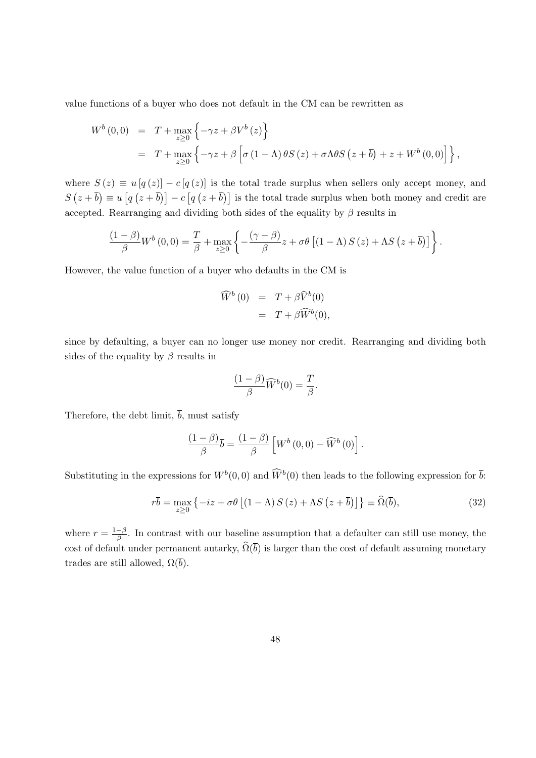value functions of a buyer who does not default in the CM can be rewritten as

$$
\begin{aligned}
W^b(0,0) &= T + \max_{z\geq 0}\left\{-\gamma z + \beta V^b(z)\right\} \\
&= T + \max_{z\geq 0}\left\{-\gamma z + \beta\left[\sigma(1-\Lambda)\theta S(z) + \sigma\Lambda\theta S\left(z+\overline{b}\right) + z + W^b(0,0)\right]\right\},
\end{aligned}
$$

where $S(z) \equiv u[q(z)] - c[q(z)]$ is the total trade surplus when sellers only accept money, and $S\left(z+\overline{b}\right) \equiv u\left[q\left(z+\overline{b}\right)\right] - c\left[q\left(z+\overline{b}\right)\right]$ is the total trade surplus when both money and credit are accepted. Rearranging and dividing both sides of the equality by $\beta$ results in

$$
\frac{(1-\beta)}{\beta}W^b(0,0) = \frac{T}{\beta} + \max_{z\geq 0}\left\{-\frac{(\gamma-\beta)}{\beta}z + \sigma\theta\left[(1-\Lambda)S(z) + \Lambda S\left(z+\overline{b}\right)\right]\right\}.
$$

However, the value function of a buyer who defaults in the CM is

$$
\begin{aligned}
\widehat{W}^b(0) &= T + \beta\widehat{V}^b(0) \\
&= T + \beta\widehat{W}^b(0),
\end{aligned}
$$

since by defaulting, a buyer can no longer use money nor credit. Rearranging and dividing both sides of the equality by $\beta$ results in

$$
\frac{(1-\beta)}{\beta}\widehat{W}^b(0) = \frac{T}{\beta}.
$$

Therefore, the debt limit, $\overline{b}$, must satisfy

$$
\frac{(1-\beta)}{\beta}\overline{b} = \frac{(1-\beta)}{\beta}\left[W^b(0,0) - \widehat{W}^b(0)\right].
$$

Substituting in the expressions for $W^b(0,0)$ and $\widehat{W}^b(0)$ then leads to the following expression for $\overline{b}$:

$$
r\overline{b} = \max_{z\geq 0}\left\{-iz + \sigma\theta\left[(1-\Lambda)S(z) + \Lambda S\left(z+\overline{b}\right)\right]\right\} \equiv \widehat{\Omega}(\overline{b}), \tag{32}
$$

where $r = \frac{1-\beta}{\beta}$. In contrast with our baseline assumption that a defaulter can still use money, the cost of default under permanent autarky, $\widehat{\Omega}(\overline{b})$ is larger than the cost of default assuming monetary trades are still allowed, $\Omega(\overline{b})$.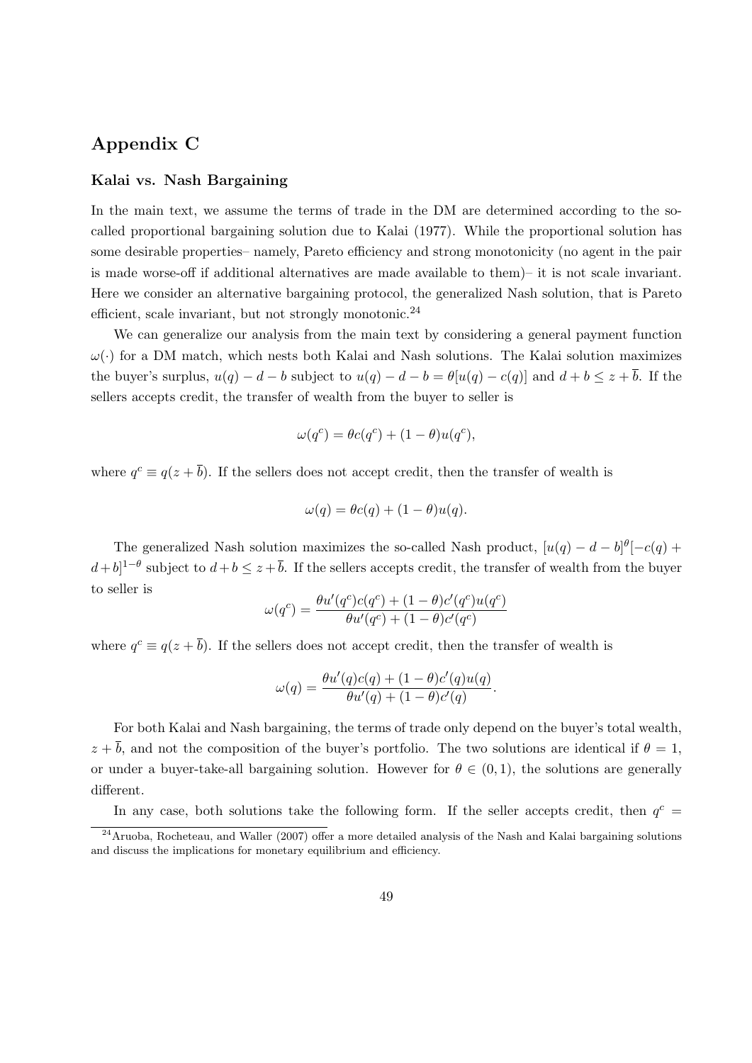# Appendix C

### Kalai vs. Nash Bargaining

In the main text, we assume the terms of trade in the DM are determined according to the so-called proportional bargaining solution due to Kalai (1977). While the proportional solution has some desirable properties– namely, Pareto efficiency and strong monotonicity (no agent in the pair is made worse-off if additional alternatives are made available to them)– it is not scale invariant. Here we consider an alternative bargaining protocol, the generalized Nash solution, that is Pareto efficient, scale invariant, but not strongly monotonic.[24]

We can generalize our analysis from the main text by considering a general payment function $\omega(\cdot)$ for a DM match, which nests both Kalai and Nash solutions. The Kalai solution maximizes the buyer's surplus, $u(q) - d - b$ subject to $u(q) - d - b = \theta[u(q) - c(q)]$ and $d + b \leq z + \overline{b}$. If the sellers accepts credit, the transfer of wealth from the buyer to seller is

$$\omega(q^c) = \theta c(q^c) + (1 - \theta)u(q^c),$$

where $q^c \equiv q(z + \overline{b})$. If the sellers does not accept credit, then the transfer of wealth is

$$\omega(q) = \theta c(q) + (1 - \theta)u(q).$$

The generalized Nash solution maximizes the so-called Nash product, $[u(q) - d - b]^{\theta}[-c(q) + d + b]^{1-\theta}$ subject to $d + b \leq z + \overline{b}$. If the sellers accepts credit, the transfer of wealth from the buyer to seller is

$$\omega(q^c) = \frac{\theta u'(q^c)c(q^c) + (1 - \theta)c'(q^c)u(q^c)}{\theta u'(q^c) + (1 - \theta)c'(q^c)}$$

where $q^c \equiv q(z + \overline{b})$. If the sellers does not accept credit, then the transfer of wealth is

$$\omega(q) = \frac{\theta u'(q)c(q) + (1 - \theta)c'(q)u(q)}{\theta u'(q) + (1 - \theta)c'(q)}.$$

For both Kalai and Nash bargaining, the terms of trade only depend on the buyer's total wealth, $z + \overline{b}$, and not the composition of the buyer's portfolio. The two solutions are identical if $\theta = 1$, or under a buyer-take-all bargaining solution. However for $\theta \in (0, 1)$, the solutions are generally different.

In any case, both solutions take the following form. If the seller accepts credit, then $q^c =$

[24] Aruoba, Rocheteau, and Waller (2007) offer a more detailed analysis of the Nash and Kalai bargaining solutions and discuss the implications for monetary equilibrium and efficiency.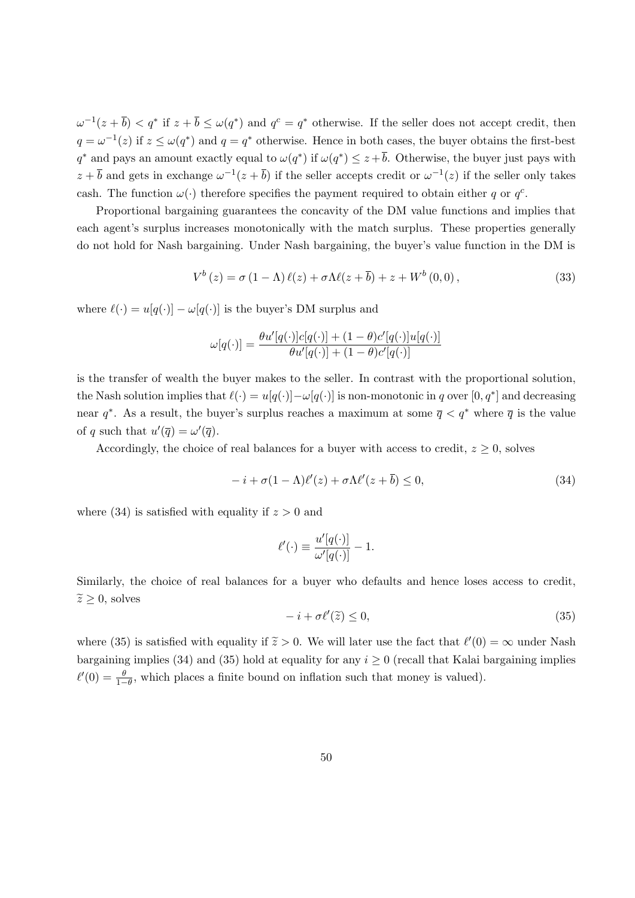$\omega^{-1}(z+\overline{b}) < q^*$ if $z+\overline{b} \leq \omega(q^*)$ and $q^c = q^*$ otherwise. If the seller does not accept credit, then $q = \omega^{-1}(z)$ if $z \leq \omega(q^*)$ and $q = q^*$ otherwise. Hence in both cases, the buyer obtains the first-best $q^*$ and pays an amount exactly equal to $\omega(q^*)$ if $\omega(q^*) \leq z+\overline{b}$. Otherwise, the buyer just pays with $z+\overline{b}$ and gets in exchange $\omega^{-1}(z+\overline{b})$ if the seller accepts credit or $\omega^{-1}(z)$ if the seller only takes cash. The function $\omega(\cdot)$ therefore specifies the payment required to obtain either $q$ or $q^c$.

Proportional bargaining guarantees the concavity of the DM value functions and implies that each agent's surplus increases monotonically with the match surplus. These properties generally do not hold for Nash bargaining. Under Nash bargaining, the buyer's value function in the DM is

$$V^b(z) = \sigma(1-\Lambda)\ell(z) + \sigma\Lambda\ell(z+\overline{b}) + z + W^b(0,0), \tag{33}$$

where $\ell(\cdot) = u[q(\cdot)] - \omega[q(\cdot)]$ is the buyer's DM surplus and

$$\omega[q(\cdot)] = \frac{\theta u'[q(\cdot)]c[q(\cdot)] + (1-\theta)c'[q(\cdot)]u[q(\cdot)]}{\theta u'[q(\cdot)] + (1-\theta)c'[q(\cdot)]}$$

is the transfer of wealth the buyer makes to the seller. In contrast with the proportional solution, the Nash solution implies that $\ell(\cdot) = u[q(\cdot)] - \omega[q(\cdot)]$ is non-monotonic in $q$ over $[0, q^*]$ and decreasing near $q^*$. As a result, the buyer's surplus reaches a maximum at some $\overline{q} < q^*$ where $\overline{q}$ is the value of $q$ such that $u'(\overline{q}) = \omega'(\overline{q})$.

Accordingly, the choice of real balances for a buyer with access to credit, $z \geq 0$, solves

$$-i + \sigma(1-\Lambda)\ell'(z) + \sigma\Lambda\ell'(z+\overline{b}) \leq 0, \tag{34}$$

where (34) is satisfied with equality if $z > 0$ and

$$\ell'(\cdot) \equiv \frac{u'[q(\cdot)]}{\omega'[q(\cdot)]} - 1.$$

Similarly, the choice of real balances for a buyer who defaults and hence loses access to credit, $\widetilde{z} \geq 0$, solves

$$-i + \sigma\ell'(\widetilde{z}) \leq 0, \tag{35}$$

where (35) is satisfied with equality if $\widetilde{z} > 0$. We will later use the fact that $\ell'(0) = \infty$ under Nash bargaining implies (34) and (35) hold at equality for any $i \geq 0$ (recall that Kalai bargaining implies $\ell'(0) = \frac{\theta}{1-\theta}$, which places a finite bound on inflation such that money is valued).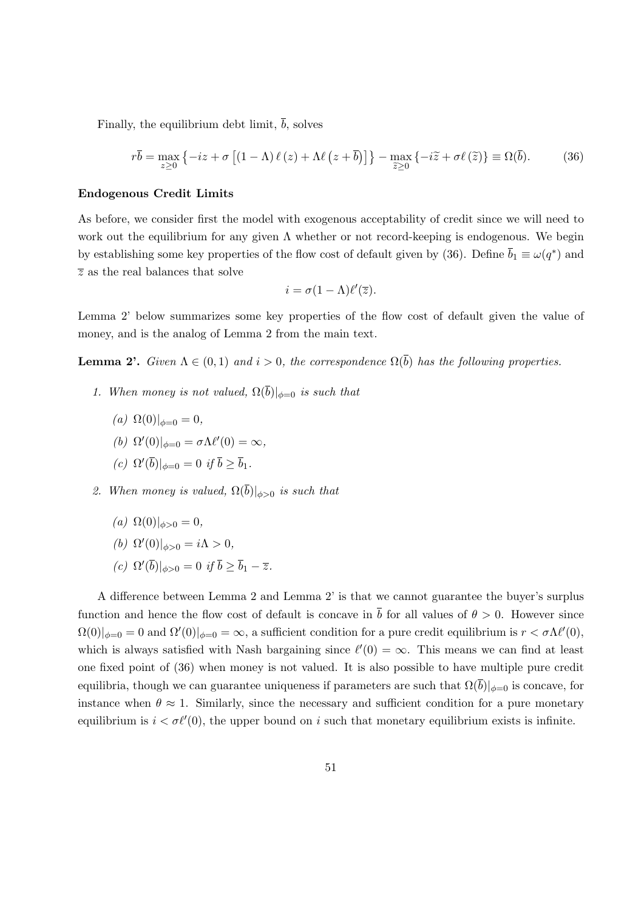Finally, the equilibrium debt limit, $\bar{b}$, solves

$$r\bar{b} = \max_{z \geq 0} \left\{ -iz + \sigma \left[ (1 - \Lambda) \ell(z) + \Lambda \ell\left(z + \bar{b}\right) \right] \right\} - \max_{\tilde{z} \geq 0} \left\{ -i\tilde{z} + \sigma \ell(\tilde{z}) \right\} \equiv \Omega(\bar{b}). \tag{36}$$

**Endogenous Credit Limits**

As before, we consider first the model with exogenous acceptability of credit since we will need to work out the equilibrium for any given $\Lambda$ whether or not record-keeping is endogenous. We begin by establishing some key properties of the flow cost of default given by (36). Define $\bar{b}_1 \equiv \omega(q^*)$ and $\bar{z}$ as the real balances that solve

$$i = \sigma(1 - \Lambda)\ell'(\bar{z}).$$

Lemma 2' below summarizes some key properties of the flow cost of default given the value of money, and is the analog of Lemma 2 from the main text.

**Lemma 2'.** *Given $\Lambda \in (0, 1)$ and $i > 0$, the correspondence $\Omega(\bar{b})$ has the following properties.*

1. *When money is not valued, $\Omega(\bar{b})|_{\phi=0}$ is such that*
   - *(a)* $\Omega(0)|_{\phi=0} = 0$,
   - *(b)* $\Omega'(0)|_{\phi=0} = \sigma\Lambda\ell'(0) = \infty$,
   - *(c)* $\Omega'(\bar{b})|_{\phi=0} = 0$ *if* $\bar{b} \geq \bar{b}_1$.
2. *When money is valued, $\Omega(\bar{b})|_{\phi>0}$ is such that*
   - *(a)* $\Omega(0)|_{\phi>0} = 0$,
   - *(b)* $\Omega'(0)|_{\phi>0} = i\Lambda > 0$,
   - *(c)* $\Omega'(\bar{b})|_{\phi>0} = 0$ *if* $\bar{b} \geq \bar{b}_1 - \bar{z}$.

A difference between Lemma 2 and Lemma 2' is that we cannot guarantee the buyer's surplus function and hence the flow cost of default is concave in $\bar{b}$ for all values of $\theta > 0$. However since $\Omega(0)|_{\phi=0} = 0$ and $\Omega'(0)|_{\phi=0} = \infty$, a sufficient condition for a pure credit equilibrium is $r < \sigma\Lambda\ell'(0)$, which is always satisfied with Nash bargaining since $\ell'(0) = \infty$. This means we can find at least one fixed point of (36) when money is not valued. It is also possible to have multiple pure credit equilibria, though we can guarantee uniqueness if parameters are such that $\Omega(\bar{b})|_{\phi=0}$ is concave, for instance when $\theta \approx 1$. Similarly, since the necessary and sufficient condition for a pure monetary equilibrium is $i < \sigma\ell'(0)$, the upper bound on $i$ such that monetary equilibrium exists is infinite.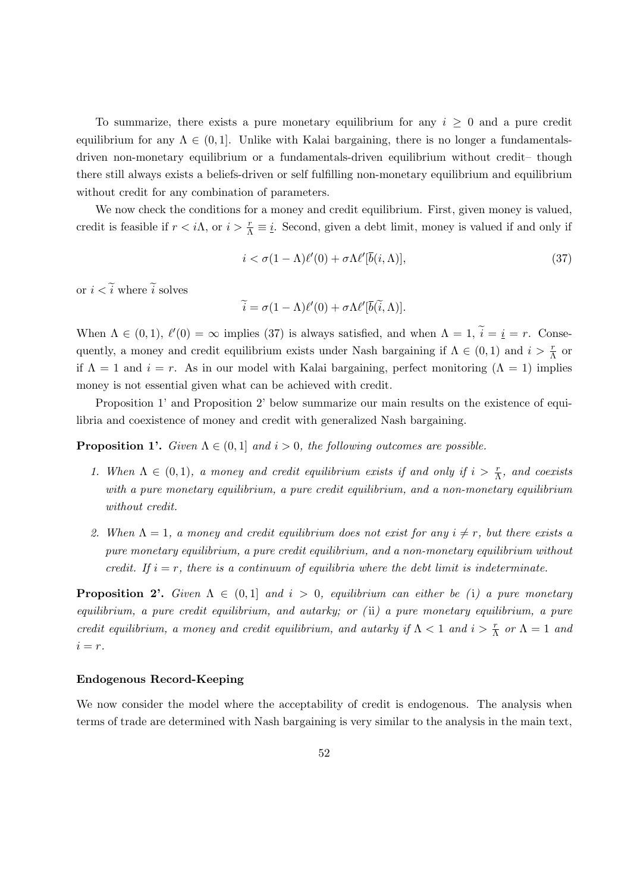To summarize, there exists a pure monetary equilibrium for any $i \geq 0$ and a pure credit equilibrium for any $\Lambda \in (0, 1]$. Unlike with Kalai bargaining, there is no longer a fundamentals-driven non-monetary equilibrium or a fundamentals-driven equilibrium without credit– though there still always exists a beliefs-driven or self fulfilling non-monetary equilibrium and equilibrium without credit for any combination of parameters.

We now check the conditions for a money and credit equilibrium. First, given money is valued, credit is feasible if $r < i\Lambda$, or $i > \frac{r}{\Lambda} \equiv \underline{i}$. Second, given a debt limit, money is valued if and only if

$$i < \sigma(1 - \Lambda)\ell'(0) + \sigma\Lambda\ell'[\bar{b}(i, \Lambda)], \tag{37}$$

or $i < \widetilde{i}$ where $\widetilde{i}$ solves

$$\widetilde{i} = \sigma(1 - \Lambda)\ell'(0) + \sigma\Lambda\ell'[\bar{b}(\widetilde{i}, \Lambda)].$$

When $\Lambda \in (0, 1)$, $\ell'(0) = \infty$ implies (37) is always satisfied, and when $\Lambda = 1$, $\widetilde{i} = \underline{i} = r$. Consequently, a money and credit equilibrium exists under Nash bargaining if $\Lambda \in (0, 1)$ and $i > \frac{r}{\Lambda}$ or if $\Lambda = 1$ and $i = r$. As in our model with Kalai bargaining, perfect monitoring ($\Lambda = 1$) implies money is not essential given what can be achieved with credit.

Proposition 1' and Proposition 2' below summarize our main results on the existence of equilibria and coexistence of money and credit with generalized Nash bargaining.

**Proposition 1'.** *Given $\Lambda \in (0, 1]$ and $i > 0$, the following outcomes are possible.*

1. *When $\Lambda \in (0, 1)$, a money and credit equilibrium exists if and only if $i > \frac{r}{\Lambda}$, and coexists with a pure monetary equilibrium, a pure credit equilibrium, and a non-monetary equilibrium without credit.*
2. *When $\Lambda = 1$, a money and credit equilibrium does not exist for any $i \neq r$, but there exists a pure monetary equilibrium, a pure credit equilibrium, and a non-monetary equilibrium without credit. If $i = r$, there is a continuum of equilibria where the debt limit is indeterminate.*

**Proposition 2'.** *Given $\Lambda \in (0, 1]$ and $i > 0$, equilibrium can either be (*i*) a pure monetary equilibrium, a pure credit equilibrium, and autarky; or (*ii*) a pure monetary equilibrium, a pure credit equilibrium, a money and credit equilibrium, and autarky if $\Lambda < 1$ and $i > \frac{r}{\Lambda}$ or $\Lambda = 1$ and $i = r$.*

**Endogenous Record-Keeping**

We now consider the model where the acceptability of credit is endogenous. The analysis when terms of trade are determined with Nash bargaining is very similar to the analysis in the main text,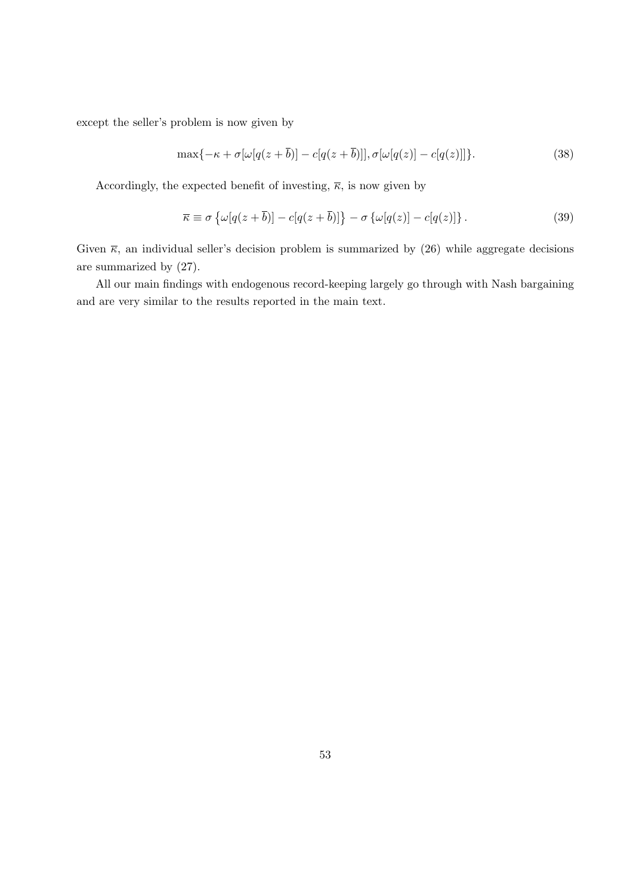except the seller's problem is now given by

$$\max\{-\kappa + \sigma[\omega[q(z+\overline{b})] - c[q(z+\overline{b})]], \sigma[\omega[q(z)] - c[q(z)]]\}. \tag{38}$$

Accordingly, the expected benefit of investing, $\overline{\kappa}$, is now given by

$$\overline{\kappa} \equiv \sigma\left\{\omega[q(z+\overline{b})] - c[q(z+\overline{b})]\right\} - \sigma\left\{\omega[q(z)] - c[q(z)]\right\}. \tag{39}$$

Given $\overline{\kappa}$, an individual seller's decision problem is summarized by (26) while aggregate decisions are summarized by (27).

All our main findings with endogenous record-keeping largely go through with Nash bargaining and are very similar to the results reported in the main text.